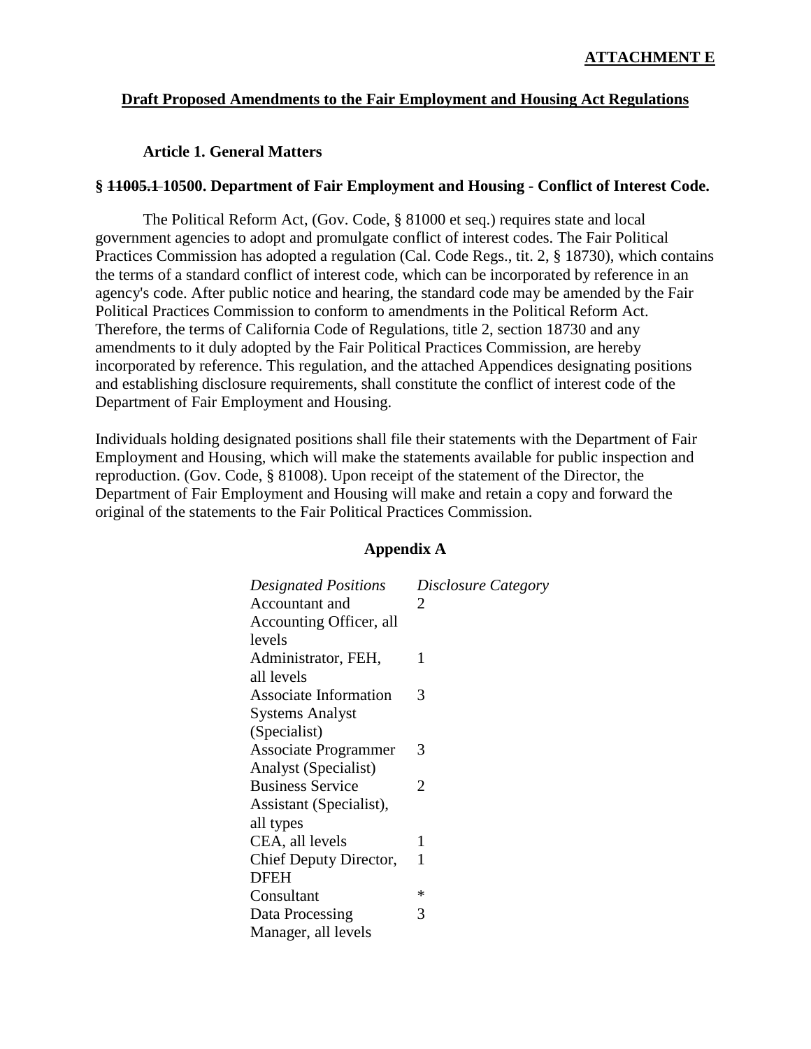**ATTACHMENT E**

**Draft Proposed Amendments to the Fair Employment and Housing Act Regulations**

**Article 1. General Matters**

**§ ~~11005.1~~ 10500. Department of Fair Employment and Housing - Conflict of Interest Code.**

The Political Reform Act, (Gov. Code, § 81000 et seq.) requires state and local government agencies to adopt and promulgate conflict of interest codes. The Fair Political Practices Commission has adopted a regulation (Cal. Code Regs., tit. 2, § 18730), which contains the terms of a standard conflict of interest code, which can be incorporated by reference in an agency's code. After public notice and hearing, the standard code may be amended by the Fair Political Practices Commission to conform to amendments in the Political Reform Act. Therefore, the terms of California Code of Regulations, title 2, section 18730 and any amendments to it duly adopted by the Fair Political Practices Commission, are hereby incorporated by reference. This regulation, and the attached Appendices designating positions and establishing disclosure requirements, shall constitute the conflict of interest code of the Department of Fair Employment and Housing.

Individuals holding designated positions shall file their statements with the Department of Fair Employment and Housing, which will make the statements available for public inspection and reproduction. (Gov. Code, § 81008). Upon receipt of the statement of the Director, the Department of Fair Employment and Housing will make and retain a copy and forward the original of the statements to the Fair Political Practices Commission.

**Appendix A**

| *Designated Positions* | *Disclosure Category* |
|---|---|
| Accountant and Accounting Officer, all levels | 2 |
| Administrator, FEH, all levels | 1 |
| Associate Information Systems Analyst (Specialist) | 3 |
| Associate Programmer Analyst (Specialist) | 3 |
| Business Service Assistant (Specialist), all types | 2 |
| CEA, all levels | 1 |
| Chief Deputy Director, DFEH | 1 |
| Consultant | * |
| Data Processing Manager, all levels | 3 |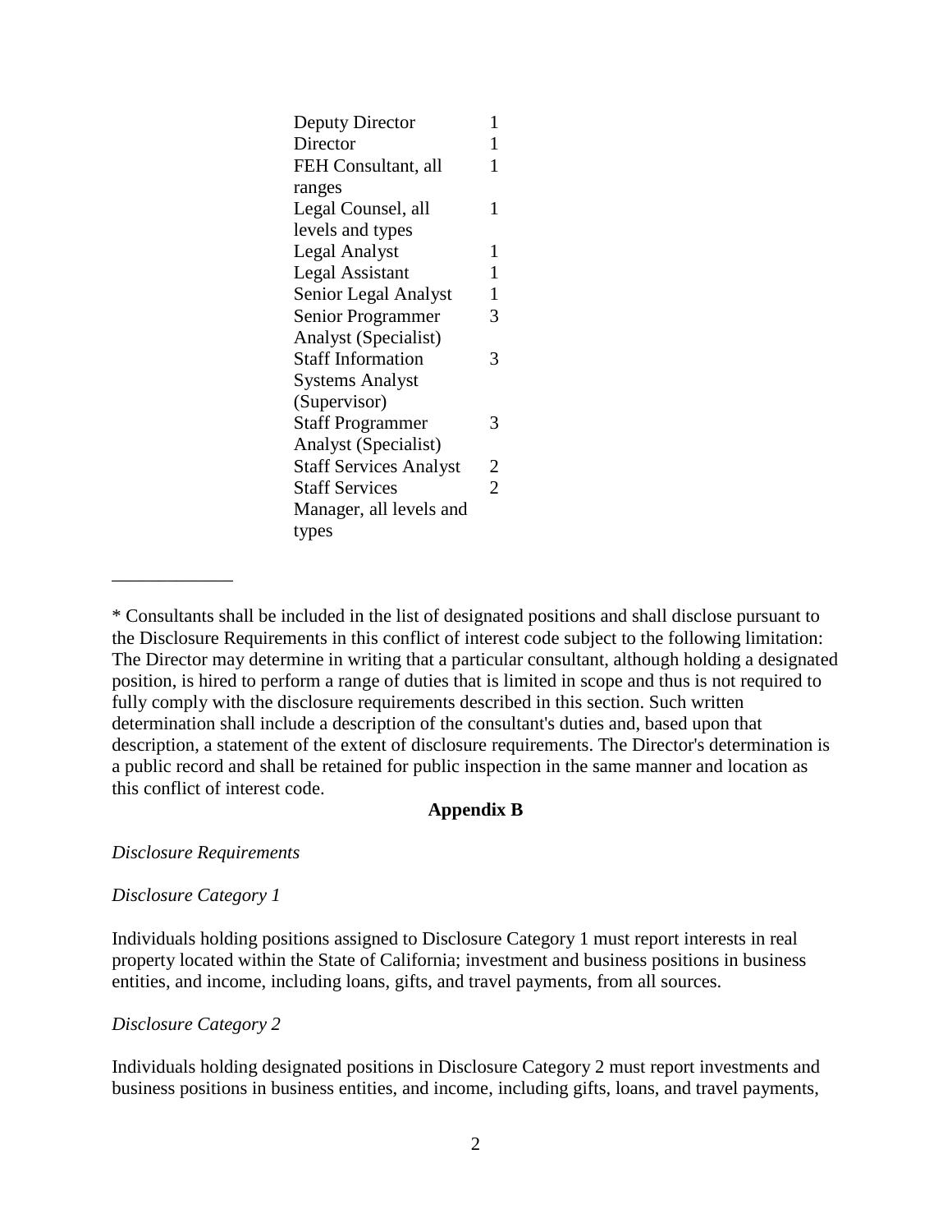| | |
|---|---|
| Deputy Director | 1 |
| Director | 1 |
| FEH Consultant, all ranges | 1 |
| Legal Counsel, all levels and types | 1 |
| Legal Analyst | 1 |
| Legal Assistant | 1 |
| Senior Legal Analyst | 1 |
| Senior Programmer Analyst (Specialist) | 3 |
| Staff Information Systems Analyst (Supervisor) | 3 |
| Staff Programmer Analyst (Specialist) | 3 |
| Staff Services Analyst | 2 |
| Staff Services Manager, all levels and types | 2 |

---

* Consultants shall be included in the list of designated positions and shall disclose pursuant to the Disclosure Requirements in this conflict of interest code subject to the following limitation: The Director may determine in writing that a particular consultant, although holding a designated position, is hired to perform a range of duties that is limited in scope and thus is not required to fully comply with the disclosure requirements described in this section. Such written determination shall include a description of the consultant's duties and, based upon that description, a statement of the extent of disclosure requirements. The Director's determination is a public record and shall be retained for public inspection in the same manner and location as this conflict of interest code.

**Appendix B**

*Disclosure Requirements*

*Disclosure Category 1*

Individuals holding positions assigned to Disclosure Category 1 must report interests in real property located within the State of California; investment and business positions in business entities, and income, including loans, gifts, and travel payments, from all sources.

*Disclosure Category 2*

Individuals holding designated positions in Disclosure Category 2 must report investments and business positions in business entities, and income, including gifts, loans, and travel payments,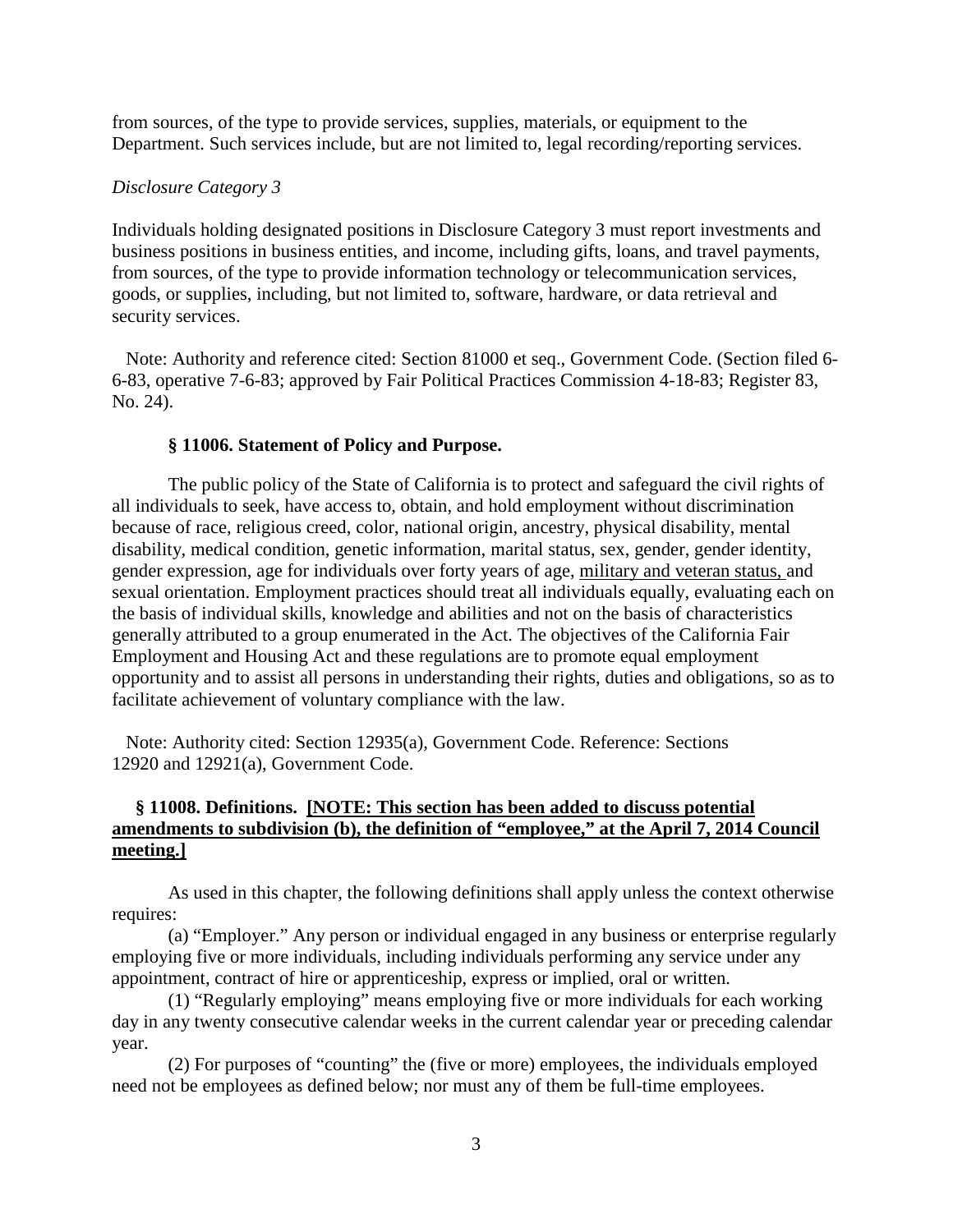from sources, of the type to provide services, supplies, materials, or equipment to the Department. Such services include, but are not limited to, legal recording/reporting services.

*Disclosure Category 3*

Individuals holding designated positions in Disclosure Category 3 must report investments and business positions in business entities, and income, including gifts, loans, and travel payments, from sources, of the type to provide information technology or telecommunication services, goods, or supplies, including, but not limited to, software, hardware, or data retrieval and security services.

Note: Authority and reference cited: Section 81000 et seq., Government Code. (Section filed 6-6-83, operative 7-6-83; approved by Fair Political Practices Commission 4-18-83; Register 83, No. 24).

### § 11006. Statement of Policy and Purpose.

The public policy of the State of California is to protect and safeguard the civil rights of all individuals to seek, have access to, obtain, and hold employment without discrimination because of race, religious creed, color, national origin, ancestry, physical disability, mental disability, medical condition, genetic information, marital status, sex, gender, gender identity, gender expression, age for individuals over forty years of age, <u>military and veteran status,</u> and sexual orientation. Employment practices should treat all individuals equally, evaluating each on the basis of individual skills, knowledge and abilities and not on the basis of characteristics generally attributed to a group enumerated in the Act. The objectives of the California Fair Employment and Housing Act and these regulations are to promote equal employment opportunity and to assist all persons in understanding their rights, duties and obligations, so as to facilitate achievement of voluntary compliance with the law.

Note: Authority cited: Section 12935(a), Government Code. Reference: Sections 12920 and 12921(a), Government Code.

### § 11008. Definitions. <u>[NOTE: This section has been added to discuss potential amendments to subdivision (b), the definition of "employee," at the April 7, 2014 Council meeting.]</u>

As used in this chapter, the following definitions shall apply unless the context otherwise requires:

(a) "Employer." Any person or individual engaged in any business or enterprise regularly employing five or more individuals, including individuals performing any service under any appointment, contract of hire or apprenticeship, express or implied, oral or written.

(1) "Regularly employing" means employing five or more individuals for each working day in any twenty consecutive calendar weeks in the current calendar year or preceding calendar year.

(2) For purposes of "counting" the (five or more) employees, the individuals employed need not be employees as defined below; nor must any of them be full-time employees.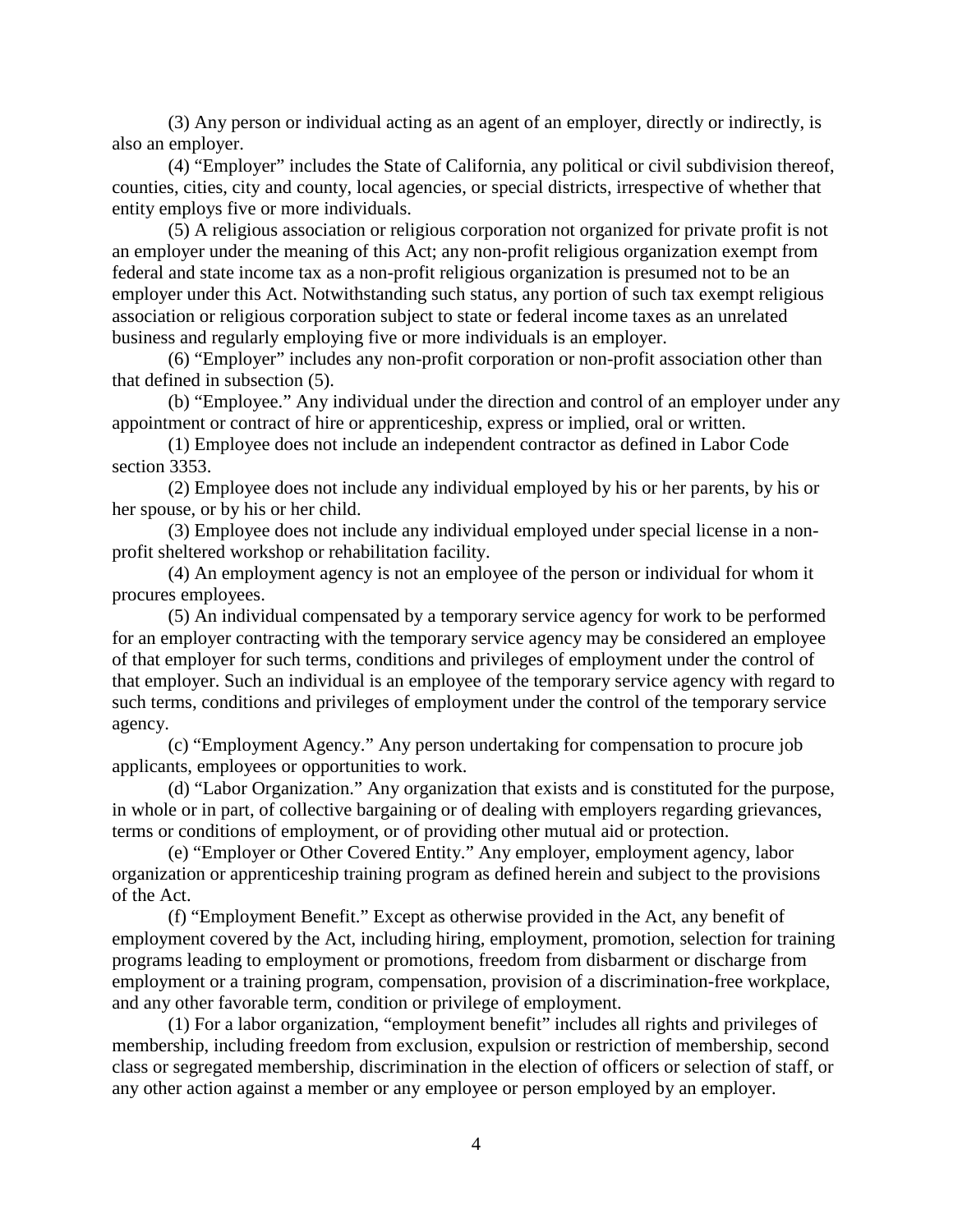(3) Any person or individual acting as an agent of an employer, directly or indirectly, is also an employer.

(4) "Employer" includes the State of California, any political or civil subdivision thereof, counties, cities, city and county, local agencies, or special districts, irrespective of whether that entity employs five or more individuals.

(5) A religious association or religious corporation not organized for private profit is not an employer under the meaning of this Act; any non-profit religious organization exempt from federal and state income tax as a non-profit religious organization is presumed not to be an employer under this Act. Notwithstanding such status, any portion of such tax exempt religious association or religious corporation subject to state or federal income taxes as an unrelated business and regularly employing five or more individuals is an employer.

(6) "Employer" includes any non-profit corporation or non-profit association other than that defined in subsection (5).

(b) "Employee." Any individual under the direction and control of an employer under any appointment or contract of hire or apprenticeship, express or implied, oral or written.

(1) Employee does not include an independent contractor as defined in Labor Code section 3353.

(2) Employee does not include any individual employed by his or her parents, by his or her spouse, or by his or her child.

(3) Employee does not include any individual employed under special license in a non-profit sheltered workshop or rehabilitation facility.

(4) An employment agency is not an employee of the person or individual for whom it procures employees.

(5) An individual compensated by a temporary service agency for work to be performed for an employer contracting with the temporary service agency may be considered an employee of that employer for such terms, conditions and privileges of employment under the control of that employer. Such an individual is an employee of the temporary service agency with regard to such terms, conditions and privileges of employment under the control of the temporary service agency.

(c) "Employment Agency." Any person undertaking for compensation to procure job applicants, employees or opportunities to work.

(d) "Labor Organization." Any organization that exists and is constituted for the purpose, in whole or in part, of collective bargaining or of dealing with employers regarding grievances, terms or conditions of employment, or of providing other mutual aid or protection.

(e) "Employer or Other Covered Entity." Any employer, employment agency, labor organization or apprenticeship training program as defined herein and subject to the provisions of the Act.

(f) "Employment Benefit." Except as otherwise provided in the Act, any benefit of employment covered by the Act, including hiring, employment, promotion, selection for training programs leading to employment or promotions, freedom from disbarment or discharge from employment or a training program, compensation, provision of a discrimination-free workplace, and any other favorable term, condition or privilege of employment.

(1) For a labor organization, "employment benefit" includes all rights and privileges of membership, including freedom from exclusion, expulsion or restriction of membership, second class or segregated membership, discrimination in the election of officers or selection of staff, or any other action against a member or any employee or person employed by an employer.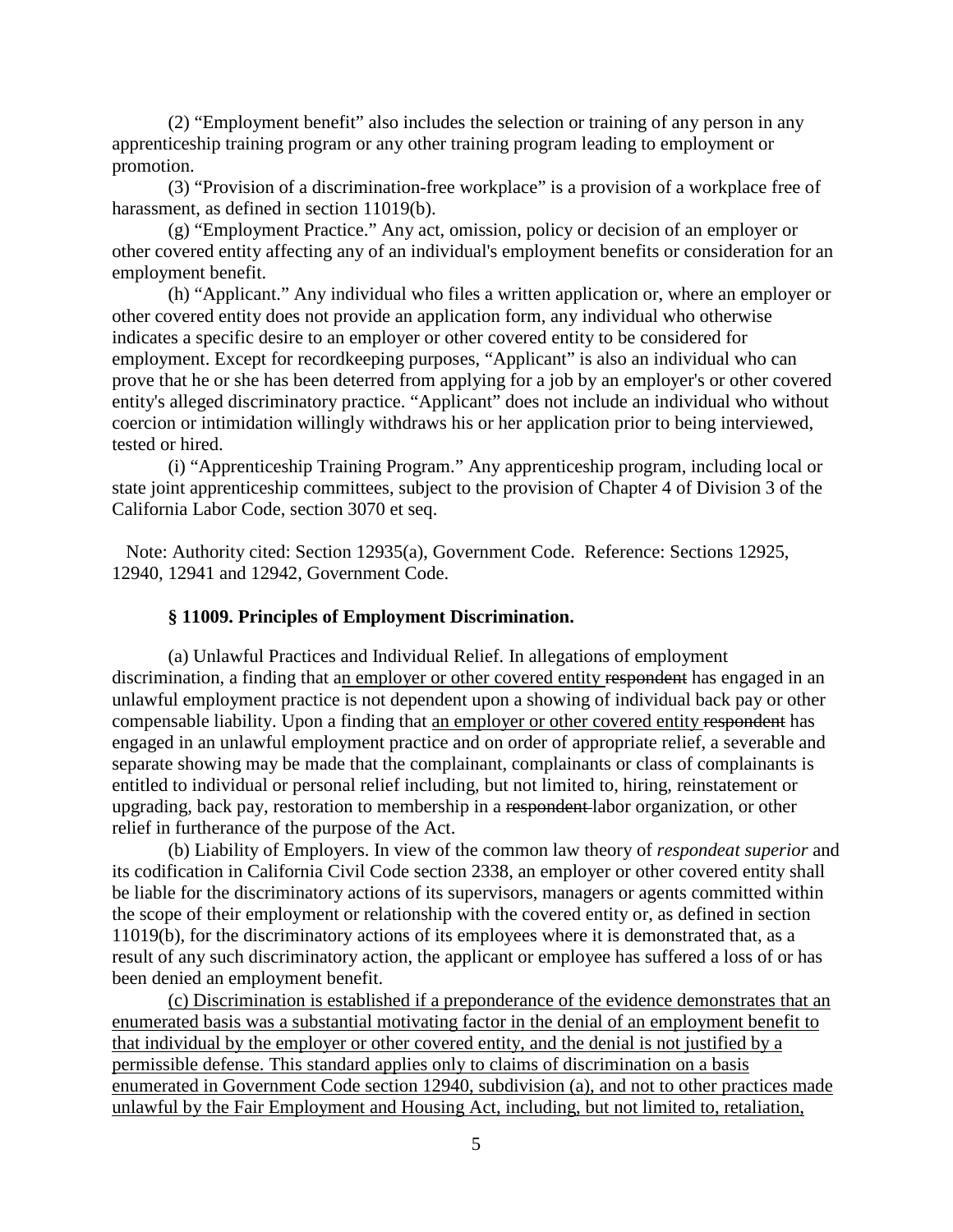(2) "Employment benefit" also includes the selection or training of any person in any apprenticeship training program or any other training program leading to employment or promotion.

(3) "Provision of a discrimination-free workplace" is a provision of a workplace free of harassment, as defined in section 11019(b).

(g) "Employment Practice." Any act, omission, policy or decision of an employer or other covered entity affecting any of an individual's employment benefits or consideration for an employment benefit.

(h) "Applicant." Any individual who files a written application or, where an employer or other covered entity does not provide an application form, any individual who otherwise indicates a specific desire to an employer or other covered entity to be considered for employment. Except for recordkeeping purposes, "Applicant" is also an individual who can prove that he or she has been deterred from applying for a job by an employer's or other covered entity's alleged discriminatory practice. "Applicant" does not include an individual who without coercion or intimidation willingly withdraws his or her application prior to being interviewed, tested or hired.

(i) "Apprenticeship Training Program." Any apprenticeship program, including local or state joint apprenticeship committees, subject to the provision of Chapter 4 of Division 3 of the California Labor Code, section 3070 et seq.

Note: Authority cited: Section 12935(a), Government Code. Reference: Sections 12925, 12940, 12941 and 12942, Government Code.

### § 11009. Principles of Employment Discrimination.

(a) Unlawful Practices and Individual Relief. In allegations of employment discrimination, a finding that an employer or other covered entity ~~respondent~~ has engaged in an unlawful employment practice is not dependent upon a showing of individual back pay or other compensable liability. Upon a finding that an employer or other covered entity ~~respondent~~ has engaged in an unlawful employment practice and on order of appropriate relief, a severable and separate showing may be made that the complainant, complainants or class of complainants is entitled to individual or personal relief including, but not limited to, hiring, reinstatement or upgrading, back pay, restoration to membership in a ~~respondent~~ labor organization, or other relief in furtherance of the purpose of the Act.

(b) Liability of Employers. In view of the common law theory of *respondeat superior* and its codification in California Civil Code section 2338, an employer or other covered entity shall be liable for the discriminatory actions of its supervisors, managers or agents committed within the scope of their employment or relationship with the covered entity or, as defined in section 11019(b), for the discriminatory actions of its employees where it is demonstrated that, as a result of any such discriminatory action, the applicant or employee has suffered a loss of or has been denied an employment benefit.

(c) Discrimination is established if a preponderance of the evidence demonstrates that an enumerated basis was a substantial motivating factor in the denial of an employment benefit to that individual by the employer or other covered entity, and the denial is not justified by a permissible defense. This standard applies only to claims of discrimination on a basis enumerated in Government Code section 12940, subdivision (a), and not to other practices made unlawful by the Fair Employment and Housing Act, including, but not limited to, retaliation,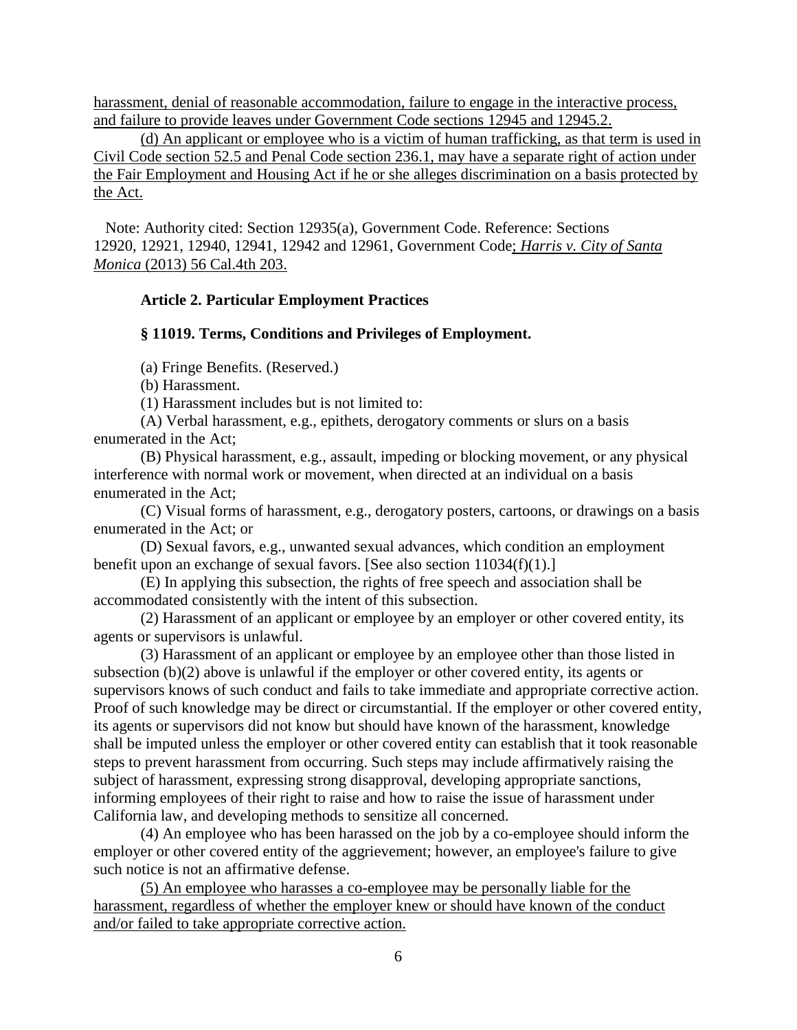harassment, denial of reasonable accommodation, failure to engage in the interactive process, and failure to provide leaves under Government Code sections 12945 and 12945.2.

(d) An applicant or employee who is a victim of human trafficking, as that term is used in Civil Code section 52.5 and Penal Code section 236.1, may have a separate right of action under the Fair Employment and Housing Act if he or she alleges discrimination on a basis protected by the Act.

Note: Authority cited: Section 12935(a), Government Code. Reference: Sections 12920, 12921, 12940, 12941, 12942 and 12961, Government Code; *Harris v. City of Santa Monica* (2013) 56 Cal.4th 203.

**Article 2. Particular Employment Practices**

**§ 11019. Terms, Conditions and Privileges of Employment.**

(a) Fringe Benefits. (Reserved.)

(b) Harassment.

(1) Harassment includes but is not limited to:

(A) Verbal harassment, e.g., epithets, derogatory comments or slurs on a basis enumerated in the Act;

(B) Physical harassment, e.g., assault, impeding or blocking movement, or any physical interference with normal work or movement, when directed at an individual on a basis enumerated in the Act;

(C) Visual forms of harassment, e.g., derogatory posters, cartoons, or drawings on a basis enumerated in the Act; or

(D) Sexual favors, e.g., unwanted sexual advances, which condition an employment benefit upon an exchange of sexual favors. [See also section 11034(f)(1).]

(E) In applying this subsection, the rights of free speech and association shall be accommodated consistently with the intent of this subsection.

(2) Harassment of an applicant or employee by an employer or other covered entity, its agents or supervisors is unlawful.

(3) Harassment of an applicant or employee by an employee other than those listed in subsection (b)(2) above is unlawful if the employer or other covered entity, its agents or supervisors knows of such conduct and fails to take immediate and appropriate corrective action. Proof of such knowledge may be direct or circumstantial. If the employer or other covered entity, its agents or supervisors did not know but should have known of the harassment, knowledge shall be imputed unless the employer or other covered entity can establish that it took reasonable steps to prevent harassment from occurring. Such steps may include affirmatively raising the subject of harassment, expressing strong disapproval, developing appropriate sanctions, informing employees of their right to raise and how to raise the issue of harassment under California law, and developing methods to sensitize all concerned.

(4) An employee who has been harassed on the job by a co-employee should inform the employer or other covered entity of the aggrievement; however, an employee's failure to give such notice is not an affirmative defense.

(5) An employee who harasses a co-employee may be personally liable for the harassment, regardless of whether the employer knew or should have known of the conduct and/or failed to take appropriate corrective action.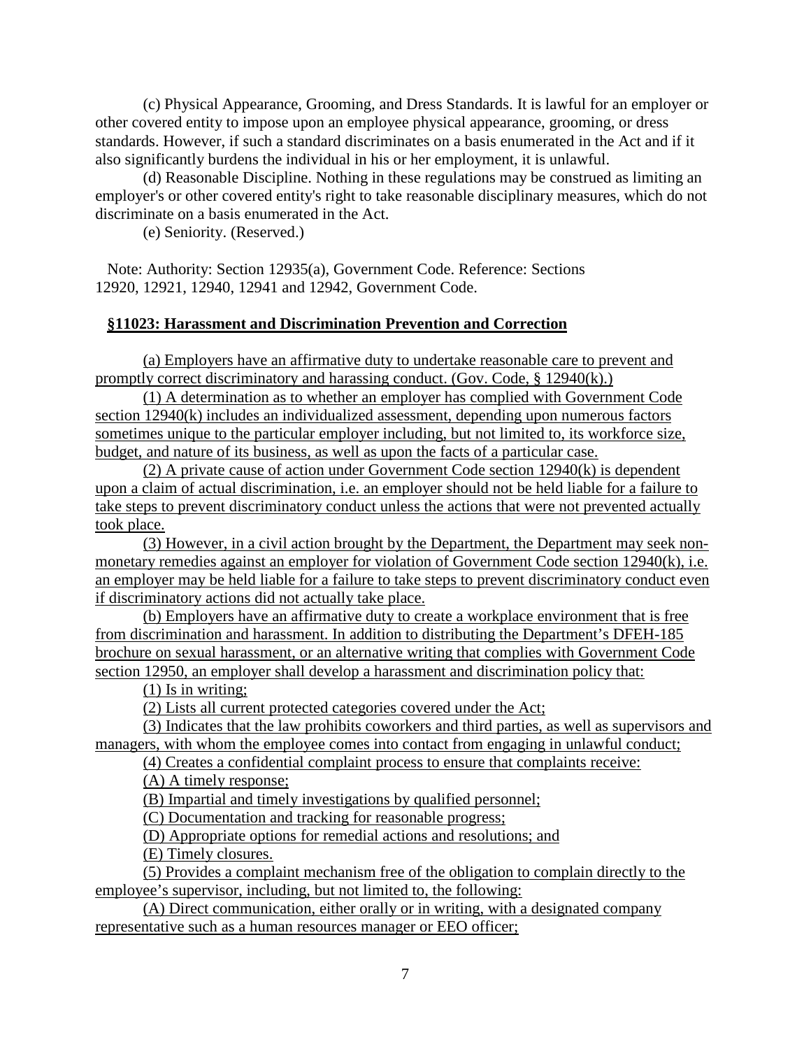(c) Physical Appearance, Grooming, and Dress Standards. It is lawful for an employer or other covered entity to impose upon an employee physical appearance, grooming, or dress standards. However, if such a standard discriminates on a basis enumerated in the Act and if it also significantly burdens the individual in his or her employment, it is unlawful.

(d) Reasonable Discipline. Nothing in these regulations may be construed as limiting an employer's or other covered entity's right to take reasonable disciplinary measures, which do not discriminate on a basis enumerated in the Act.

(e) Seniority. (Reserved.)

Note: Authority: Section 12935(a), Government Code. Reference: Sections 12920, 12921, 12940, 12941 and 12942, Government Code.

## §11023: Harassment and Discrimination Prevention and Correction

(a) Employers have an affirmative duty to undertake reasonable care to prevent and promptly correct discriminatory and harassing conduct. (Gov. Code, § 12940(k).)

(1) A determination as to whether an employer has complied with Government Code section 12940(k) includes an individualized assessment, depending upon numerous factors sometimes unique to the particular employer including, but not limited to, its workforce size, budget, and nature of its business, as well as upon the facts of a particular case.

(2) A private cause of action under Government Code section 12940(k) is dependent upon a claim of actual discrimination, i.e. an employer should not be held liable for a failure to take steps to prevent discriminatory conduct unless the actions that were not prevented actually took place.

(3) However, in a civil action brought by the Department, the Department may seek non-monetary remedies against an employer for violation of Government Code section 12940(k), i.e. an employer may be held liable for a failure to take steps to prevent discriminatory conduct even if discriminatory actions did not actually take place.

(b) Employers have an affirmative duty to create a workplace environment that is free from discrimination and harassment. In addition to distributing the Department's DFEH-185 brochure on sexual harassment, or an alternative writing that complies with Government Code section 12950, an employer shall develop a harassment and discrimination policy that:

(1) Is in writing;

(2) Lists all current protected categories covered under the Act;

(3) Indicates that the law prohibits coworkers and third parties, as well as supervisors and managers, with whom the employee comes into contact from engaging in unlawful conduct;

(4) Creates a confidential complaint process to ensure that complaints receive:

(A) A timely response;

(B) Impartial and timely investigations by qualified personnel;

(C) Documentation and tracking for reasonable progress;

(D) Appropriate options for remedial actions and resolutions; and

(E) Timely closures.

(5) Provides a complaint mechanism free of the obligation to complain directly to the employee's supervisor, including, but not limited to, the following:

(A) Direct communication, either orally or in writing, with a designated company representative such as a human resources manager or EEO officer;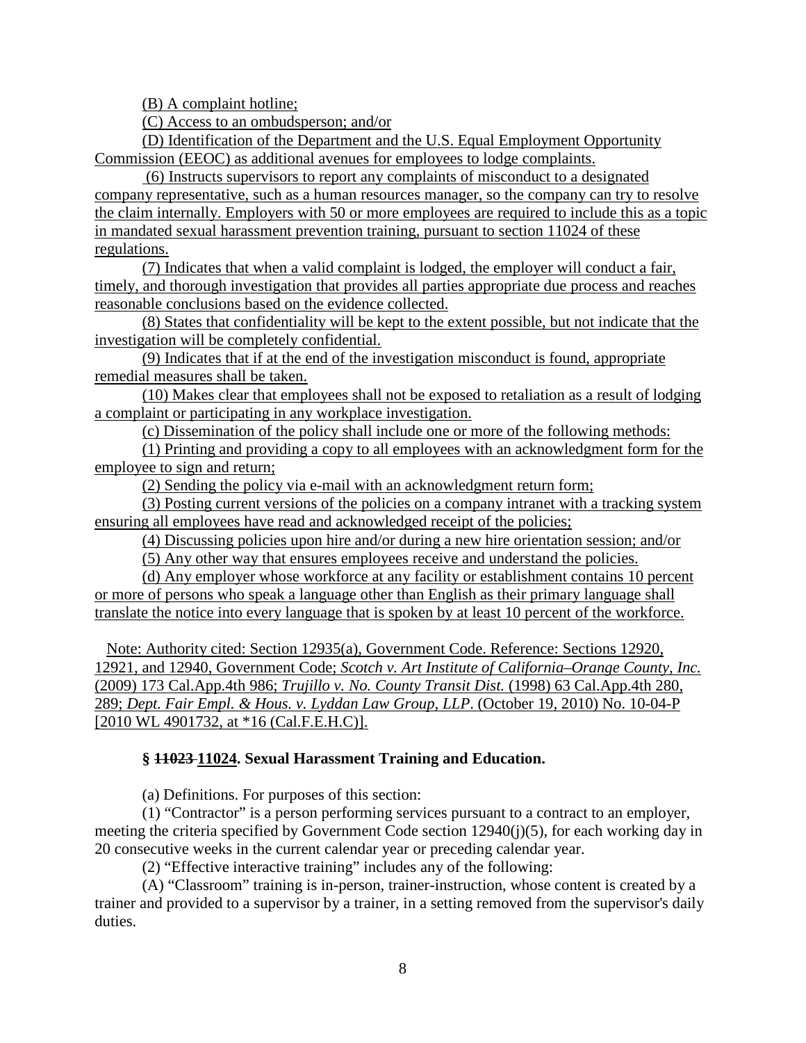(B) A complaint hotline;

(C) Access to an ombudsperson; and/or

(D) Identification of the Department and the U.S. Equal Employment Opportunity Commission (EEOC) as additional avenues for employees to lodge complaints.

(6) Instructs supervisors to report any complaints of misconduct to a designated company representative, such as a human resources manager, so the company can try to resolve the claim internally. Employers with 50 or more employees are required to include this as a topic in mandated sexual harassment prevention training, pursuant to section 11024 of these regulations.

(7) Indicates that when a valid complaint is lodged, the employer will conduct a fair, timely, and thorough investigation that provides all parties appropriate due process and reaches reasonable conclusions based on the evidence collected.

(8) States that confidentiality will be kept to the extent possible, but not indicate that the investigation will be completely confidential.

(9) Indicates that if at the end of the investigation misconduct is found, appropriate remedial measures shall be taken.

(10) Makes clear that employees shall not be exposed to retaliation as a result of lodging a complaint or participating in any workplace investigation.

(c) Dissemination of the policy shall include one or more of the following methods:

(1) Printing and providing a copy to all employees with an acknowledgment form for the employee to sign and return;

(2) Sending the policy via e-mail with an acknowledgment return form;

(3) Posting current versions of the policies on a company intranet with a tracking system ensuring all employees have read and acknowledged receipt of the policies;

(4) Discussing policies upon hire and/or during a new hire orientation session; and/or

(5) Any other way that ensures employees receive and understand the policies.

(d) Any employer whose workforce at any facility or establishment contains 10 percent or more of persons who speak a language other than English as their primary language shall translate the notice into every language that is spoken by at least 10 percent of the workforce.

Note: Authority cited: Section 12935(a), Government Code. Reference: Sections 12920, 12921, and 12940, Government Code; *Scotch v. Art Institute of California–Orange County, Inc.* (2009) 173 Cal.App.4th 986; *Trujillo v. No. County Transit Dist.* (1998) 63 Cal.App.4th 280, 289; *Dept. Fair Empl. & Hous. v. Lyddan Law Group, LLP*. (October 19, 2010) No. 10-04-P [2010 WL 4901732, at *16 (Cal.F.E.H.C)].

### § ~~11023~~ 11024. Sexual Harassment Training and Education.

(a) Definitions. For purposes of this section:

(1) "Contractor" is a person performing services pursuant to a contract to an employer, meeting the criteria specified by Government Code section 12940(j)(5), for each working day in 20 consecutive weeks in the current calendar year or preceding calendar year.

(2) "Effective interactive training" includes any of the following:

(A) "Classroom" training is in-person, trainer-instruction, whose content is created by a trainer and provided to a supervisor by a trainer, in a setting removed from the supervisor's daily duties.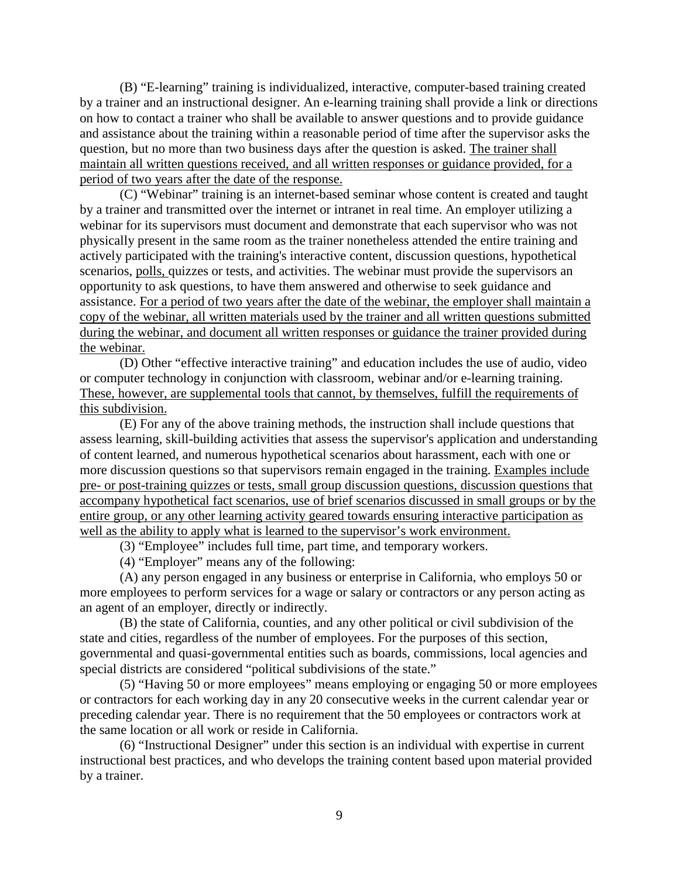(B) “E-learning” training is individualized, interactive, computer-based training created by a trainer and an instructional designer. An e-learning training shall provide a link or directions on how to contact a trainer who shall be available to answer questions and to provide guidance and assistance about the training within a reasonable period of time after the supervisor asks the question, but no more than two business days after the question is asked. <u>The trainer shall maintain all written questions received, and all written responses or guidance provided, for a period of two years after the date of the response.</u>

(C) “Webinar” training is an internet-based seminar whose content is created and taught by a trainer and transmitted over the internet or intranet in real time. An employer utilizing a webinar for its supervisors must document and demonstrate that each supervisor who was not physically present in the same room as the trainer nonetheless attended the entire training and actively participated with the training's interactive content, discussion questions, hypothetical scenarios, <u>polls,</u> quizzes or tests, and activities. The webinar must provide the supervisors an opportunity to ask questions, to have them answered and otherwise to seek guidance and assistance. <u>For a period of two years after the date of the webinar, the employer shall maintain a copy of the webinar, all written materials used by the trainer and all written questions submitted during the webinar, and document all written responses or guidance the trainer provided during the webinar.</u>

(D) Other “effective interactive training” and education includes the use of audio, video or computer technology in conjunction with classroom, webinar and/or e-learning training. <u>These, however, are supplemental tools that cannot, by themselves, fulfill the requirements of this subdivision.</u>

(E) For any of the above training methods, the instruction shall include questions that assess learning, skill-building activities that assess the supervisor's application and understanding of content learned, and numerous hypothetical scenarios about harassment, each with one or more discussion questions so that supervisors remain engaged in the training. <u>Examples include pre- or post-training quizzes or tests, small group discussion questions, discussion questions that accompany hypothetical fact scenarios, use of brief scenarios discussed in small groups or by the entire group, or any other learning activity geared towards ensuring interactive participation as well as the ability to apply what is learned to the supervisor’s work environment.</u>

(3) “Employee” includes full time, part time, and temporary workers.

(4) “Employer” means any of the following:

(A) any person engaged in any business or enterprise in California, who employs 50 or more employees to perform services for a wage or salary or contractors or any person acting as an agent of an employer, directly or indirectly.

(B) the state of California, counties, and any other political or civil subdivision of the state and cities, regardless of the number of employees. For the purposes of this section, governmental and quasi-governmental entities such as boards, commissions, local agencies and special districts are considered “political subdivisions of the state.”

(5) “Having 50 or more employees” means employing or engaging 50 or more employees or contractors for each working day in any 20 consecutive weeks in the current calendar year or preceding calendar year. There is no requirement that the 50 employees or contractors work at the same location or all work or reside in California.

(6) “Instructional Designer” under this section is an individual with expertise in current instructional best practices, and who develops the training content based upon material provided by a trainer.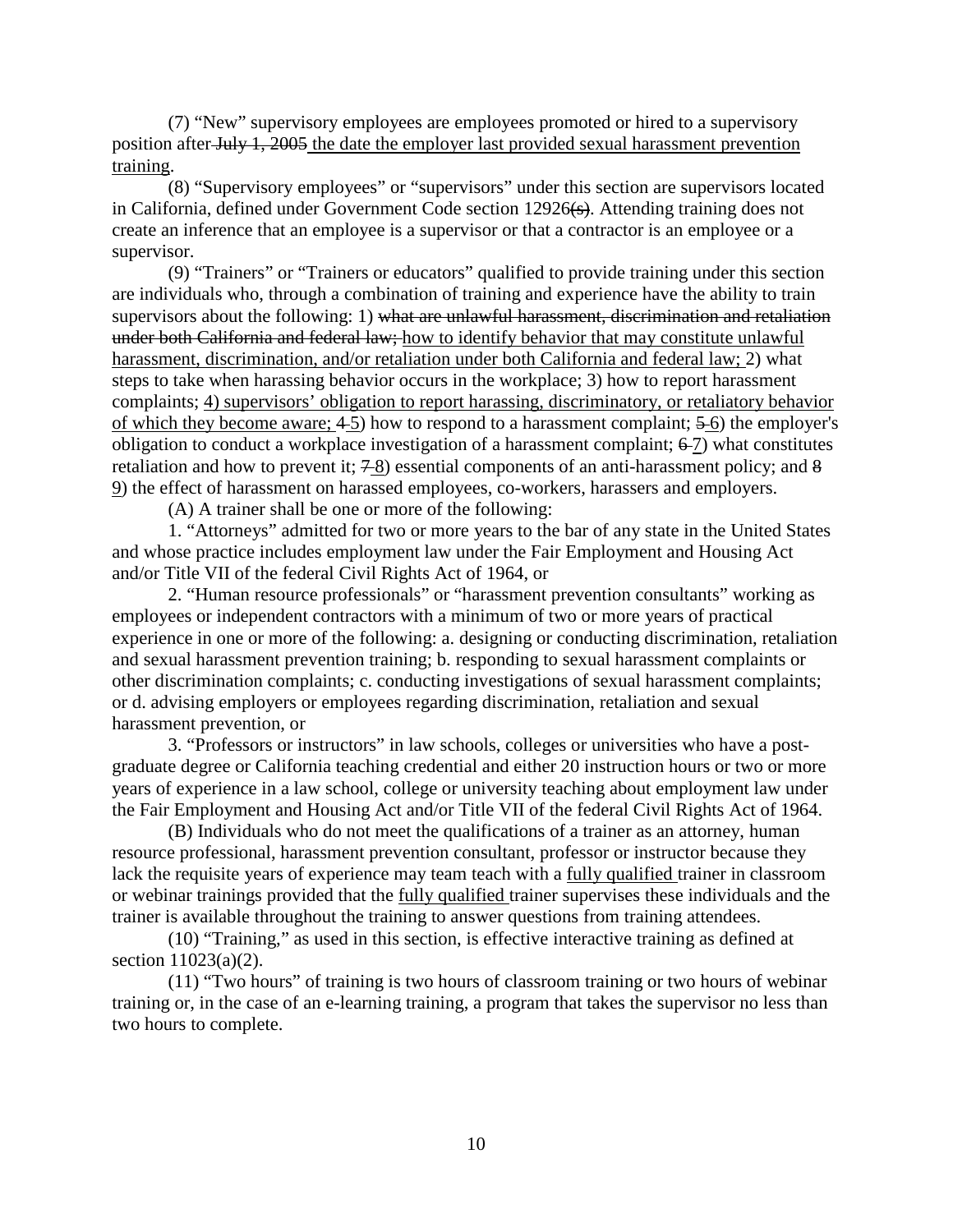(7) "New" supervisory employees are employees promoted or hired to a supervisory position after ~~July 1, 2005~~ <u>the date the employer last provided sexual harassment prevention training</u>.

(8) "Supervisory employees" or "supervisors" under this section are supervisors located in California, defined under Government Code section 12926~~(s)~~. Attending training does not create an inference that an employee is a supervisor or that a contractor is an employee or a supervisor.

(9) "Trainers" or "Trainers or educators" qualified to provide training under this section are individuals who, through a combination of training and experience have the ability to train supervisors about the following: 1) ~~what are unlawful harassment, discrimination and retaliation under both California and federal law;~~ <u>how to identify behavior that may constitute unlawful harassment, discrimination, and/or retaliation under both California and federal law;</u> 2) what steps to take when harassing behavior occurs in the workplace; 3) how to report harassment complaints; <u>4) supervisors' obligation to report harassing, discriminatory, or retaliatory behavior of which they become aware;</u> ~~4~~ <u>5</u>) how to respond to a harassment complaint; ~~5~~ <u>6</u>) the employer's obligation to conduct a workplace investigation of a harassment complaint; ~~6~~ <u>7</u>) what constitutes retaliation and how to prevent it; ~~7~~ <u>8</u>) essential components of an anti-harassment policy; and ~~8~~ <u>9</u>) the effect of harassment on harassed employees, co-workers, harassers and employers.

(A) A trainer shall be one or more of the following:

1. "Attorneys" admitted for two or more years to the bar of any state in the United States and whose practice includes employment law under the Fair Employment and Housing Act and/or Title VII of the federal Civil Rights Act of 1964, or

2. "Human resource professionals" or "harassment prevention consultants" working as employees or independent contractors with a minimum of two or more years of practical experience in one or more of the following: a. designing or conducting discrimination, retaliation and sexual harassment prevention training; b. responding to sexual harassment complaints or other discrimination complaints; c. conducting investigations of sexual harassment complaints; or d. advising employers or employees regarding discrimination, retaliation and sexual harassment prevention, or

3. "Professors or instructors" in law schools, colleges or universities who have a post-graduate degree or California teaching credential and either 20 instruction hours or two or more years of experience in a law school, college or university teaching about employment law under the Fair Employment and Housing Act and/or Title VII of the federal Civil Rights Act of 1964.

(B) Individuals who do not meet the qualifications of a trainer as an attorney, human resource professional, harassment prevention consultant, professor or instructor because they lack the requisite years of experience may team teach with a <u>fully qualified</u> trainer in classroom or webinar trainings provided that the <u>fully qualified</u> trainer supervises these individuals and the trainer is available throughout the training to answer questions from training attendees.

(10) "Training," as used in this section, is effective interactive training as defined at section 11023(a)(2).

(11) "Two hours" of training is two hours of classroom training or two hours of webinar training or, in the case of an e-learning training, a program that takes the supervisor no less than two hours to complete.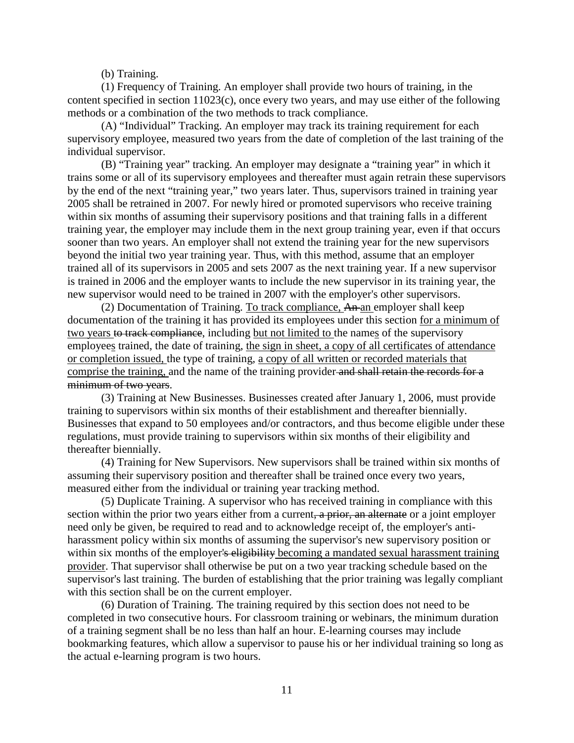(b) Training.

(1) Frequency of Training. An employer shall provide two hours of training, in the content specified in section 11023(c), once every two years, and may use either of the following methods or a combination of the two methods to track compliance.

(A) "Individual" Tracking. An employer may track its training requirement for each supervisory employee, measured two years from the date of completion of the last training of the individual supervisor.

(B) "Training year" tracking. An employer may designate a "training year" in which it trains some or all of its supervisory employees and thereafter must again retrain these supervisors by the end of the next "training year," two years later. Thus, supervisors trained in training year 2005 shall be retrained in 2007. For newly hired or promoted supervisors who receive training within six months of assuming their supervisory positions and that training falls in a different training year, the employer may include them in the next group training year, even if that occurs sooner than two years. An employer shall not extend the training year for the new supervisors beyond the initial two year training year. Thus, with this method, assume that an employer trained all of its supervisors in 2005 and sets 2007 as the next training year. If a new supervisor is trained in 2006 and the employer wants to include the new supervisor in its training year, the new supervisor would need to be trained in 2007 with the employer's other supervisors.

(2) Documentation of Training. <u>To track compliance,</u> ~~An~~ <u>an</u> employer shall keep documentation of the training it has provided its employees under this section <u>for a minimum of two years</u> ~~to track compliance~~, including <u>but not limited to</u> the name<u>s</u> of the supervisory employee<u>s</u> trained, the date of training, <u>the sign in sheet, a copy of all certificates of attendance or completion issued,</u> the type of training, <u>a copy of all written or recorded materials that comprise the training,</u> and the name of the training provider ~~and shall retain the records for a minimum of two years~~.

(3) Training at New Businesses. Businesses created after January 1, 2006, must provide training to supervisors within six months of their establishment and thereafter biennially. Businesses that expand to 50 employees and/or contractors, and thus become eligible under these regulations, must provide training to supervisors within six months of their eligibility and thereafter biennially.

(4) Training for New Supervisors. New supervisors shall be trained within six months of assuming their supervisory position and thereafter shall be trained once every two years, measured either from the individual or training year tracking method.

(5) Duplicate Training. A supervisor who has received training in compliance with this section within the prior two years either from a current~~, a prior, an alternate~~ or a joint employer need only be given, be required to read and to acknowledge receipt of, the employer's anti-harassment policy within six months of assuming the supervisor's new supervisory position or within six months of the employer~~'s eligibility~~ <u>becoming a mandated sexual harassment training provider</u>. That supervisor shall otherwise be put on a two year tracking schedule based on the supervisor's last training. The burden of establishing that the prior training was legally compliant with this section shall be on the current employer.

(6) Duration of Training. The training required by this section does not need to be completed in two consecutive hours. For classroom training or webinars, the minimum duration of a training segment shall be no less than half an hour. E-learning courses may include bookmarking features, which allow a supervisor to pause his or her individual training so long as the actual e-learning program is two hours.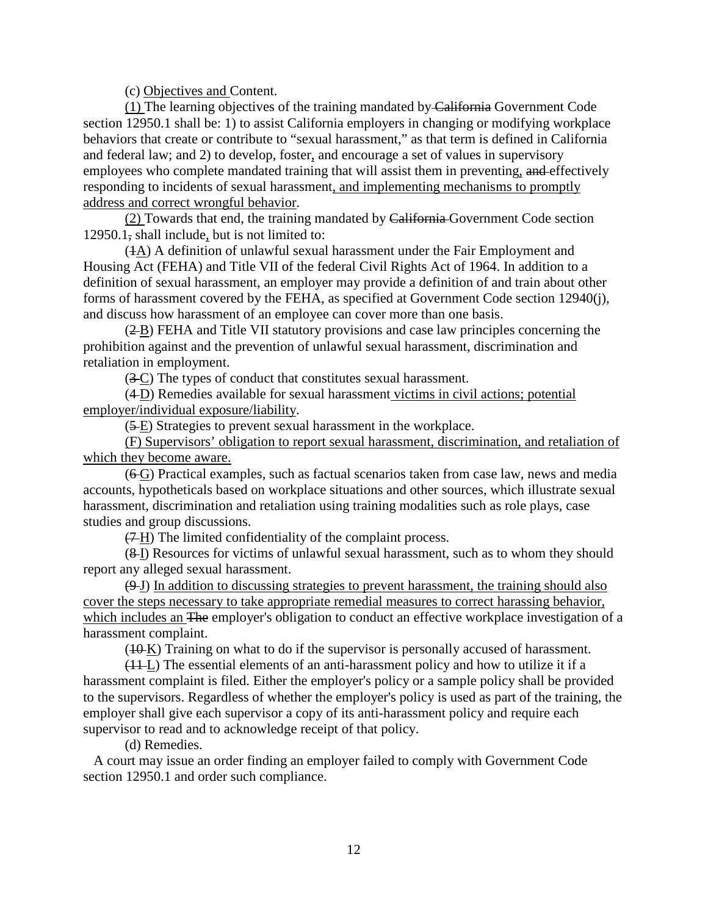(c) Objectives and Content.

(1) The learning objectives of the training mandated by California Government Code section 12950.1 shall be: 1) to assist California employers in changing or modifying workplace behaviors that create or contribute to "sexual harassment," as that term is defined in California and federal law; and 2) to develop, foster, and encourage a set of values in supervisory employees who complete mandated training that will assist them in preventing, and effectively responding to incidents of sexual harassment, and implementing mechanisms to promptly address and correct wrongful behavior.

(2) Towards that end, the training mandated by California Government Code section 12950.1, shall include, but is not limited to:

(1A) A definition of unlawful sexual harassment under the Fair Employment and Housing Act (FEHA) and Title VII of the federal Civil Rights Act of 1964. In addition to a definition of sexual harassment, an employer may provide a definition of and train about other forms of harassment covered by the FEHA, as specified at Government Code section 12940(j), and discuss how harassment of an employee can cover more than one basis.

(2 B) FEHA and Title VII statutory provisions and case law principles concerning the prohibition against and the prevention of unlawful sexual harassment, discrimination and retaliation in employment.

(3 C) The types of conduct that constitutes sexual harassment.

(4 D) Remedies available for sexual harassment victims in civil actions; potential employer/individual exposure/liability.

(5 E) Strategies to prevent sexual harassment in the workplace.

(F) Supervisors' obligation to report sexual harassment, discrimination, and retaliation of which they become aware.

(6 G) Practical examples, such as factual scenarios taken from case law, news and media accounts, hypotheticals based on workplace situations and other sources, which illustrate sexual harassment, discrimination and retaliation using training modalities such as role plays, case studies and group discussions.

(7 H) The limited confidentiality of the complaint process.

(8 I) Resources for victims of unlawful sexual harassment, such as to whom they should report any alleged sexual harassment.

(9 J) In addition to discussing strategies to prevent harassment, the training should also cover the steps necessary to take appropriate remedial measures to correct harassing behavior, which includes an The employer's obligation to conduct an effective workplace investigation of a harassment complaint.

(10 K) Training on what to do if the supervisor is personally accused of harassment.

(11 L) The essential elements of an anti-harassment policy and how to utilize it if a harassment complaint is filed. Either the employer's policy or a sample policy shall be provided to the supervisors. Regardless of whether the employer's policy is used as part of the training, the employer shall give each supervisor a copy of its anti-harassment policy and require each supervisor to read and to acknowledge receipt of that policy.

(d) Remedies.

A court may issue an order finding an employer failed to comply with Government Code section 12950.1 and order such compliance.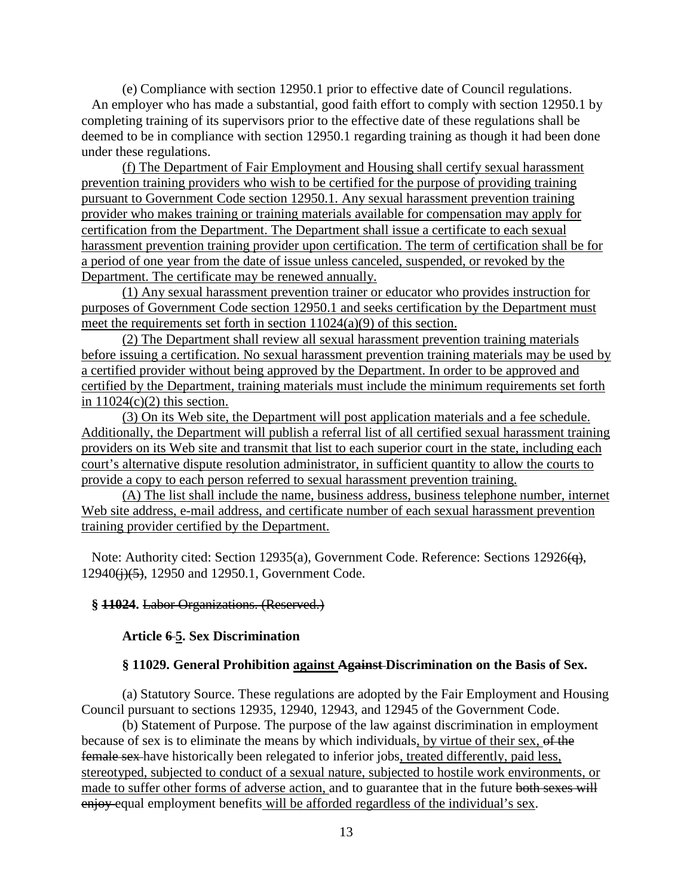(e) Compliance with section 12950.1 prior to effective date of Council regulations. An employer who has made a substantial, good faith effort to comply with section 12950.1 by completing training of its supervisors prior to the effective date of these regulations shall be deemed to be in compliance with section 12950.1 regarding training as though it had been done under these regulations.

<u>(f) The Department of Fair Employment and Housing shall certify sexual harassment prevention training providers who wish to be certified for the purpose of providing training pursuant to Government Code section 12950.1. Any sexual harassment prevention training provider who makes training or training materials available for compensation may apply for certification from the Department. The Department shall issue a certificate to each sexual harassment prevention training provider upon certification. The term of certification shall be for a period of one year from the date of issue unless canceled, suspended, or revoked by the Department. The certificate may be renewed annually.</u>

<u>(1) Any sexual harassment prevention trainer or educator who provides instruction for purposes of Government Code section 12950.1 and seeks certification by the Department must meet the requirements set forth in section 11024(a)(9) of this section.</u>

<u>(2) The Department shall review all sexual harassment prevention training materials before issuing a certification. No sexual harassment prevention training materials may be used by a certified provider without being approved by the Department. In order to be approved and certified by the Department, training materials must include the minimum requirements set forth in 11024(c)(2) this section.</u>

<u>(3) On its Web site, the Department will post application materials and a fee schedule. Additionally, the Department will publish a referral list of all certified sexual harassment training providers on its Web site and transmit that list to each superior court in the state, including each court's alternative dispute resolution administrator, in sufficient quantity to allow the courts to provide a copy to each person referred to sexual harassment prevention training.</u>

<u>(A) The list shall include the name, business address, business telephone number, internet Web site address, e-mail address, and certificate number of each sexual harassment prevention training provider certified by the Department.</u>

Note: Authority cited: Section 12935(a), Government Code. Reference: Sections 12926~~(q)~~, 12940~~(j)(5)~~, 12950 and 12950.1, Government Code.

**§ ~~11024.~~** ~~Labor Organizations. (Reserved.)~~

**Article ~~6~~ <u>5</u>. Sex Discrimination**

**§ 11029. General Prohibition <u>against</u> ~~Against~~ Discrimination on the Basis of Sex.**

(a) Statutory Source. These regulations are adopted by the Fair Employment and Housing Council pursuant to sections 12935, 12940, 12943, and 12945 of the Government Code.

(b) Statement of Purpose. The purpose of the law against discrimination in employment because of sex is to eliminate the means by which individuals<u>, by virtue of their sex,</u> ~~of the female sex~~ have historically been relegated to inferior jobs<u>, treated differently, paid less, stereotyped, subjected to conduct of a sexual nature, subjected to hostile work environments, or made to suffer other forms of adverse action,</u> and to guarantee that in the future ~~both sexes will enjoy~~ equal employment benefits <u>will be afforded regardless of the individual's sex</u>.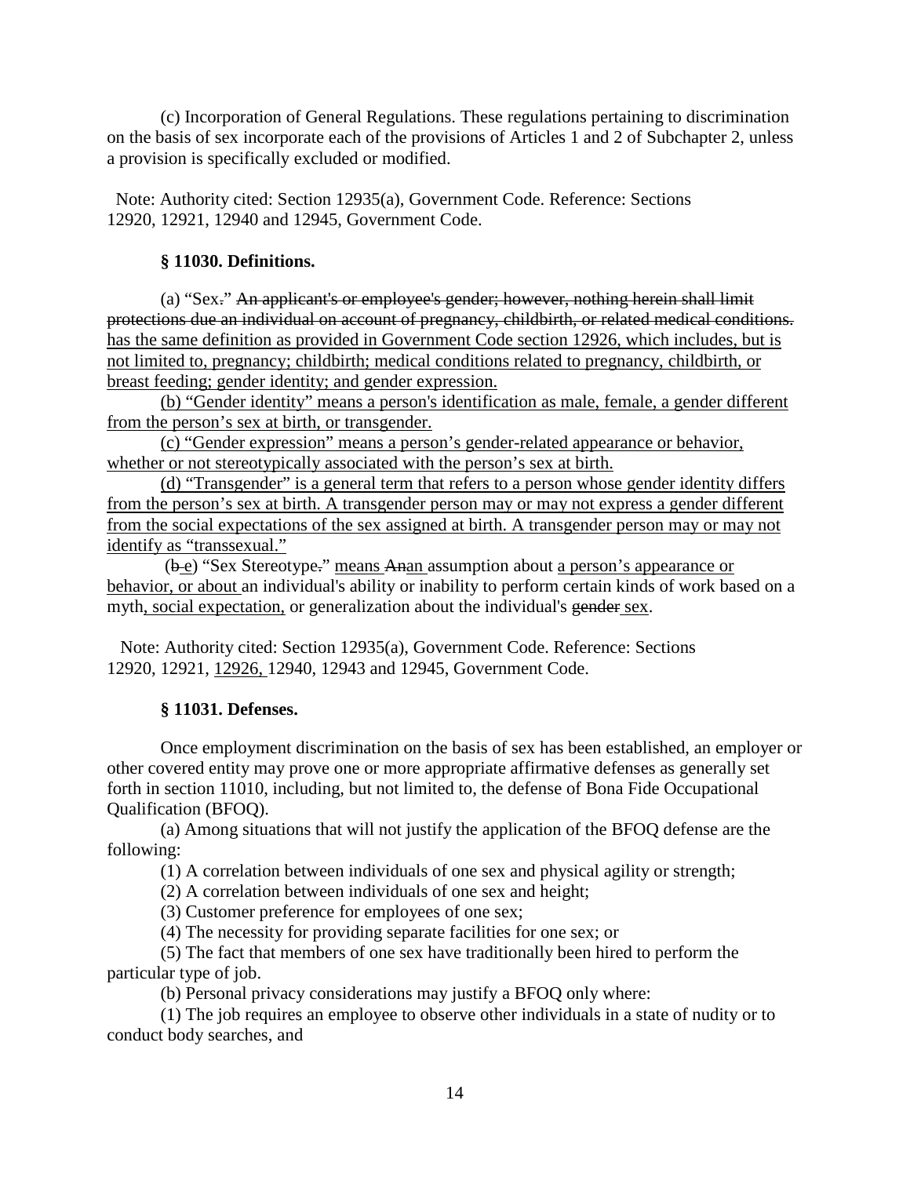(c) Incorporation of General Regulations. These regulations pertaining to discrimination on the basis of sex incorporate each of the provisions of Articles 1 and 2 of Subchapter 2, unless a provision is specifically excluded or modified.

Note: Authority cited: Section 12935(a), Government Code. Reference: Sections 12920, 12921, 12940 and 12945, Government Code.

### § 11030. Definitions.

(a) “Sex~~.~~” ~~An applicant's or employee's gender; however, nothing herein shall limit protections due an individual on account of pregnancy, childbirth, or related medical conditions.~~ <u>has the same definition as provided in Government Code section 12926, which includes, but is not limited to, pregnancy; childbirth; medical conditions related to pregnancy, childbirth, or breast feeding; gender identity; and gender expression.</u>

<u>(b) “Gender identity” means a person's identification as male, female, a gender different from the person’s sex at birth, or transgender.</u>

<u>(c) “Gender expression” means a person’s gender-related appearance or behavior, whether or not stereotypically associated with the person’s sex at birth.</u>

<u>(d) “Transgender” is a general term that refers to a person whose gender identity differs from the person’s sex at birth. A transgender person may or may not express a gender different from the social expectations of the sex assigned at birth. A transgender person may or may not identify as “transsexual.”</u>

(~~b~~ <u>e</u>) “Sex Stereotype~~.~~” <u>means</u> ~~An~~<u>an</u> assumption about <u>a person’s appearance or behavior, or about</u> an individual's ability or inability to perform certain kinds of work based on a myth<u>, social expectation,</u> or generalization about the individual's ~~gender~~ <u>sex</u>.

Note: Authority cited: Section 12935(a), Government Code. Reference: Sections 12920, 12921, <u>12926,</u> 12940, 12943 and 12945, Government Code.

### § 11031. Defenses.

Once employment discrimination on the basis of sex has been established, an employer or other covered entity may prove one or more appropriate affirmative defenses as generally set forth in section 11010, including, but not limited to, the defense of Bona Fide Occupational Qualification (BFOQ).

(a) Among situations that will not justify the application of the BFOQ defense are the following:

(1) A correlation between individuals of one sex and physical agility or strength;

(2) A correlation between individuals of one sex and height;

(3) Customer preference for employees of one sex;

(4) The necessity for providing separate facilities for one sex; or

(5) The fact that members of one sex have traditionally been hired to perform the particular type of job.

(b) Personal privacy considerations may justify a BFOQ only where:

(1) The job requires an employee to observe other individuals in a state of nudity or to conduct body searches, and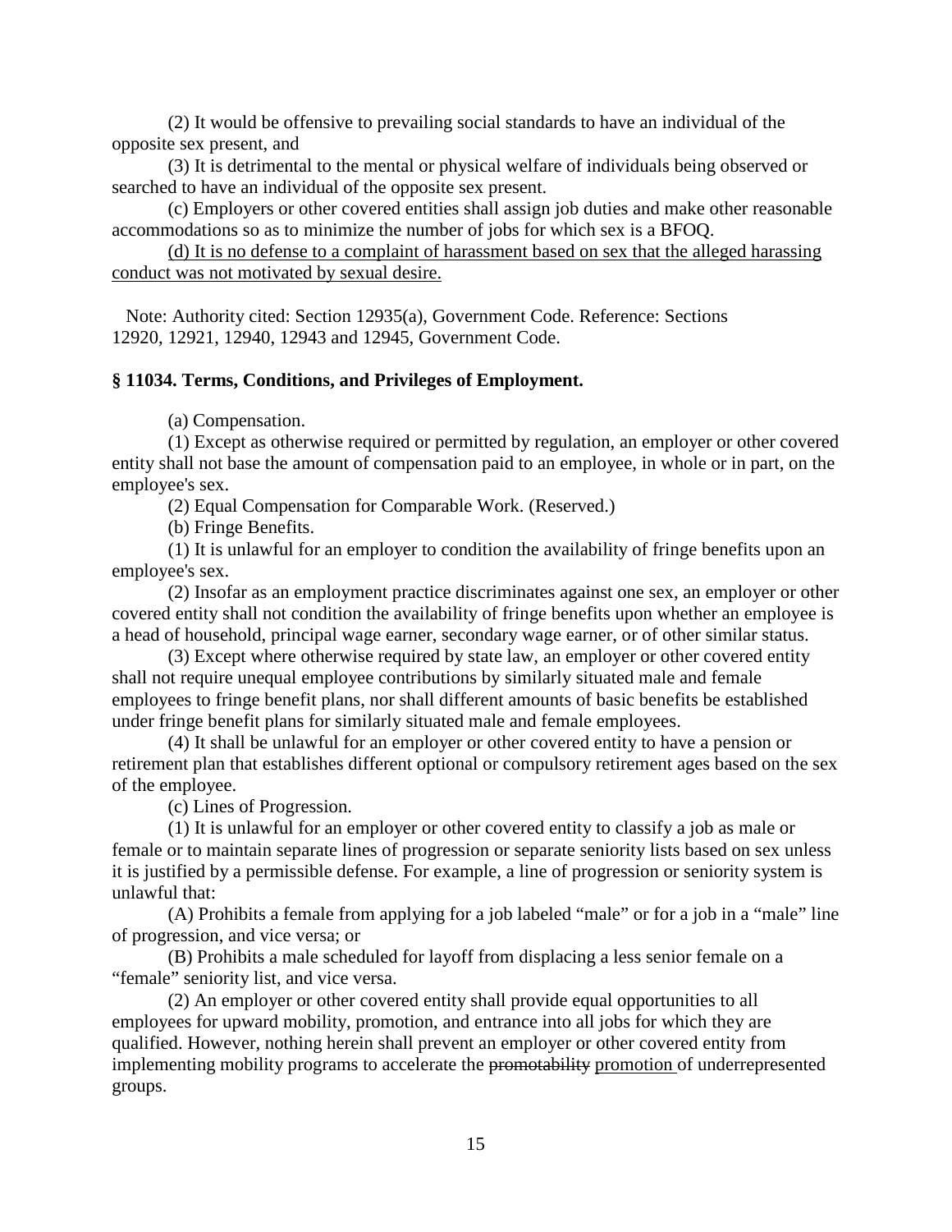(2) It would be offensive to prevailing social standards to have an individual of the opposite sex present, and

(3) It is detrimental to the mental or physical welfare of individuals being observed or searched to have an individual of the opposite sex present.

(c) Employers or other covered entities shall assign job duties and make other reasonable accommodations so as to minimize the number of jobs for which sex is a BFOQ.

<u>(d) It is no defense to a complaint of harassment based on sex that the alleged harassing conduct was not motivated by sexual desire.</u>

Note: Authority cited: Section 12935(a), Government Code. Reference: Sections 12920, 12921, 12940, 12943 and 12945, Government Code.

**§ 11034. Terms, Conditions, and Privileges of Employment.**

(a) Compensation.

(1) Except as otherwise required or permitted by regulation, an employer or other covered entity shall not base the amount of compensation paid to an employee, in whole or in part, on the employee's sex.

(2) Equal Compensation for Comparable Work. (Reserved.)

(b) Fringe Benefits.

(1) It is unlawful for an employer to condition the availability of fringe benefits upon an employee's sex.

(2) Insofar as an employment practice discriminates against one sex, an employer or other covered entity shall not condition the availability of fringe benefits upon whether an employee is a head of household, principal wage earner, secondary wage earner, or of other similar status.

(3) Except where otherwise required by state law, an employer or other covered entity shall not require unequal employee contributions by similarly situated male and female employees to fringe benefit plans, nor shall different amounts of basic benefits be established under fringe benefit plans for similarly situated male and female employees.

(4) It shall be unlawful for an employer or other covered entity to have a pension or retirement plan that establishes different optional or compulsory retirement ages based on the sex of the employee.

(c) Lines of Progression.

(1) It is unlawful for an employer or other covered entity to classify a job as male or female or to maintain separate lines of progression or separate seniority lists based on sex unless it is justified by a permissible defense. For example, a line of progression or seniority system is unlawful that:

(A) Prohibits a female from applying for a job labeled "male" or for a job in a "male" line of progression, and vice versa; or

(B) Prohibits a male scheduled for layoff from displacing a less senior female on a "female" seniority list, and vice versa.

(2) An employer or other covered entity shall provide equal opportunities to all employees for upward mobility, promotion, and entrance into all jobs for which they are qualified. However, nothing herein shall prevent an employer or other covered entity from implementing mobility programs to accelerate the ~~promotability~~ <u>promotion</u> of underrepresented groups.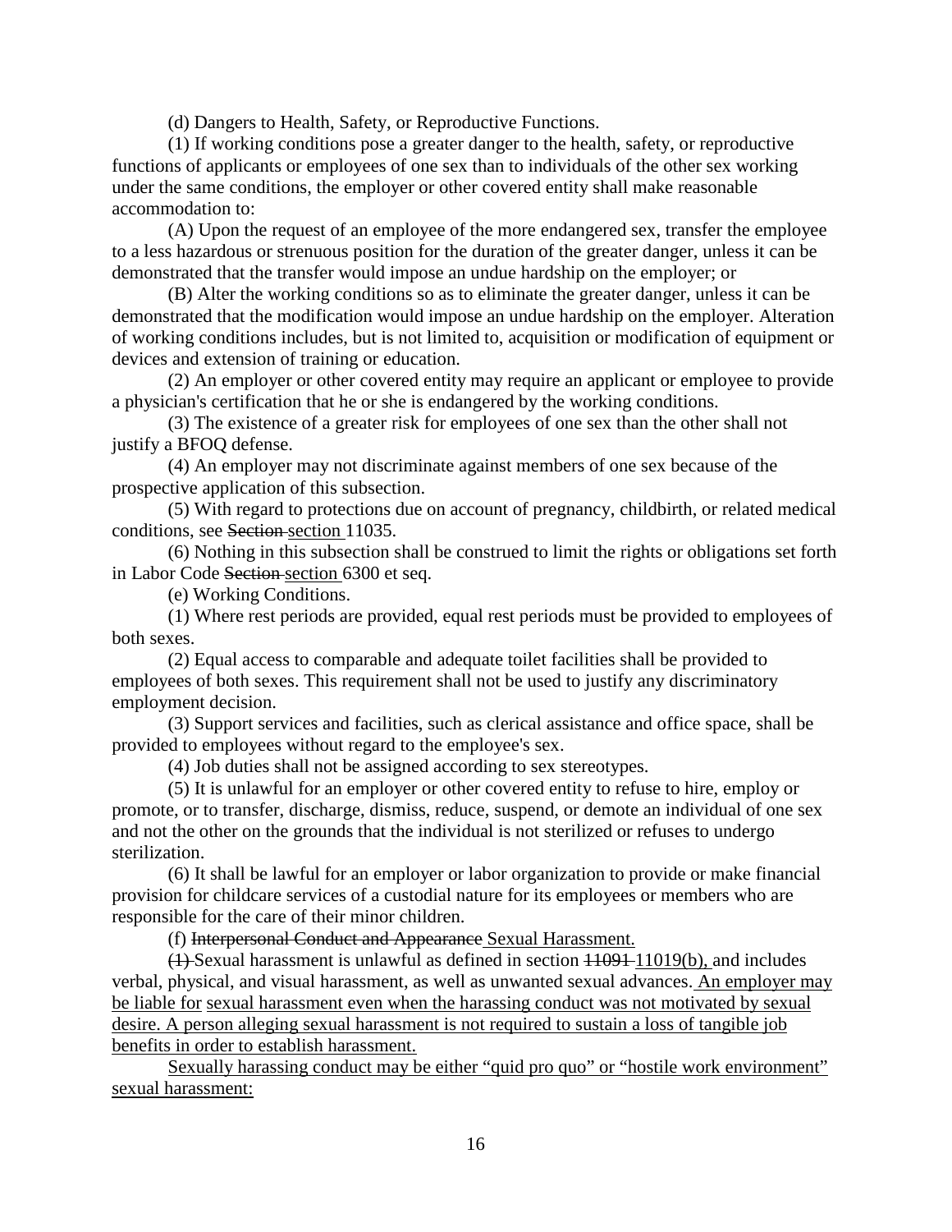(d) Dangers to Health, Safety, or Reproductive Functions.

(1) If working conditions pose a greater danger to the health, safety, or reproductive functions of applicants or employees of one sex than to individuals of the other sex working under the same conditions, the employer or other covered entity shall make reasonable accommodation to:

(A) Upon the request of an employee of the more endangered sex, transfer the employee to a less hazardous or strenuous position for the duration of the greater danger, unless it can be demonstrated that the transfer would impose an undue hardship on the employer; or

(B) Alter the working conditions so as to eliminate the greater danger, unless it can be demonstrated that the modification would impose an undue hardship on the employer. Alteration of working conditions includes, but is not limited to, acquisition or modification of equipment or devices and extension of training or education.

(2) An employer or other covered entity may require an applicant or employee to provide a physician's certification that he or she is endangered by the working conditions.

(3) The existence of a greater risk for employees of one sex than the other shall not justify a BFOQ defense.

(4) An employer may not discriminate against members of one sex because of the prospective application of this subsection.

(5) With regard to protections due on account of pregnancy, childbirth, or related medical conditions, see ~~Section~~ <u>section</u> 11035.

(6) Nothing in this subsection shall be construed to limit the rights or obligations set forth in Labor Code ~~Section~~ <u>section</u> 6300 et seq.

(e) Working Conditions.

(1) Where rest periods are provided, equal rest periods must be provided to employees of both sexes.

(2) Equal access to comparable and adequate toilet facilities shall be provided to employees of both sexes. This requirement shall not be used to justify any discriminatory employment decision.

(3) Support services and facilities, such as clerical assistance and office space, shall be provided to employees without regard to the employee's sex.

(4) Job duties shall not be assigned according to sex stereotypes.

(5) It is unlawful for an employer or other covered entity to refuse to hire, employ or promote, or to transfer, discharge, dismiss, reduce, suspend, or demote an individual of one sex and not the other on the grounds that the individual is not sterilized or refuses to undergo sterilization.

(6) It shall be lawful for an employer or labor organization to provide or make financial provision for childcare services of a custodial nature for its employees or members who are responsible for the care of their minor children.

(f) ~~Interpersonal Conduct and Appearance~~ <u>Sexual Harassment.</u>

~~(1)~~ Sexual harassment is unlawful as defined in section ~~11091~~ <u>11019(b),</u> and includes verbal, physical, and visual harassment, as well as unwanted sexual advances. <u>An employer may be liable for sexual harassment even when the harassing conduct was not motivated by sexual desire. A person alleging sexual harassment is not required to sustain a loss of tangible job benefits in order to establish harassment.</u>

<u>Sexually harassing conduct may be either "quid pro quo" or "hostile work environment" sexual harassment:</u>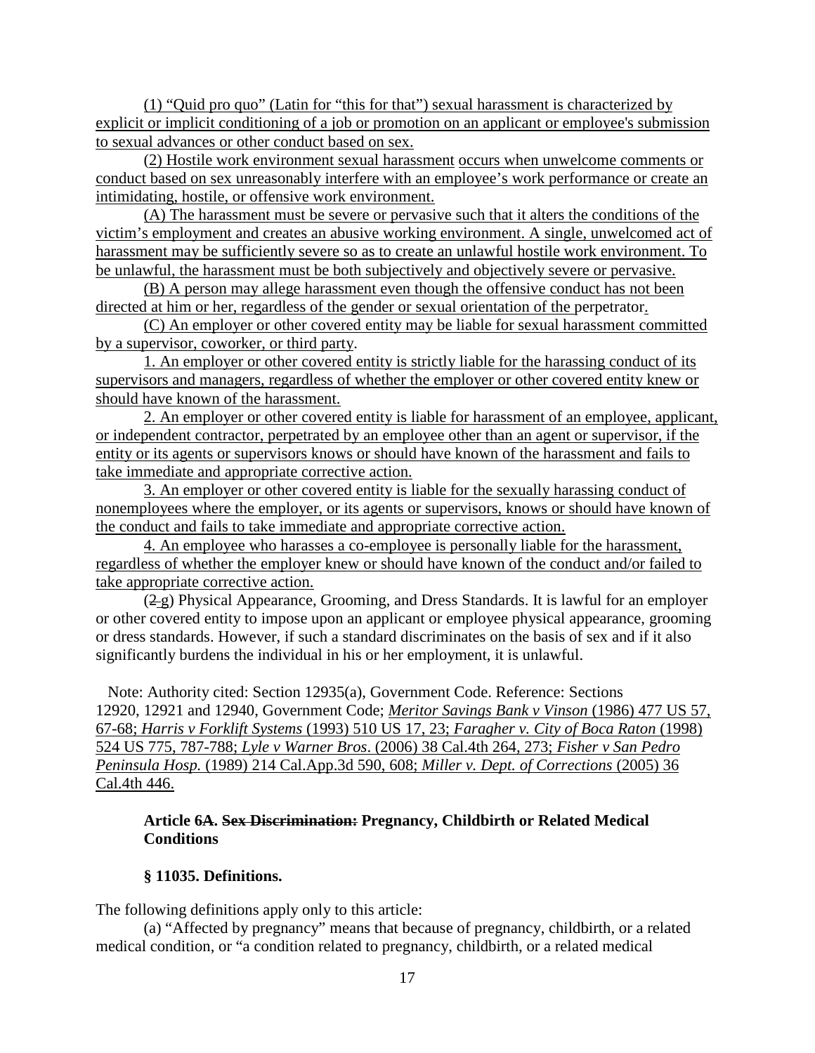(1) "Quid pro quo" (Latin for "this for that") sexual harassment is characterized by explicit or implicit conditioning of a job or promotion on an applicant or employee's submission to sexual advances or other conduct based on sex.

(2) Hostile work environment sexual harassment occurs when unwelcome comments or conduct based on sex unreasonably interfere with an employee's work performance or create an intimidating, hostile, or offensive work environment.

(A) The harassment must be severe or pervasive such that it alters the conditions of the victim's employment and creates an abusive working environment. A single, unwelcomed act of harassment may be sufficiently severe so as to create an unlawful hostile work environment. To be unlawful, the harassment must be both subjectively and objectively severe or pervasive.

(B) A person may allege harassment even though the offensive conduct has not been directed at him or her, regardless of the gender or sexual orientation of the perpetrator.

(C) An employer or other covered entity may be liable for sexual harassment committed by a supervisor, coworker, or third party.

1. An employer or other covered entity is strictly liable for the harassing conduct of its supervisors and managers, regardless of whether the employer or other covered entity knew or should have known of the harassment.

2. An employer or other covered entity is liable for harassment of an employee, applicant, or independent contractor, perpetrated by an employee other than an agent or supervisor, if the entity or its agents or supervisors knows or should have known of the harassment and fails to take immediate and appropriate corrective action.

3. An employer or other covered entity is liable for the sexually harassing conduct of nonemployees where the employer, or its agents or supervisors, knows or should have known of the conduct and fails to take immediate and appropriate corrective action.

4. An employee who harasses a co-employee is personally liable for the harassment, regardless of whether the employer knew or should have known of the conduct and/or failed to take appropriate corrective action.

(~~2~~ g) Physical Appearance, Grooming, and Dress Standards. It is lawful for an employer or other covered entity to impose upon an applicant or employee physical appearance, grooming or dress standards. However, if such a standard discriminates on the basis of sex and if it also significantly burdens the individual in his or her employment, it is unlawful.

Note: Authority cited: Section 12935(a), Government Code. Reference: Sections 12920, 12921 and 12940, Government Code; *Meritor Savings Bank v Vinson* (1986) 477 US 57, 67-68; *Harris v Forklift Systems* (1993) 510 US 17, 23; *Faragher v. City of Boca Raton* (1998) 524 US 775, 787-788; *Lyle v Warner Bros*. (2006) 38 Cal.4th 264, 273; *Fisher v San Pedro Peninsula Hosp.* (1989) 214 Cal.App.3d 590, 608; *Miller v. Dept. of Corrections* (2005) 36 Cal.4th 446.

### Article 6A. ~~Sex Discrimination:~~ Pregnancy, Childbirth or Related Medical Conditions

### § 11035. Definitions.

The following definitions apply only to this article:

(a) "Affected by pregnancy" means that because of pregnancy, childbirth, or a related medical condition, or "a condition related to pregnancy, childbirth, or a related medical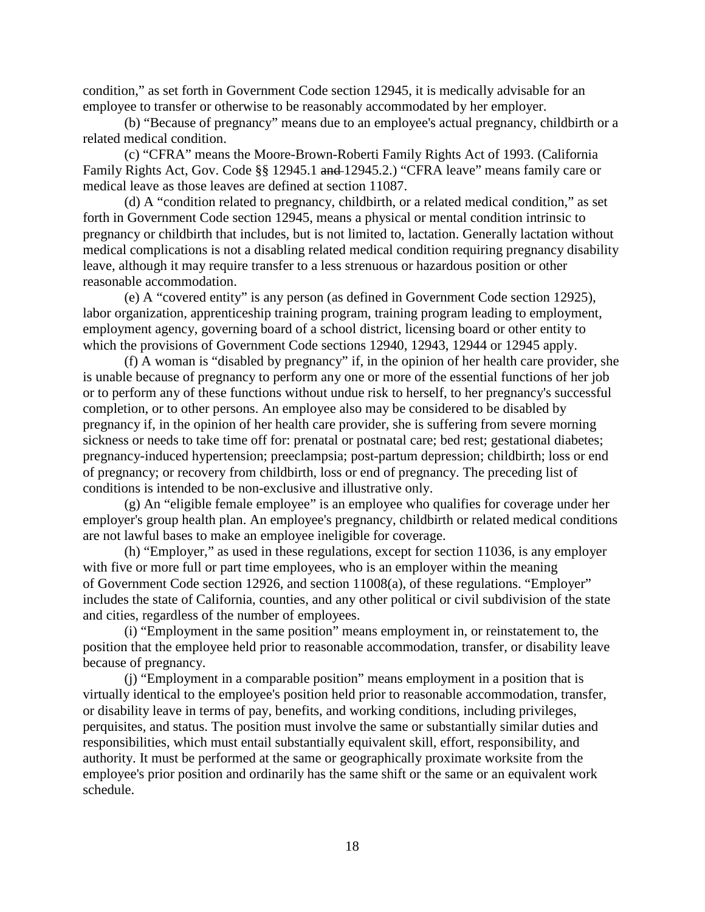condition," as set forth in Government Code section 12945, it is medically advisable for an employee to transfer or otherwise to be reasonably accommodated by her employer.

(b) "Because of pregnancy" means due to an employee's actual pregnancy, childbirth or a related medical condition.

(c) "CFRA" means the Moore-Brown-Roberti Family Rights Act of 1993. (California Family Rights Act, Gov. Code §§ 12945.1 ~~and~~ 12945.2.) "CFRA leave" means family care or medical leave as those leaves are defined at section 11087.

(d) A "condition related to pregnancy, childbirth, or a related medical condition," as set forth in Government Code section 12945, means a physical or mental condition intrinsic to pregnancy or childbirth that includes, but is not limited to, lactation. Generally lactation without medical complications is not a disabling related medical condition requiring pregnancy disability leave, although it may require transfer to a less strenuous or hazardous position or other reasonable accommodation.

(e) A "covered entity" is any person (as defined in Government Code section 12925), labor organization, apprenticeship training program, training program leading to employment, employment agency, governing board of a school district, licensing board or other entity to which the provisions of Government Code sections 12940, 12943, 12944 or 12945 apply.

(f) A woman is "disabled by pregnancy" if, in the opinion of her health care provider, she is unable because of pregnancy to perform any one or more of the essential functions of her job or to perform any of these functions without undue risk to herself, to her pregnancy's successful completion, or to other persons. An employee also may be considered to be disabled by pregnancy if, in the opinion of her health care provider, she is suffering from severe morning sickness or needs to take time off for: prenatal or postnatal care; bed rest; gestational diabetes; pregnancy-induced hypertension; preeclampsia; post-partum depression; childbirth; loss or end of pregnancy; or recovery from childbirth, loss or end of pregnancy. The preceding list of conditions is intended to be non-exclusive and illustrative only.

(g) An "eligible female employee" is an employee who qualifies for coverage under her employer's group health plan. An employee's pregnancy, childbirth or related medical conditions are not lawful bases to make an employee ineligible for coverage.

(h) "Employer," as used in these regulations, except for section 11036, is any employer with five or more full or part time employees, who is an employer within the meaning of Government Code section 12926, and section 11008(a), of these regulations. "Employer" includes the state of California, counties, and any other political or civil subdivision of the state and cities, regardless of the number of employees.

(i) "Employment in the same position" means employment in, or reinstatement to, the position that the employee held prior to reasonable accommodation, transfer, or disability leave because of pregnancy.

(j) "Employment in a comparable position" means employment in a position that is virtually identical to the employee's position held prior to reasonable accommodation, transfer, or disability leave in terms of pay, benefits, and working conditions, including privileges, perquisites, and status. The position must involve the same or substantially similar duties and responsibilities, which must entail substantially equivalent skill, effort, responsibility, and authority. It must be performed at the same or geographically proximate worksite from the employee's prior position and ordinarily has the same shift or the same or an equivalent work schedule.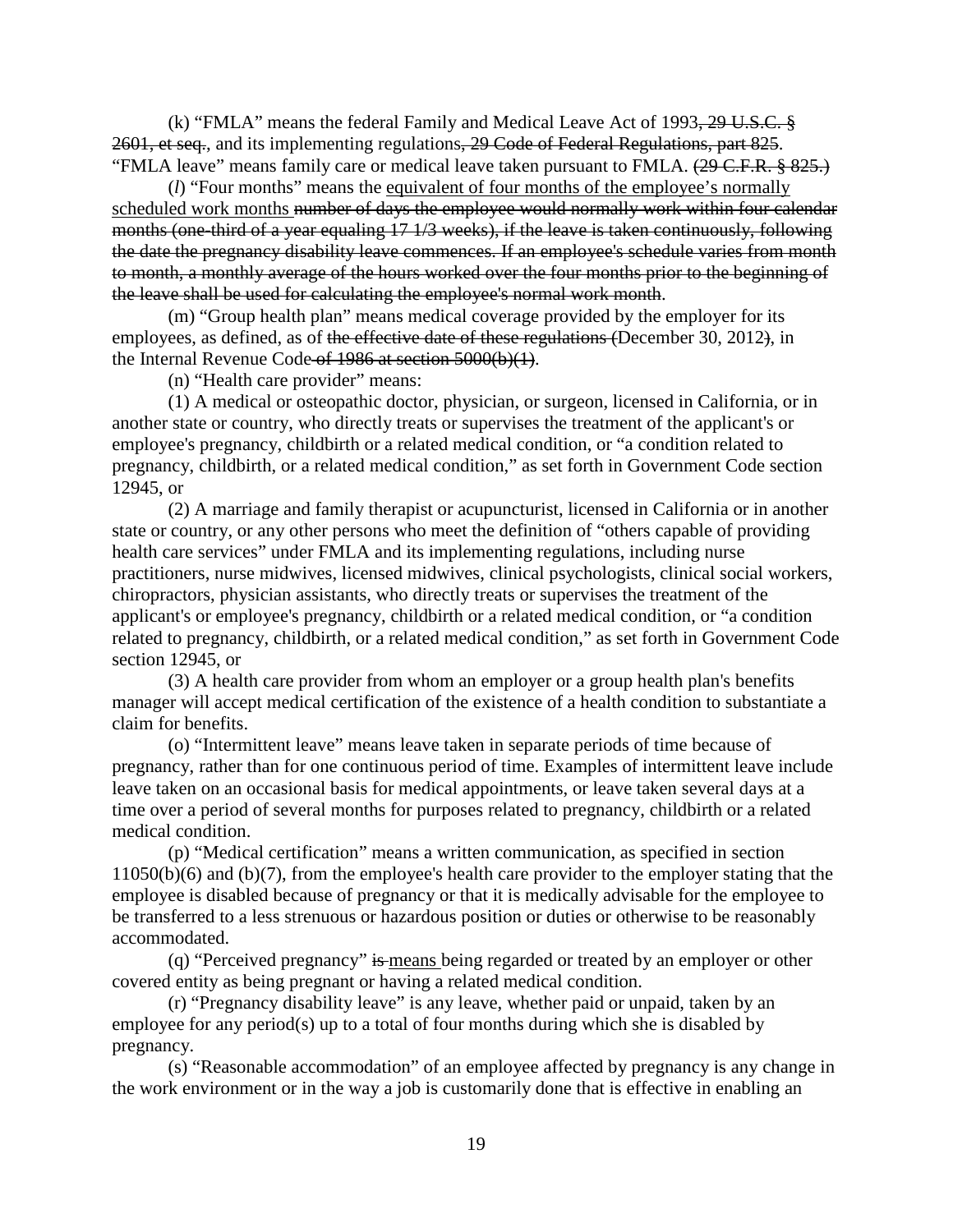(k) "FMLA" means the federal Family and Medical Leave Act of 1993~~, 29 U.S.C. § 2601, et seq.~~, and its implementing regulations~~, 29 Code of Federal Regulations, part 825~~. "FMLA leave" means family care or medical leave taken pursuant to FMLA. ~~(29 C.F.R. § 825.)~~

(*l*) "Four months" means the <u>equivalent of four months of the employee's normally scheduled work months</u> ~~number of days the employee would normally work within four calendar months (one-third of a year equaling 17 1/3 weeks), if the leave is taken continuously, following the date the pregnancy disability leave commences. If an employee's schedule varies from month to month, a monthly average of the hours worked over the four months prior to the beginning of the leave shall be used for calculating the employee's normal work month~~.

(m) "Group health plan" means medical coverage provided by the employer for its employees, as defined, as of ~~the effective date of these regulations (~~December 30, 2012~~)~~, in the Internal Revenue Code~~ of 1986 at section 5000(b)(1)~~.

(n) "Health care provider" means:

(1) A medical or osteopathic doctor, physician, or surgeon, licensed in California, or in another state or country, who directly treats or supervises the treatment of the applicant's or employee's pregnancy, childbirth or a related medical condition, or "a condition related to pregnancy, childbirth, or a related medical condition," as set forth in Government Code section 12945, or

(2) A marriage and family therapist or acupuncturist, licensed in California or in another state or country, or any other persons who meet the definition of "others capable of providing health care services" under FMLA and its implementing regulations, including nurse practitioners, nurse midwives, licensed midwives, clinical psychologists, clinical social workers, chiropractors, physician assistants, who directly treats or supervises the treatment of the applicant's or employee's pregnancy, childbirth or a related medical condition, or "a condition related to pregnancy, childbirth, or a related medical condition," as set forth in Government Code section 12945, or

(3) A health care provider from whom an employer or a group health plan's benefits manager will accept medical certification of the existence of a health condition to substantiate a claim for benefits.

(o) "Intermittent leave" means leave taken in separate periods of time because of pregnancy, rather than for one continuous period of time. Examples of intermittent leave include leave taken on an occasional basis for medical appointments, or leave taken several days at a time over a period of several months for purposes related to pregnancy, childbirth or a related medical condition.

(p) "Medical certification" means a written communication, as specified in section 11050(b)(6) and (b)(7), from the employee's health care provider to the employer stating that the employee is disabled because of pregnancy or that it is medically advisable for the employee to be transferred to a less strenuous or hazardous position or duties or otherwise to be reasonably accommodated.

(q) "Perceived pregnancy" ~~is~~ <u>means</u> being regarded or treated by an employer or other covered entity as being pregnant or having a related medical condition.

(r) "Pregnancy disability leave" is any leave, whether paid or unpaid, taken by an employee for any period(s) up to a total of four months during which she is disabled by pregnancy.

(s) "Reasonable accommodation" of an employee affected by pregnancy is any change in the work environment or in the way a job is customarily done that is effective in enabling an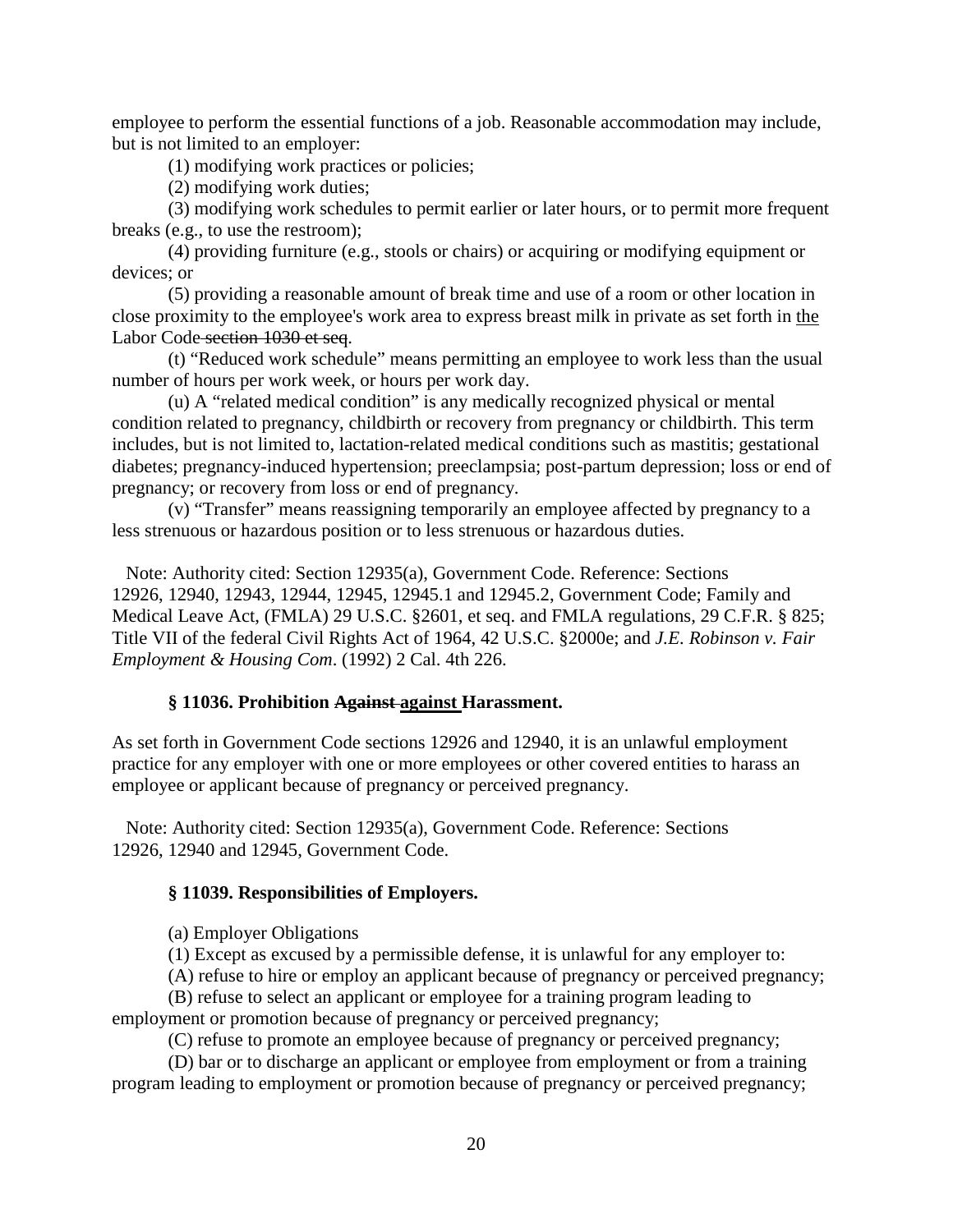employee to perform the essential functions of a job. Reasonable accommodation may include, but is not limited to an employer:

(1) modifying work practices or policies;

(2) modifying work duties;

(3) modifying work schedules to permit earlier or later hours, or to permit more frequent breaks (e.g., to use the restroom);

(4) providing furniture (e.g., stools or chairs) or acquiring or modifying equipment or devices; or

(5) providing a reasonable amount of break time and use of a room or other location in close proximity to the employee's work area to express breast milk in private as set forth in <u>the</u> Labor Code~~ section 1030 et seq~~.

(t) "Reduced work schedule" means permitting an employee to work less than the usual number of hours per work week, or hours per work day.

(u) A "related medical condition" is any medically recognized physical or mental condition related to pregnancy, childbirth or recovery from pregnancy or childbirth. This term includes, but is not limited to, lactation-related medical conditions such as mastitis; gestational diabetes; pregnancy-induced hypertension; preeclampsia; post-partum depression; loss or end of pregnancy; or recovery from loss or end of pregnancy.

(v) "Transfer" means reassigning temporarily an employee affected by pregnancy to a less strenuous or hazardous position or to less strenuous or hazardous duties.

Note: Authority cited: Section 12935(a), Government Code. Reference: Sections 12926, 12940, 12943, 12944, 12945, 12945.1 and 12945.2, Government Code; Family and Medical Leave Act, (FMLA) 29 U.S.C. §2601, et seq. and FMLA regulations, 29 C.F.R. § 825; Title VII of the federal Civil Rights Act of 1964, 42 U.S.C. §2000e; and *J.E. Robinson v. Fair Employment & Housing Com*. (1992) 2 Cal. 4th 226.

### § 11036. Prohibition ~~Against~~ <u>against</u> Harassment.

As set forth in Government Code sections 12926 and 12940, it is an unlawful employment practice for any employer with one or more employees or other covered entities to harass an employee or applicant because of pregnancy or perceived pregnancy.

Note: Authority cited: Section 12935(a), Government Code. Reference: Sections 12926, 12940 and 12945, Government Code.

### § 11039. Responsibilities of Employers.

(a) Employer Obligations

(1) Except as excused by a permissible defense, it is unlawful for any employer to:

(A) refuse to hire or employ an applicant because of pregnancy or perceived pregnancy;

(B) refuse to select an applicant or employee for a training program leading to employment or promotion because of pregnancy or perceived pregnancy;

(C) refuse to promote an employee because of pregnancy or perceived pregnancy;

(D) bar or to discharge an applicant or employee from employment or from a training program leading to employment or promotion because of pregnancy or perceived pregnancy;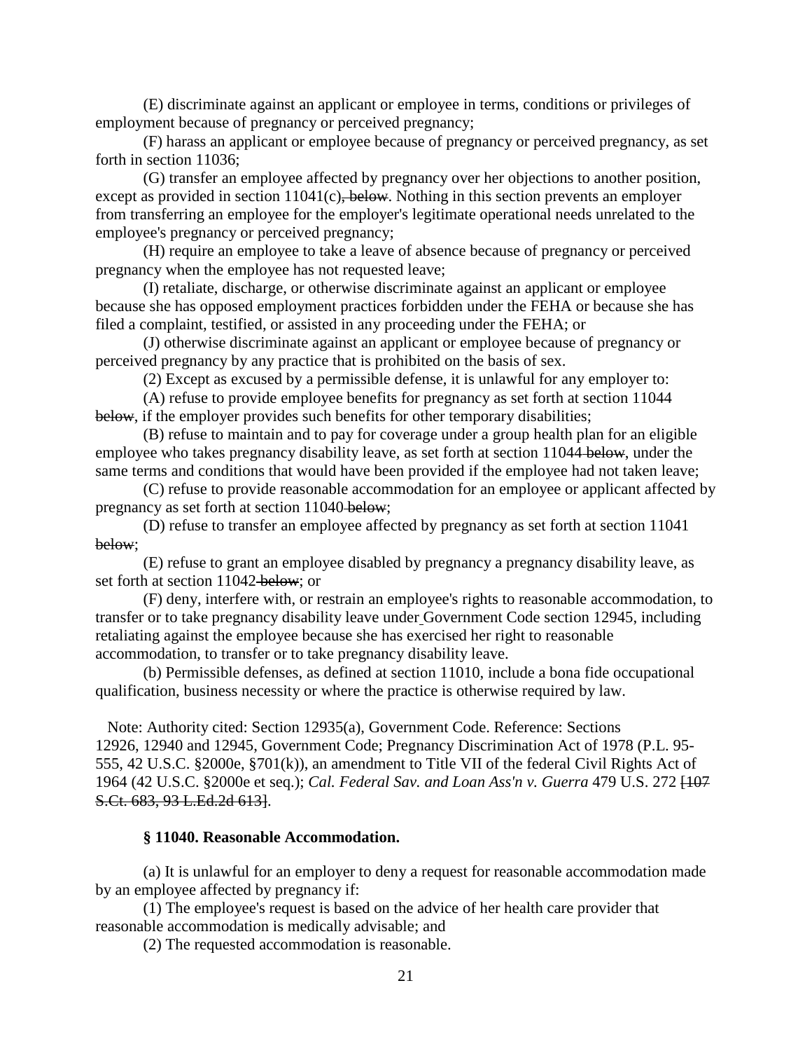(E) discriminate against an applicant or employee in terms, conditions or privileges of employment because of pregnancy or perceived pregnancy;

(F) harass an applicant or employee because of pregnancy or perceived pregnancy, as set forth in section 11036;

(G) transfer an employee affected by pregnancy over her objections to another position, except as provided in section 11041(c)~~, below~~. Nothing in this section prevents an employer from transferring an employee for the employer's legitimate operational needs unrelated to the employee's pregnancy or perceived pregnancy;

(H) require an employee to take a leave of absence because of pregnancy or perceived pregnancy when the employee has not requested leave;

(I) retaliate, discharge, or otherwise discriminate against an applicant or employee because she has opposed employment practices forbidden under the FEHA or because she has filed a complaint, testified, or assisted in any proceeding under the FEHA; or

(J) otherwise discriminate against an applicant or employee because of pregnancy or perceived pregnancy by any practice that is prohibited on the basis of sex.

(2) Except as excused by a permissible defense, it is unlawful for any employer to:

(A) refuse to provide employee benefits for pregnancy as set forth at section 11044 ~~below~~, if the employer provides such benefits for other temporary disabilities;

(B) refuse to maintain and to pay for coverage under a group health plan for an eligible employee who takes pregnancy disability leave, as set forth at section 11044~~ below~~, under the same terms and conditions that would have been provided if the employee had not taken leave;

(C) refuse to provide reasonable accommodation for an employee or applicant affected by pregnancy as set forth at section 11040~~ below~~;

(D) refuse to transfer an employee affected by pregnancy as set forth at section 11041 ~~below~~;

(E) refuse to grant an employee disabled by pregnancy a pregnancy disability leave, as set forth at section 11042~~ below~~; or

(F) deny, interfere with, or restrain an employee's rights to reasonable accommodation, to transfer or to take pregnancy disability leave under Government Code section 12945, including retaliating against the employee because she has exercised her right to reasonable accommodation, to transfer or to take pregnancy disability leave.

(b) Permissible defenses, as defined at section 11010, include a bona fide occupational qualification, business necessity or where the practice is otherwise required by law.

Note: Authority cited: Section 12935(a), Government Code. Reference: Sections 12926, 12940 and 12945, Government Code; Pregnancy Discrimination Act of 1978 (P.L. 95-555, 42 U.S.C. §2000e, §701(k)), an amendment to Title VII of the federal Civil Rights Act of 1964 (42 U.S.C. §2000e et seq.); *Cal. Federal Sav. and Loan Ass'n v. Guerra* 479 U.S. 272 ~~[107 S.Ct. 683, 93 L.Ed.2d 613]~~.

### § 11040. Reasonable Accommodation.

(a) It is unlawful for an employer to deny a request for reasonable accommodation made by an employee affected by pregnancy if:

(1) The employee's request is based on the advice of her health care provider that reasonable accommodation is medically advisable; and

(2) The requested accommodation is reasonable.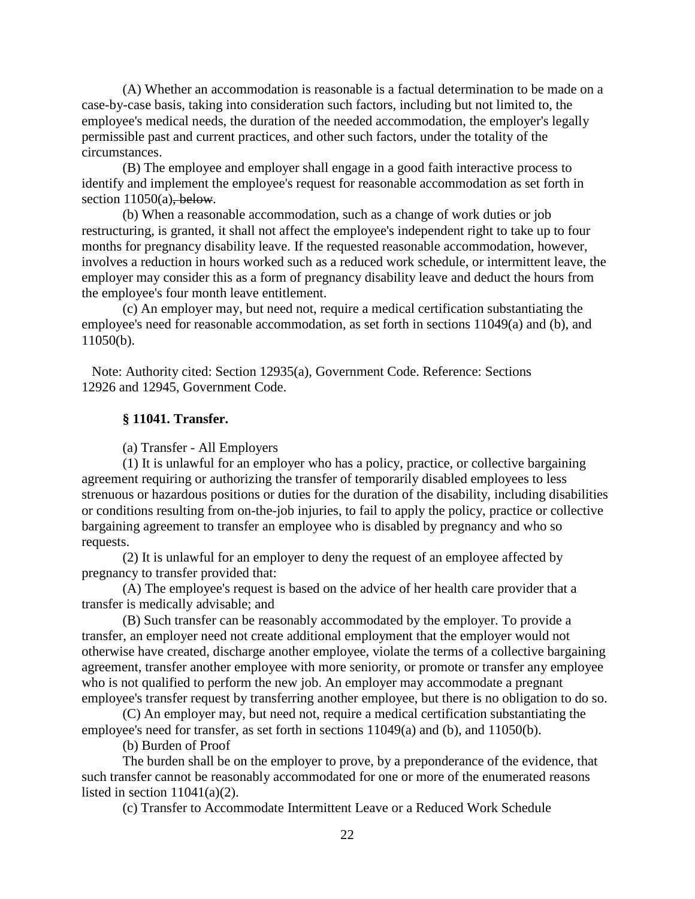(A) Whether an accommodation is reasonable is a factual determination to be made on a case-by-case basis, taking into consideration such factors, including but not limited to, the employee's medical needs, the duration of the needed accommodation, the employer's legally permissible past and current practices, and other such factors, under the totality of the circumstances.

(B) The employee and employer shall engage in a good faith interactive process to identify and implement the employee's request for reasonable accommodation as set forth in section 11050(a)~~, below~~.

(b) When a reasonable accommodation, such as a change of work duties or job restructuring, is granted, it shall not affect the employee's independent right to take up to four months for pregnancy disability leave. If the requested reasonable accommodation, however, involves a reduction in hours worked such as a reduced work schedule, or intermittent leave, the employer may consider this as a form of pregnancy disability leave and deduct the hours from the employee's four month leave entitlement.

(c) An employer may, but need not, require a medical certification substantiating the employee's need for reasonable accommodation, as set forth in sections 11049(a) and (b), and 11050(b).

Note: Authority cited: Section 12935(a), Government Code. Reference: Sections 12926 and 12945, Government Code.

**§ 11041. Transfer.**

(a) Transfer - All Employers

(1) It is unlawful for an employer who has a policy, practice, or collective bargaining agreement requiring or authorizing the transfer of temporarily disabled employees to less strenuous or hazardous positions or duties for the duration of the disability, including disabilities or conditions resulting from on-the-job injuries, to fail to apply the policy, practice or collective bargaining agreement to transfer an employee who is disabled by pregnancy and who so requests.

(2) It is unlawful for an employer to deny the request of an employee affected by pregnancy to transfer provided that:

(A) The employee's request is based on the advice of her health care provider that a transfer is medically advisable; and

(B) Such transfer can be reasonably accommodated by the employer. To provide a transfer, an employer need not create additional employment that the employer would not otherwise have created, discharge another employee, violate the terms of a collective bargaining agreement, transfer another employee with more seniority, or promote or transfer any employee who is not qualified to perform the new job. An employer may accommodate a pregnant employee's transfer request by transferring another employee, but there is no obligation to do so.

(C) An employer may, but need not, require a medical certification substantiating the employee's need for transfer, as set forth in sections 11049(a) and (b), and 11050(b).

(b) Burden of Proof

The burden shall be on the employer to prove, by a preponderance of the evidence, that such transfer cannot be reasonably accommodated for one or more of the enumerated reasons listed in section 11041(a)(2).

(c) Transfer to Accommodate Intermittent Leave or a Reduced Work Schedule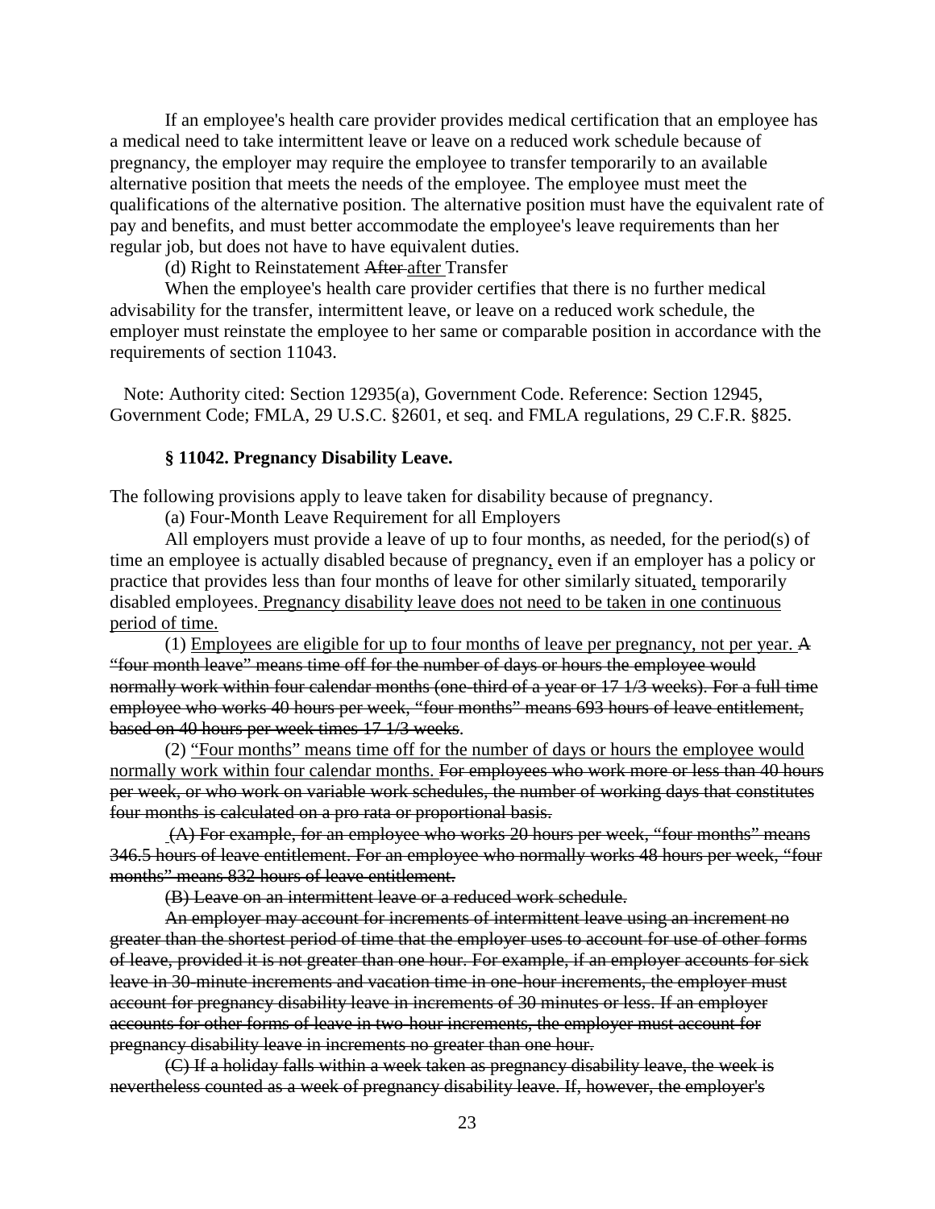If an employee's health care provider provides medical certification that an employee has a medical need to take intermittent leave or leave on a reduced work schedule because of pregnancy, the employer may require the employee to transfer temporarily to an available alternative position that meets the needs of the employee. The employee must meet the qualifications of the alternative position. The alternative position must have the equivalent rate of pay and benefits, and must better accommodate the employee's leave requirements than her regular job, but does not have to have equivalent duties.

(d) Right to Reinstatement ~~After~~ <u>after</u> Transfer

When the employee's health care provider certifies that there is no further medical advisability for the transfer, intermittent leave, or leave on a reduced work schedule, the employer must reinstate the employee to her same or comparable position in accordance with the requirements of section 11043.

Note: Authority cited: Section 12935(a), Government Code. Reference: Section 12945, Government Code; FMLA, 29 U.S.C. §2601, et seq. and FMLA regulations, 29 C.F.R. §825.

### § 11042. Pregnancy Disability Leave.

The following provisions apply to leave taken for disability because of pregnancy.

(a) Four-Month Leave Requirement for all Employers

All employers must provide a leave of up to four months, as needed, for the period(s) of time an employee is actually disabled because of pregnancy<u>,</u> even if an employer has a policy or practice that provides less than four months of leave for other similarly situated<u>,</u> temporarily disabled employees.<u> Pregnancy disability leave does not need to be taken in one continuous period of time.</u>

(1) <u>Employees are eligible for up to four months of leave per pregnancy, not per year.</u> ~~A "four month leave" means time off for the number of days or hours the employee would normally work within four calendar months (one-third of a year or 17 1/3 weeks). For a full time employee who works 40 hours per week, "four months" means 693 hours of leave entitlement, based on 40 hours per week times 17 1/3 weeks.~~

(2) <u>"Four months" means time off for the number of days or hours the employee would normally work within four calendar months.</u> ~~For employees who work more or less than 40 hours per week, or who work on variable work schedules, the number of working days that constitutes four months is calculated on a pro rata or proportional basis.~~

~~(A) For example, for an employee who works 20 hours per week, "four months" means 346.5 hours of leave entitlement. For an employee who normally works 48 hours per week, "four months" means 832 hours of leave entitlement.~~

~~(B) Leave on an intermittent leave or a reduced work schedule.~~

~~An employer may account for increments of intermittent leave using an increment no greater than the shortest period of time that the employer uses to account for use of other forms of leave, provided it is not greater than one hour. For example, if an employer accounts for sick leave in 30-minute increments and vacation time in one-hour increments, the employer must account for pregnancy disability leave in increments of 30 minutes or less. If an employer accounts for other forms of leave in two-hour increments, the employer must account for pregnancy disability leave in increments no greater than one hour.~~

~~(C) If a holiday falls within a week taken as pregnancy disability leave, the week is nevertheless counted as a week of pregnancy disability leave. If, however, the employer's~~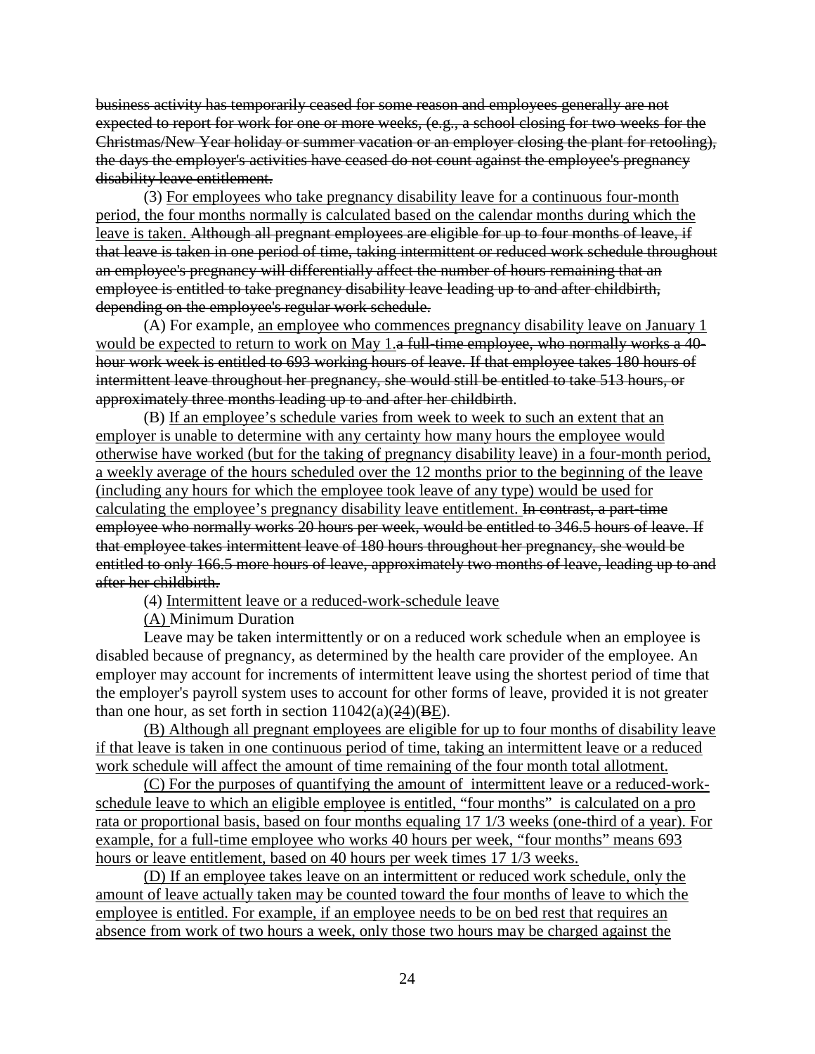~~business activity has temporarily ceased for some reason and employees generally are not expected to report for work for one or more weeks, (e.g., a school closing for two weeks for the Christmas/New Year holiday or summer vacation or an employer closing the plant for retooling), the days the employer's activities have ceased do not count against the employee's pregnancy disability leave entitlement.~~

(3) <u>For employees who take pregnancy disability leave for a continuous four-month period, the four months normally is calculated based on the calendar months during which the leave is taken.</u> ~~Although all pregnant employees are eligible for up to four months of leave, if that leave is taken in one period of time, taking intermittent or reduced work schedule throughout an employee's pregnancy will differentially affect the number of hours remaining that an employee is entitled to take pregnancy disability leave leading up to and after childbirth, depending on the employee's regular work schedule.~~

(A) For example, <u>an employee who commences pregnancy disability leave on January 1 would be expected to return to work on May 1.</u>~~a full-time employee, who normally works a 40-hour work week is entitled to 693 working hours of leave. If that employee takes 180 hours of intermittent leave throughout her pregnancy, she would still be entitled to take 513 hours, or approximately three months leading up to and after her childbirth~~.

(B) <u>If an employee's schedule varies from week to week to such an extent that an employer is unable to determine with any certainty how many hours the employee would otherwise have worked (but for the taking of pregnancy disability leave) in a four-month period, a weekly average of the hours scheduled over the 12 months prior to the beginning of the leave (including any hours for which the employee took leave of any type) would be used for calculating the employee's pregnancy disability leave entitlement.</u> ~~In contrast, a part-time employee who normally works 20 hours per week, would be entitled to 346.5 hours of leave. If that employee takes intermittent leave of 180 hours throughout her pregnancy, she would be entitled to only 166.5 more hours of leave, approximately two months of leave, leading up to and after her childbirth.~~

(4) <u>Intermittent leave or a reduced-work-schedule leave</u>

<u>(A)</u> Minimum Duration

Leave may be taken intermittently or on a reduced work schedule when an employee is disabled because of pregnancy, as determined by the health care provider of the employee. An employer may account for increments of intermittent leave using the shortest period of time that the employer's payroll system uses to account for other forms of leave, provided it is not greater than one hour, as set forth in section 11042(a)(~~2~~<u>4</u>)(~~B~~<u>E</u>).

<u>(B) Although all pregnant employees are eligible for up to four months of disability leave if that leave is taken in one continuous period of time, taking an intermittent leave or a reduced work schedule will affect the amount of time remaining of the four month total allotment.</u>

<u>(C) For the purposes of quantifying the amount of intermittent leave or a reduced-work-schedule leave to which an eligible employee is entitled, "four months" is calculated on a pro rata or proportional basis, based on four months equaling 17 1/3 weeks (one-third of a year). For example, for a full-time employee who works 40 hours per week, "four months" means 693 hours or leave entitlement, based on 40 hours per week times 17 1/3 weeks.</u>

<u>(D) If an employee takes leave on an intermittent or reduced work schedule, only the amount of leave actually taken may be counted toward the four months of leave to which the employee is entitled. For example, if an employee needs to be on bed rest that requires an absence from work of two hours a week, only those two hours may be charged against the</u>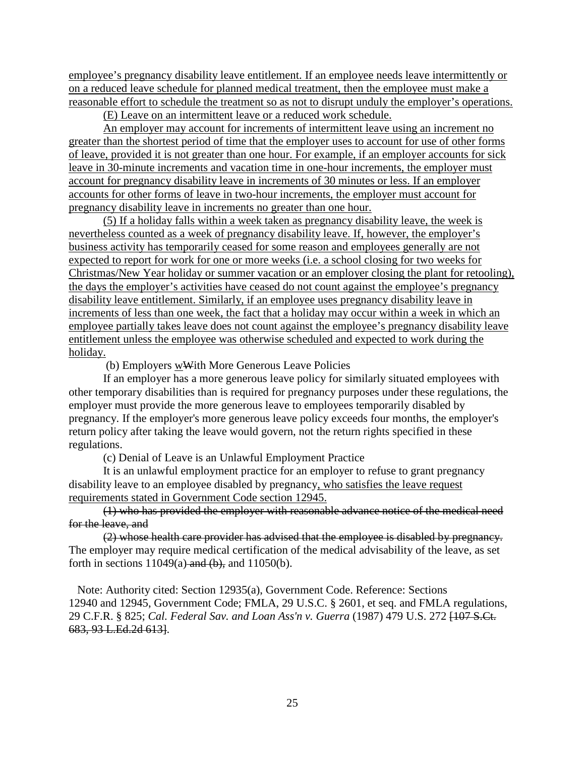employee's pregnancy disability leave entitlement. If an employee needs leave intermittently or on a reduced leave schedule for planned medical treatment, then the employee must make a reasonable effort to schedule the treatment so as not to disrupt unduly the employer's operations.

(E) Leave on an intermittent leave or a reduced work schedule.

An employer may account for increments of intermittent leave using an increment no greater than the shortest period of time that the employer uses to account for use of other forms of leave, provided it is not greater than one hour. For example, if an employer accounts for sick leave in 30-minute increments and vacation time in one-hour increments, the employer must account for pregnancy disability leave in increments of 30 minutes or less. If an employer accounts for other forms of leave in two-hour increments, the employer must account for pregnancy disability leave in increments no greater than one hour.

(5) If a holiday falls within a week taken as pregnancy disability leave, the week is nevertheless counted as a week of pregnancy disability leave. If, however, the employer's business activity has temporarily ceased for some reason and employees generally are not expected to report for work for one or more weeks (i.e. a school closing for two weeks for Christmas/New Year holiday or summer vacation or an employer closing the plant for retooling), the days the employer's activities have ceased do not count against the employee's pregnancy disability leave entitlement. Similarly, if an employee uses pregnancy disability leave in increments of less than one week, the fact that a holiday may occur within a week in which an employee partially takes leave does not count against the employee's pregnancy disability leave entitlement unless the employee was otherwise scheduled and expected to work during the holiday.

(b) Employers wWith More Generous Leave Policies

If an employer has a more generous leave policy for similarly situated employees with other temporary disabilities than is required for pregnancy purposes under these regulations, the employer must provide the more generous leave to employees temporarily disabled by pregnancy. If the employer's more generous leave policy exceeds four months, the employer's return policy after taking the leave would govern, not the return rights specified in these regulations.

(c) Denial of Leave is an Unlawful Employment Practice

It is an unlawful employment practice for an employer to refuse to grant pregnancy disability leave to an employee disabled by pregnancy, who satisfies the leave request requirements stated in Government Code section 12945.

~~(1) who has provided the employer with reasonable advance notice of the medical need for the leave, and~~

~~(2) whose health care provider has advised that the employee is disabled by pregnancy.~~ The employer may require medical certification of the medical advisability of the leave, as set forth in sections 11049(a)~~ and (b),~~ and 11050(b).

Note: Authority cited: Section 12935(a), Government Code. Reference: Sections 12940 and 12945, Government Code; FMLA, 29 U.S.C. § 2601, et seq. and FMLA regulations, 29 C.F.R. § 825; *Cal. Federal Sav. and Loan Ass'n v. Guerra* (1987) 479 U.S. 272 ~~[107 S.Ct. 683, 93 L.Ed.2d 613]~~.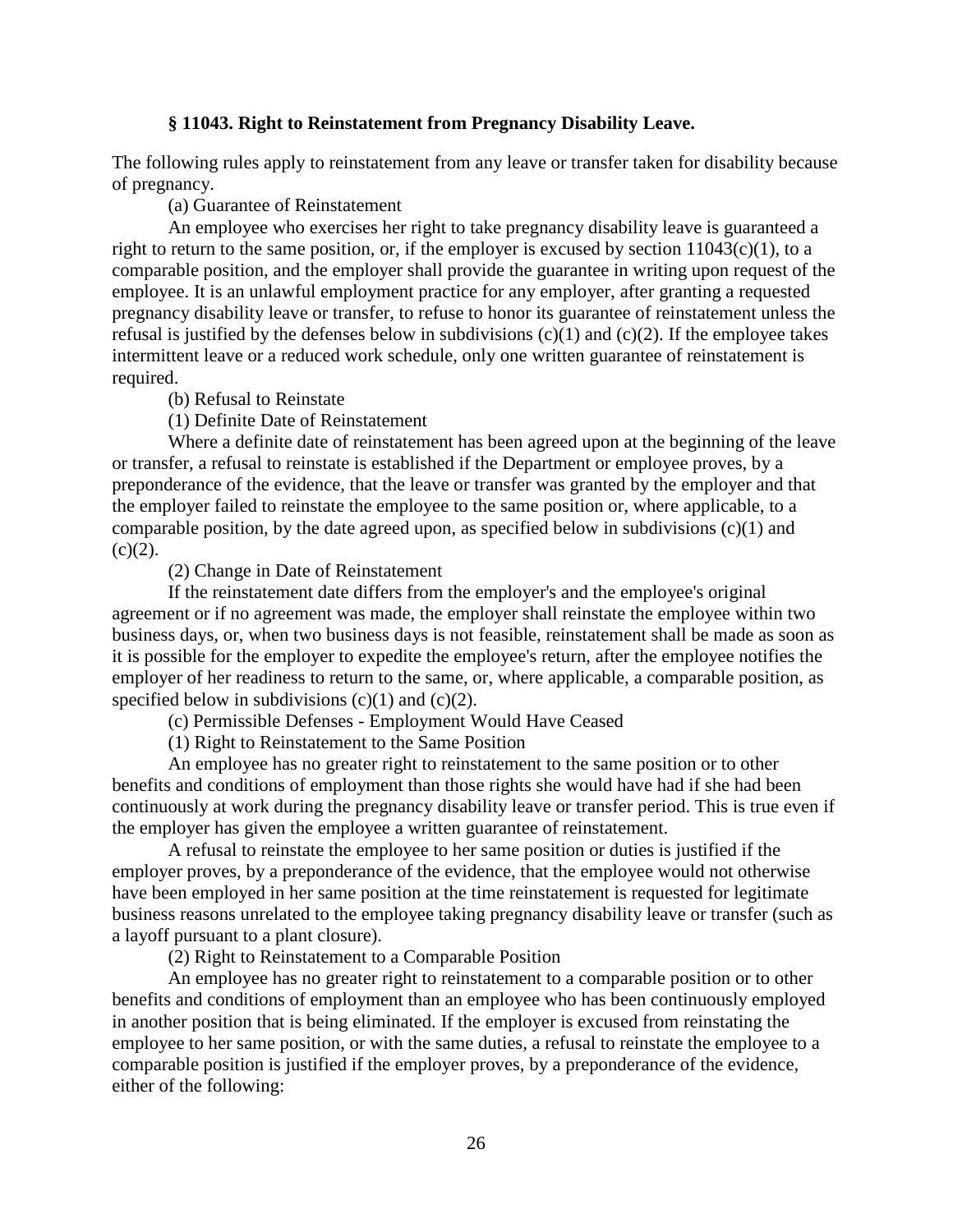### § 11043. Right to Reinstatement from Pregnancy Disability Leave.

The following rules apply to reinstatement from any leave or transfer taken for disability because of pregnancy.

(a) Guarantee of Reinstatement

An employee who exercises her right to take pregnancy disability leave is guaranteed a right to return to the same position, or, if the employer is excused by section 11043(c)(1), to a comparable position, and the employer shall provide the guarantee in writing upon request of the employee. It is an unlawful employment practice for any employer, after granting a requested pregnancy disability leave or transfer, to refuse to honor its guarantee of reinstatement unless the refusal is justified by the defenses below in subdivisions (c)(1) and (c)(2). If the employee takes intermittent leave or a reduced work schedule, only one written guarantee of reinstatement is required.

(b) Refusal to Reinstate

(1) Definite Date of Reinstatement

Where a definite date of reinstatement has been agreed upon at the beginning of the leave or transfer, a refusal to reinstate is established if the Department or employee proves, by a preponderance of the evidence, that the leave or transfer was granted by the employer and that the employer failed to reinstate the employee to the same position or, where applicable, to a comparable position, by the date agreed upon, as specified below in subdivisions (c)(1) and (c)(2).

(2) Change in Date of Reinstatement

If the reinstatement date differs from the employer's and the employee's original agreement or if no agreement was made, the employer shall reinstate the employee within two business days, or, when two business days is not feasible, reinstatement shall be made as soon as it is possible for the employer to expedite the employee's return, after the employee notifies the employer of her readiness to return to the same, or, where applicable, a comparable position, as specified below in subdivisions (c)(1) and (c)(2).

(c) Permissible Defenses - Employment Would Have Ceased

(1) Right to Reinstatement to the Same Position

An employee has no greater right to reinstatement to the same position or to other benefits and conditions of employment than those rights she would have had if she had been continuously at work during the pregnancy disability leave or transfer period. This is true even if the employer has given the employee a written guarantee of reinstatement.

A refusal to reinstate the employee to her same position or duties is justified if the employer proves, by a preponderance of the evidence, that the employee would not otherwise have been employed in her same position at the time reinstatement is requested for legitimate business reasons unrelated to the employee taking pregnancy disability leave or transfer (such as a layoff pursuant to a plant closure).

(2) Right to Reinstatement to a Comparable Position

An employee has no greater right to reinstatement to a comparable position or to other benefits and conditions of employment than an employee who has been continuously employed in another position that is being eliminated. If the employer is excused from reinstating the employee to her same position, or with the same duties, a refusal to reinstate the employee to a comparable position is justified if the employer proves, by a preponderance of the evidence, either of the following: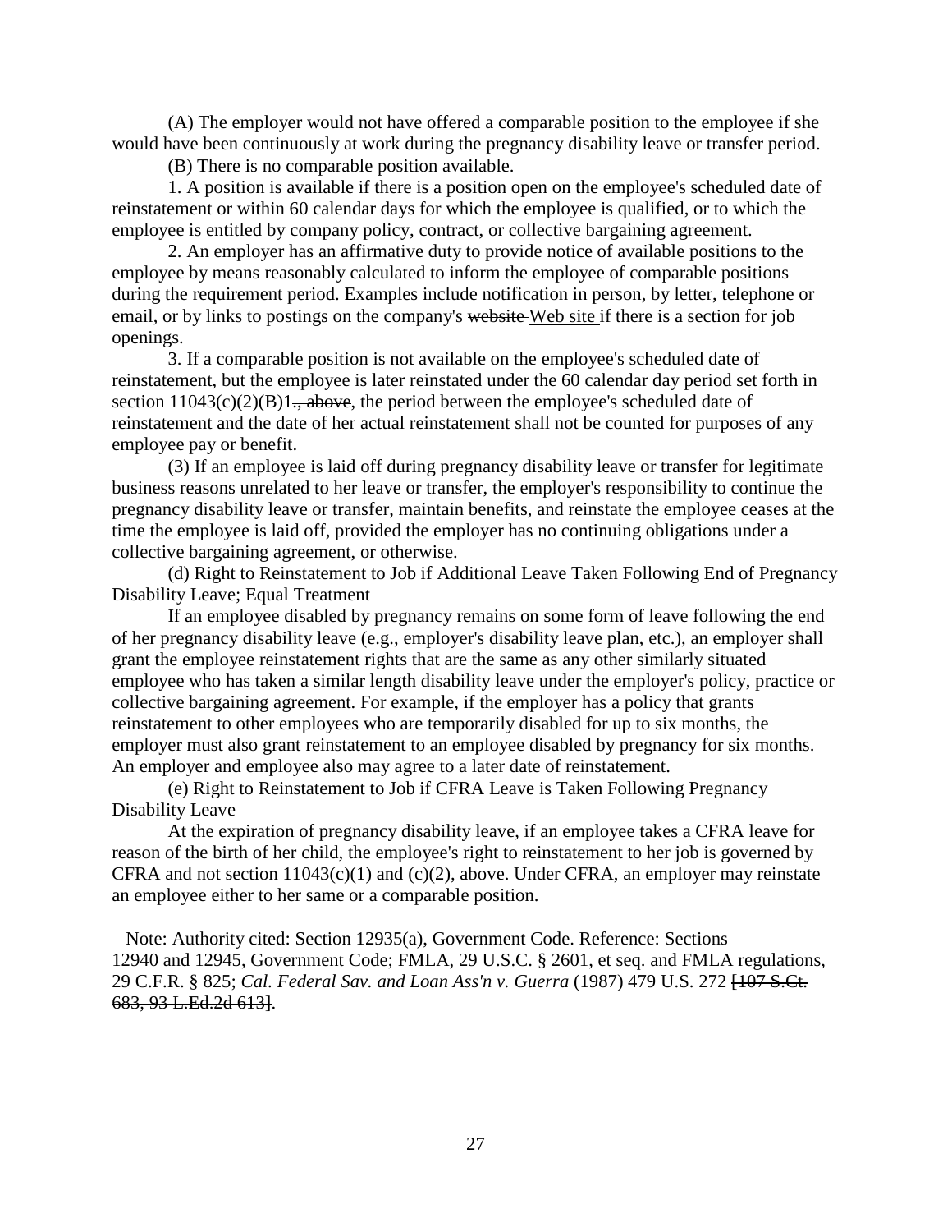(A) The employer would not have offered a comparable position to the employee if she would have been continuously at work during the pregnancy disability leave or transfer period.

(B) There is no comparable position available.

1. A position is available if there is a position open on the employee's scheduled date of reinstatement or within 60 calendar days for which the employee is qualified, or to which the employee is entitled by company policy, contract, or collective bargaining agreement.

2. An employer has an affirmative duty to provide notice of available positions to the employee by means reasonably calculated to inform the employee of comparable positions during the requirement period. Examples include notification in person, by letter, telephone or email, or by links to postings on the company's ~~website~~ <u>Web site</u> if there is a section for job openings.

3. If a comparable position is not available on the employee's scheduled date of reinstatement, but the employee is later reinstated under the 60 calendar day period set forth in section 11043(c)(2)(B)1~~., above~~, the period between the employee's scheduled date of reinstatement and the date of her actual reinstatement shall not be counted for purposes of any employee pay or benefit.

(3) If an employee is laid off during pregnancy disability leave or transfer for legitimate business reasons unrelated to her leave or transfer, the employer's responsibility to continue the pregnancy disability leave or transfer, maintain benefits, and reinstate the employee ceases at the time the employee is laid off, provided the employer has no continuing obligations under a collective bargaining agreement, or otherwise.

(d) Right to Reinstatement to Job if Additional Leave Taken Following End of Pregnancy Disability Leave; Equal Treatment

If an employee disabled by pregnancy remains on some form of leave following the end of her pregnancy disability leave (e.g., employer's disability leave plan, etc.), an employer shall grant the employee reinstatement rights that are the same as any other similarly situated employee who has taken a similar length disability leave under the employer's policy, practice or collective bargaining agreement. For example, if the employer has a policy that grants reinstatement to other employees who are temporarily disabled for up to six months, the employer must also grant reinstatement to an employee disabled by pregnancy for six months. An employer and employee also may agree to a later date of reinstatement.

(e) Right to Reinstatement to Job if CFRA Leave is Taken Following Pregnancy Disability Leave

At the expiration of pregnancy disability leave, if an employee takes a CFRA leave for reason of the birth of her child, the employee's right to reinstatement to her job is governed by CFRA and not section 11043(c)(1) and (c)(2)~~, above~~. Under CFRA, an employer may reinstate an employee either to her same or a comparable position.

Note: Authority cited: Section 12935(a), Government Code. Reference: Sections 12940 and 12945, Government Code; FMLA, 29 U.S.C. § 2601, et seq. and FMLA regulations, 29 C.F.R. § 825; *Cal. Federal Sav. and Loan Ass'n v. Guerra* (1987) 479 U.S. 272 ~~[107 S.Ct. 683, 93 L.Ed.2d 613]~~.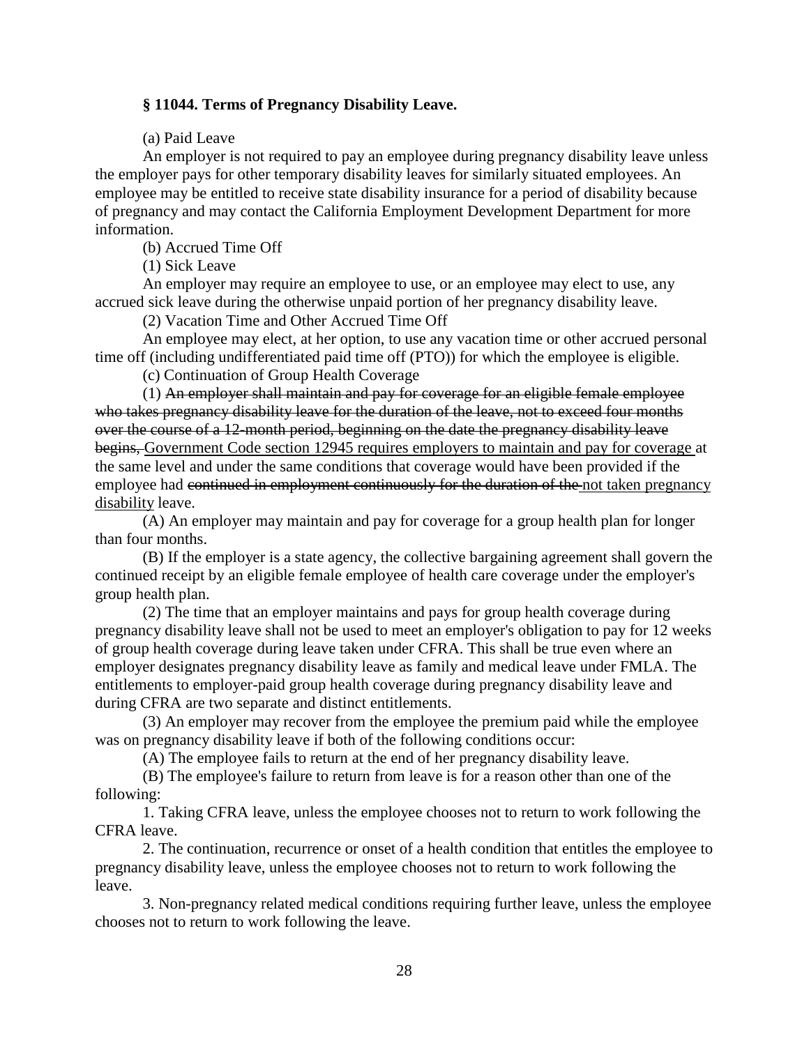### § 11044. Terms of Pregnancy Disability Leave.

(a) Paid Leave

An employer is not required to pay an employee during pregnancy disability leave unless the employer pays for other temporary disability leaves for similarly situated employees. An employee may be entitled to receive state disability insurance for a period of disability because of pregnancy and may contact the California Employment Development Department for more information.

(b) Accrued Time Off

(1) Sick Leave

An employer may require an employee to use, or an employee may elect to use, any accrued sick leave during the otherwise unpaid portion of her pregnancy disability leave.

(2) Vacation Time and Other Accrued Time Off

An employee may elect, at her option, to use any vacation time or other accrued personal time off (including undifferentiated paid time off (PTO)) for which the employee is eligible.

(c) Continuation of Group Health Coverage

(1) ~~An employer shall maintain and pay for coverage for an eligible female employee who takes pregnancy disability leave for the duration of the leave, not to exceed four months over the course of a 12-month period, beginning on the date the pregnancy disability leave begins,~~ <u>Government Code section 12945 requires employers to maintain and pay for coverage</u> at the same level and under the same conditions that coverage would have been provided if the employee had ~~continued in employment continuously for the duration of the~~ <u>not taken pregnancy disability</u> leave.

(A) An employer may maintain and pay for coverage for a group health plan for longer than four months.

(B) If the employer is a state agency, the collective bargaining agreement shall govern the continued receipt by an eligible female employee of health care coverage under the employer's group health plan.

(2) The time that an employer maintains and pays for group health coverage during pregnancy disability leave shall not be used to meet an employer's obligation to pay for 12 weeks of group health coverage during leave taken under CFRA. This shall be true even where an employer designates pregnancy disability leave as family and medical leave under FMLA. The entitlements to employer-paid group health coverage during pregnancy disability leave and during CFRA are two separate and distinct entitlements.

(3) An employer may recover from the employee the premium paid while the employee was on pregnancy disability leave if both of the following conditions occur:

(A) The employee fails to return at the end of her pregnancy disability leave.

(B) The employee's failure to return from leave is for a reason other than one of the following:

1. Taking CFRA leave, unless the employee chooses not to return to work following the CFRA leave.

2. The continuation, recurrence or onset of a health condition that entitles the employee to pregnancy disability leave, unless the employee chooses not to return to work following the leave.

3. Non-pregnancy related medical conditions requiring further leave, unless the employee chooses not to return to work following the leave.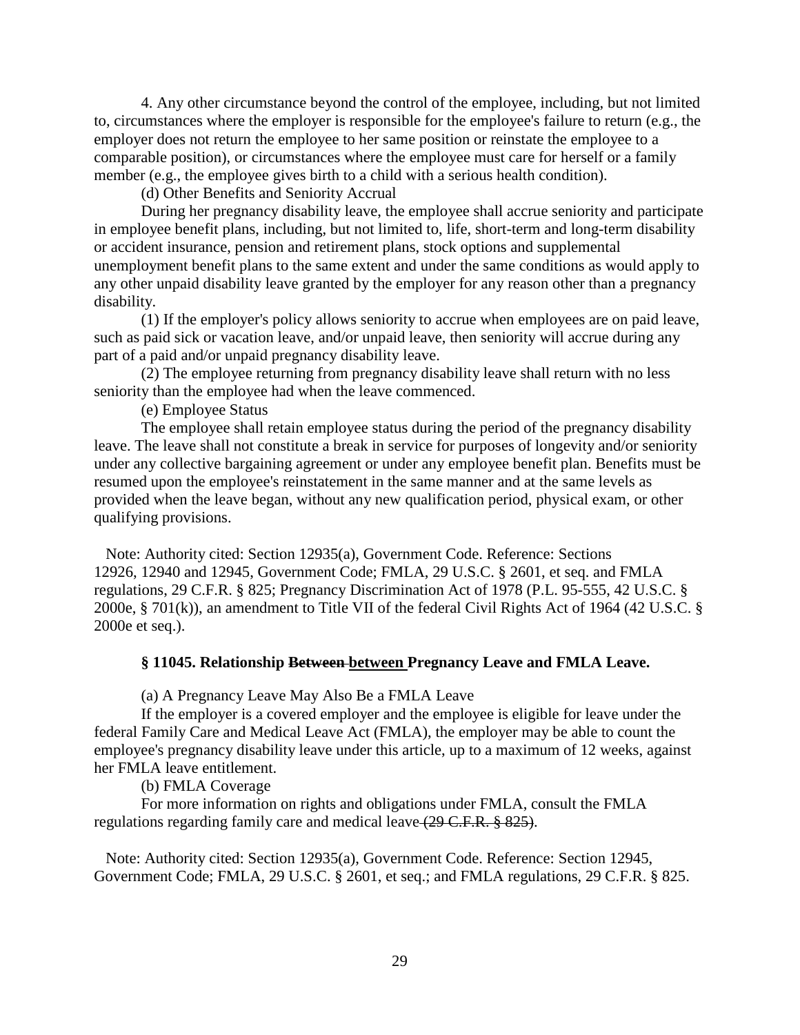4. Any other circumstance beyond the control of the employee, including, but not limited to, circumstances where the employer is responsible for the employee's failure to return (e.g., the employer does not return the employee to her same position or reinstate the employee to a comparable position), or circumstances where the employee must care for herself or a family member (e.g., the employee gives birth to a child with a serious health condition).

(d) Other Benefits and Seniority Accrual

During her pregnancy disability leave, the employee shall accrue seniority and participate in employee benefit plans, including, but not limited to, life, short-term and long-term disability or accident insurance, pension and retirement plans, stock options and supplemental unemployment benefit plans to the same extent and under the same conditions as would apply to any other unpaid disability leave granted by the employer for any reason other than a pregnancy disability.

(1) If the employer's policy allows seniority to accrue when employees are on paid leave, such as paid sick or vacation leave, and/or unpaid leave, then seniority will accrue during any part of a paid and/or unpaid pregnancy disability leave.

(2) The employee returning from pregnancy disability leave shall return with no less seniority than the employee had when the leave commenced.

(e) Employee Status

The employee shall retain employee status during the period of the pregnancy disability leave. The leave shall not constitute a break in service for purposes of longevity and/or seniority under any collective bargaining agreement or under any employee benefit plan. Benefits must be resumed upon the employee's reinstatement in the same manner and at the same levels as provided when the leave began, without any new qualification period, physical exam, or other qualifying provisions.

Note: Authority cited: Section 12935(a), Government Code. Reference: Sections 12926, 12940 and 12945, Government Code; FMLA, 29 U.S.C. § 2601, et seq. and FMLA regulations, 29 C.F.R. § 825; Pregnancy Discrimination Act of 1978 (P.L. 95-555, 42 U.S.C. § 2000e, § 701(k)), an amendment to Title VII of the federal Civil Rights Act of 1964 (42 U.S.C. § 2000e et seq.).

### § 11045. Relationship ~~Between~~ <u>between</u> Pregnancy Leave and FMLA Leave.

(a) A Pregnancy Leave May Also Be a FMLA Leave

If the employer is a covered employer and the employee is eligible for leave under the federal Family Care and Medical Leave Act (FMLA), the employer may be able to count the employee's pregnancy disability leave under this article, up to a maximum of 12 weeks, against her FMLA leave entitlement.

(b) FMLA Coverage

For more information on rights and obligations under FMLA, consult the FMLA regulations regarding family care and medical leave ~~(29 C.F.R. § 825)~~.

Note: Authority cited: Section 12935(a), Government Code. Reference: Section 12945, Government Code; FMLA, 29 U.S.C. § 2601, et seq.; and FMLA regulations, 29 C.F.R. § 825.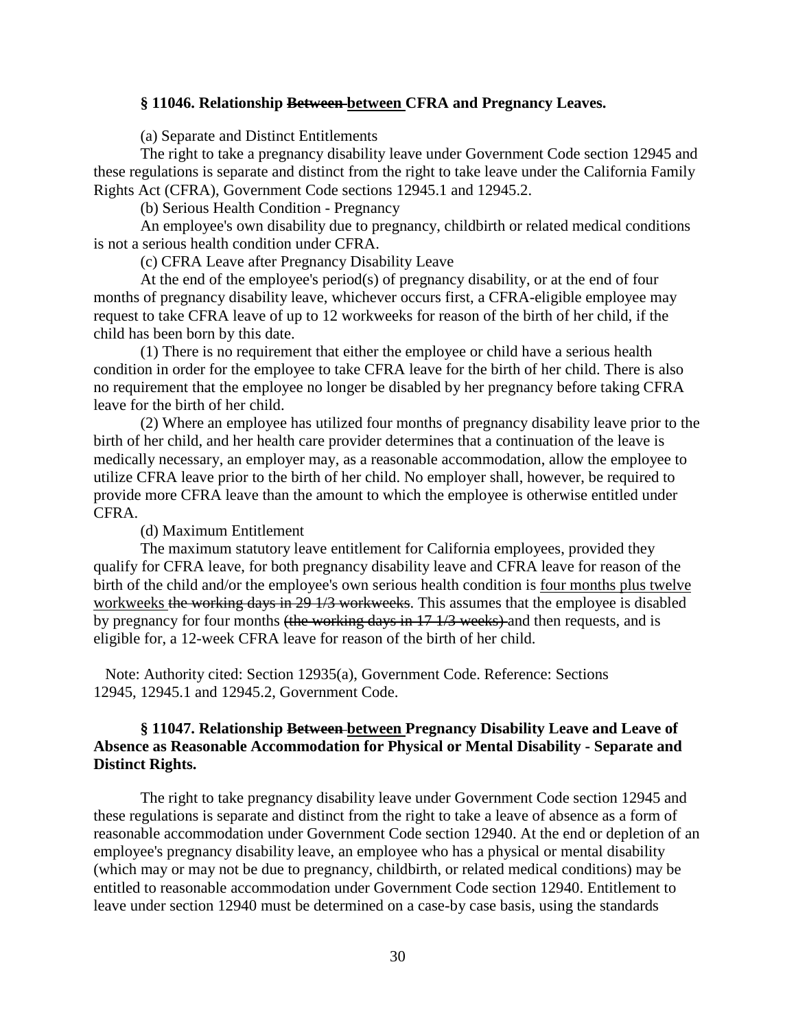### § 11046. Relationship ~~Between~~ <u>between</u> CFRA and Pregnancy Leaves.

(a) Separate and Distinct Entitlements

The right to take a pregnancy disability leave under Government Code section 12945 and these regulations is separate and distinct from the right to take leave under the California Family Rights Act (CFRA), Government Code sections 12945.1 and 12945.2.

(b) Serious Health Condition - Pregnancy

An employee's own disability due to pregnancy, childbirth or related medical conditions is not a serious health condition under CFRA.

(c) CFRA Leave after Pregnancy Disability Leave

At the end of the employee's period(s) of pregnancy disability, or at the end of four months of pregnancy disability leave, whichever occurs first, a CFRA-eligible employee may request to take CFRA leave of up to 12 workweeks for reason of the birth of her child, if the child has been born by this date.

(1) There is no requirement that either the employee or child have a serious health condition in order for the employee to take CFRA leave for the birth of her child. There is also no requirement that the employee no longer be disabled by her pregnancy before taking CFRA leave for the birth of her child.

(2) Where an employee has utilized four months of pregnancy disability leave prior to the birth of her child, and her health care provider determines that a continuation of the leave is medically necessary, an employer may, as a reasonable accommodation, allow the employee to utilize CFRA leave prior to the birth of her child. No employer shall, however, be required to provide more CFRA leave than the amount to which the employee is otherwise entitled under CFRA.

(d) Maximum Entitlement

The maximum statutory leave entitlement for California employees, provided they qualify for CFRA leave, for both pregnancy disability leave and CFRA leave for reason of the birth of the child and/or the employee's own serious health condition is <u>four months plus twelve workweeks</u> ~~the working days in 29 1/3 workweeks~~. This assumes that the employee is disabled by pregnancy for four months ~~(the working days in 17 1/3 weeks)~~ and then requests, and is eligible for, a 12-week CFRA leave for reason of the birth of her child.

Note: Authority cited: Section 12935(a), Government Code. Reference: Sections 12945, 12945.1 and 12945.2, Government Code.

### § 11047. Relationship ~~Between~~ <u>between</u> Pregnancy Disability Leave and Leave of Absence as Reasonable Accommodation for Physical or Mental Disability - Separate and Distinct Rights.

The right to take pregnancy disability leave under Government Code section 12945 and these regulations is separate and distinct from the right to take a leave of absence as a form of reasonable accommodation under Government Code section 12940. At the end or depletion of an employee's pregnancy disability leave, an employee who has a physical or mental disability (which may or may not be due to pregnancy, childbirth, or related medical conditions) may be entitled to reasonable accommodation under Government Code section 12940. Entitlement to leave under section 12940 must be determined on a case-by case basis, using the standards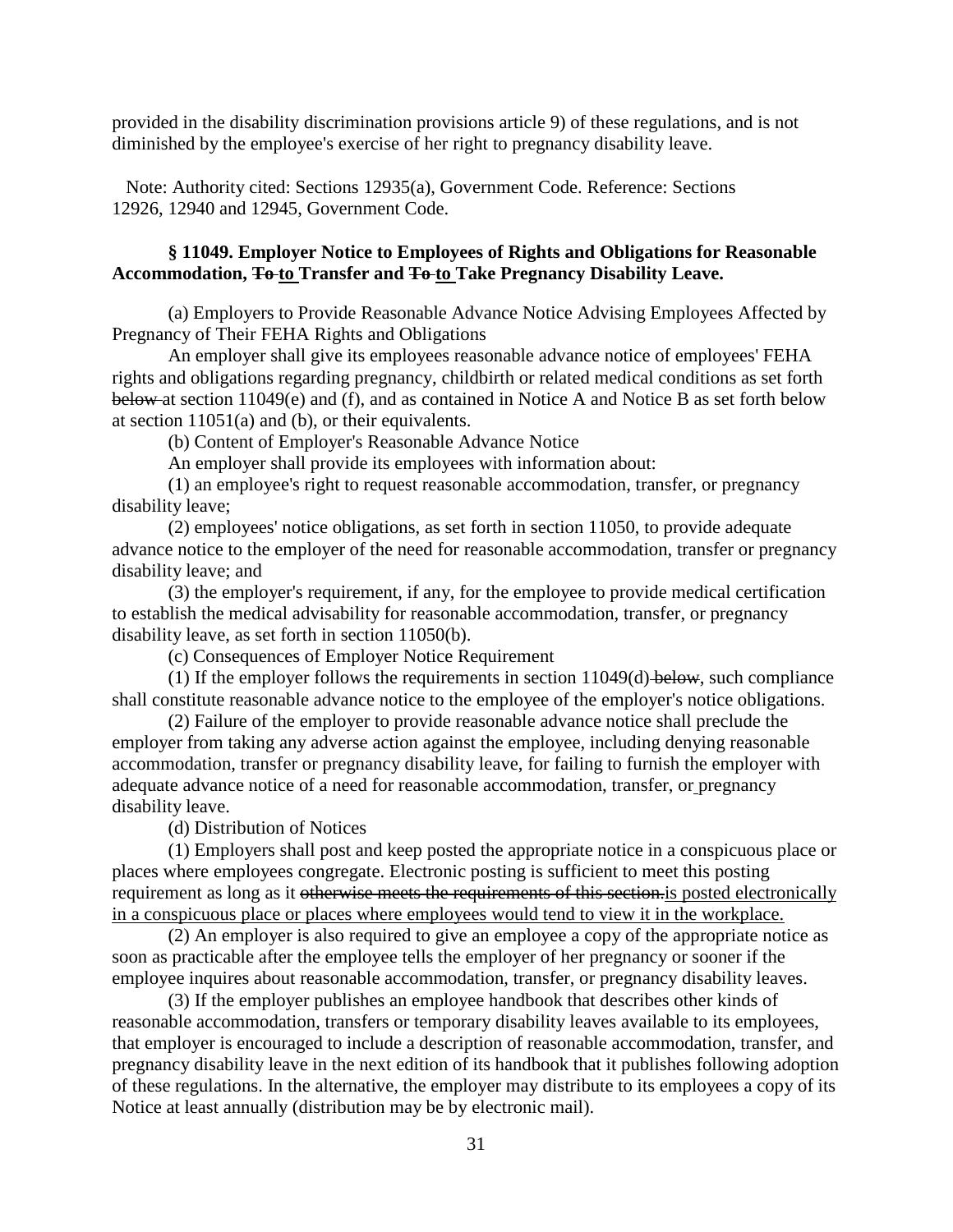provided in the disability discrimination provisions article 9) of these regulations, and is not diminished by the employee's exercise of her right to pregnancy disability leave.

Note: Authority cited: Sections 12935(a), Government Code. Reference: Sections 12926, 12940 and 12945, Government Code.

### § 11049. Employer Notice to Employees of Rights and Obligations for Reasonable Accommodation, ~~To~~ <u>to</u> Transfer and ~~To~~ <u>to</u> Take Pregnancy Disability Leave.

(a) Employers to Provide Reasonable Advance Notice Advising Employees Affected by Pregnancy of Their FEHA Rights and Obligations

An employer shall give its employees reasonable advance notice of employees' FEHA rights and obligations regarding pregnancy, childbirth or related medical conditions as set forth ~~below~~ at section 11049(e) and (f), and as contained in Notice A and Notice B as set forth below at section 11051(a) and (b), or their equivalents.

(b) Content of Employer's Reasonable Advance Notice

An employer shall provide its employees with information about:

(1) an employee's right to request reasonable accommodation, transfer, or pregnancy disability leave;

(2) employees' notice obligations, as set forth in section 11050, to provide adequate advance notice to the employer of the need for reasonable accommodation, transfer or pregnancy disability leave; and

(3) the employer's requirement, if any, for the employee to provide medical certification to establish the medical advisability for reasonable accommodation, transfer, or pregnancy disability leave, as set forth in section 11050(b).

(c) Consequences of Employer Notice Requirement

(1) If the employer follows the requirements in section 11049(d) ~~below~~, such compliance shall constitute reasonable advance notice to the employee of the employer's notice obligations.

(2) Failure of the employer to provide reasonable advance notice shall preclude the employer from taking any adverse action against the employee, including denying reasonable accommodation, transfer or pregnancy disability leave, for failing to furnish the employer with adequate advance notice of a need for reasonable accommodation, transfer, or pregnancy disability leave.

(d) Distribution of Notices

(1) Employers shall post and keep posted the appropriate notice in a conspicuous place or places where employees congregate. Electronic posting is sufficient to meet this posting requirement as long as it ~~otherwise meets the requirements of this section.~~<u>is posted electronically in a conspicuous place or places where employees would tend to view it in the workplace.</u>

(2) An employer is also required to give an employee a copy of the appropriate notice as soon as practicable after the employee tells the employer of her pregnancy or sooner if the employee inquires about reasonable accommodation, transfer, or pregnancy disability leaves.

(3) If the employer publishes an employee handbook that describes other kinds of reasonable accommodation, transfers or temporary disability leaves available to its employees, that employer is encouraged to include a description of reasonable accommodation, transfer, and pregnancy disability leave in the next edition of its handbook that it publishes following adoption of these regulations. In the alternative, the employer may distribute to its employees a copy of its Notice at least annually (distribution may be by electronic mail).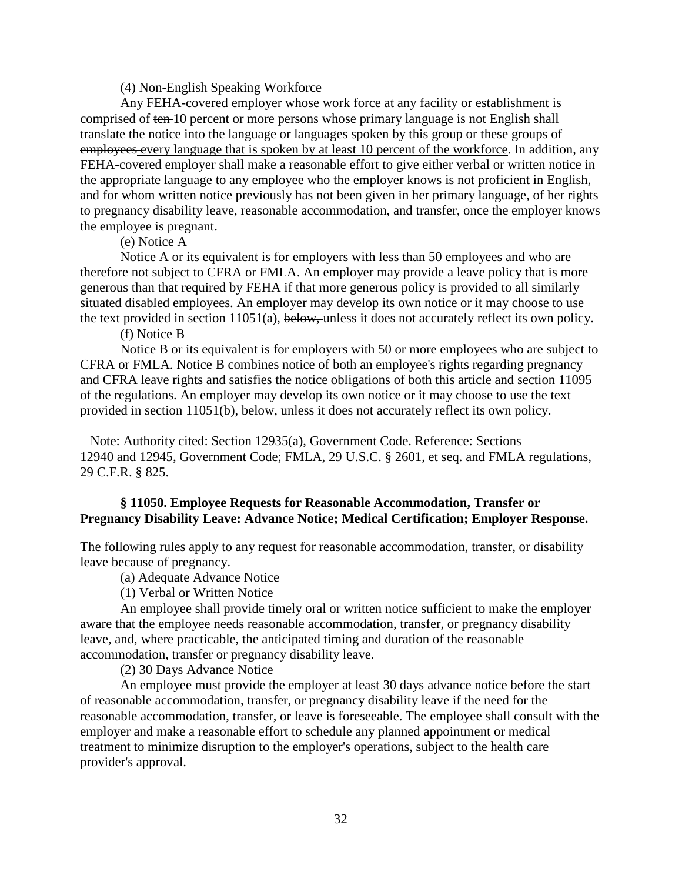(4) Non-English Speaking Workforce

Any FEHA-covered employer whose work force at any facility or establishment is comprised of ~~ten~~ <u>10</u> percent or more persons whose primary language is not English shall translate the notice into ~~the language or languages spoken by this group or these groups of employees~~ <u>every language that is spoken by at least 10 percent of the workforce</u>. In addition, any FEHA-covered employer shall make a reasonable effort to give either verbal or written notice in the appropriate language to any employee who the employer knows is not proficient in English, and for whom written notice previously has not been given in her primary language, of her rights to pregnancy disability leave, reasonable accommodation, and transfer, once the employer knows the employee is pregnant.

(e) Notice A

Notice A or its equivalent is for employers with less than 50 employees and who are therefore not subject to CFRA or FMLA. An employer may provide a leave policy that is more generous than that required by FEHA if that more generous policy is provided to all similarly situated disabled employees. An employer may develop its own notice or it may choose to use the text provided in section 11051(a), ~~below,~~ unless it does not accurately reflect its own policy.

(f) Notice B

Notice B or its equivalent is for employers with 50 or more employees who are subject to CFRA or FMLA. Notice B combines notice of both an employee's rights regarding pregnancy and CFRA leave rights and satisfies the notice obligations of both this article and section 11095 of the regulations. An employer may develop its own notice or it may choose to use the text provided in section 11051(b), ~~below,~~ unless it does not accurately reflect its own policy.

Note: Authority cited: Section 12935(a), Government Code. Reference: Sections 12940 and 12945, Government Code; FMLA, 29 U.S.C. § 2601, et seq. and FMLA regulations, 29 C.F.R. § 825.

### § 11050. Employee Requests for Reasonable Accommodation, Transfer or Pregnancy Disability Leave: Advance Notice; Medical Certification; Employer Response.

The following rules apply to any request for reasonable accommodation, transfer, or disability leave because of pregnancy.

(a) Adequate Advance Notice

(1) Verbal or Written Notice

An employee shall provide timely oral or written notice sufficient to make the employer aware that the employee needs reasonable accommodation, transfer, or pregnancy disability leave, and, where practicable, the anticipated timing and duration of the reasonable accommodation, transfer or pregnancy disability leave.

(2) 30 Days Advance Notice

An employee must provide the employer at least 30 days advance notice before the start of reasonable accommodation, transfer, or pregnancy disability leave if the need for the reasonable accommodation, transfer, or leave is foreseeable. The employee shall consult with the employer and make a reasonable effort to schedule any planned appointment or medical treatment to minimize disruption to the employer's operations, subject to the health care provider's approval.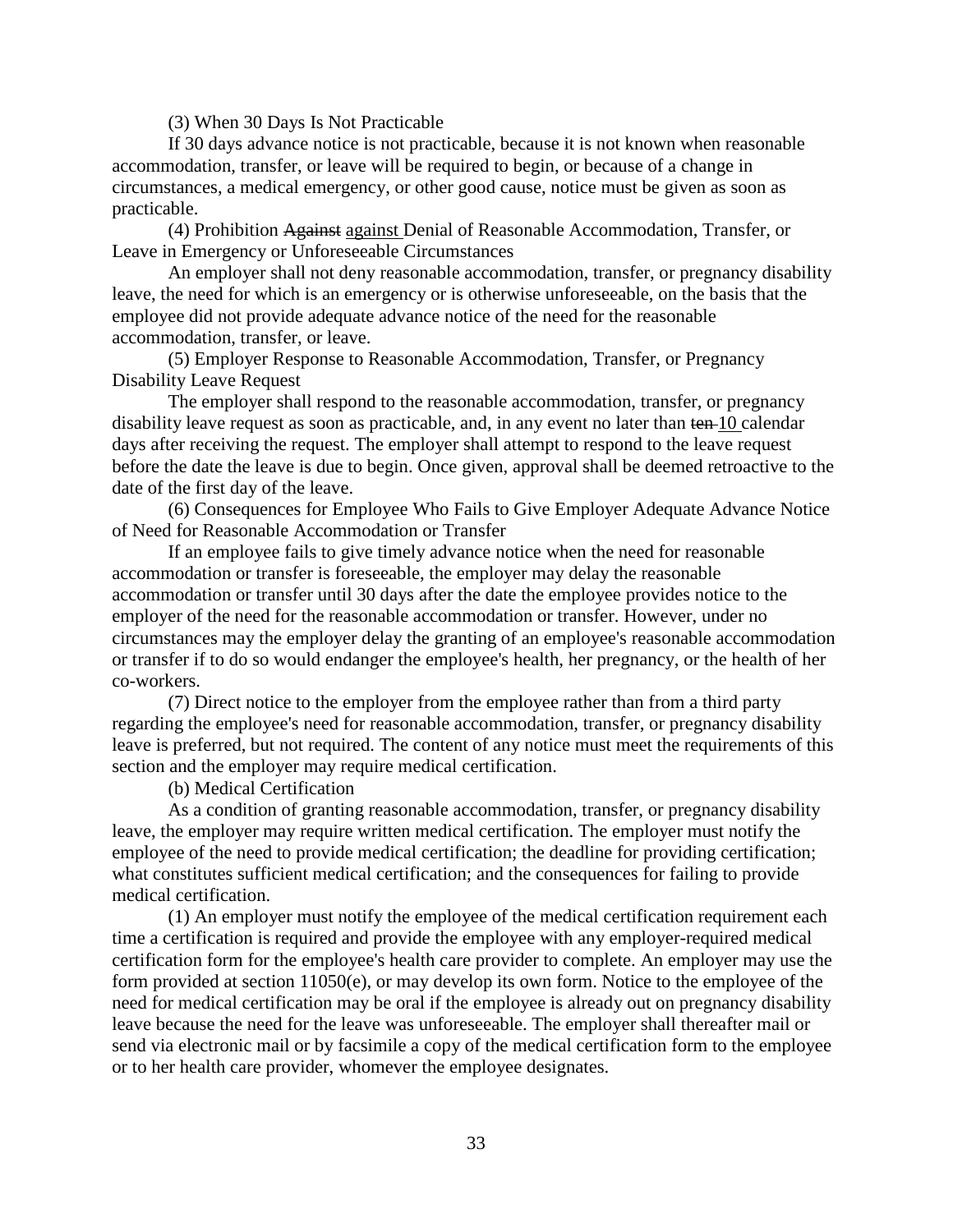(3) When 30 Days Is Not Practicable

If 30 days advance notice is not practicable, because it is not known when reasonable accommodation, transfer, or leave will be required to begin, or because of a change in circumstances, a medical emergency, or other good cause, notice must be given as soon as practicable.

(4) Prohibition ~~Against~~ <u>against</u> Denial of Reasonable Accommodation, Transfer, or Leave in Emergency or Unforeseeable Circumstances

An employer shall not deny reasonable accommodation, transfer, or pregnancy disability leave, the need for which is an emergency or is otherwise unforeseeable, on the basis that the employee did not provide adequate advance notice of the need for the reasonable accommodation, transfer, or leave.

(5) Employer Response to Reasonable Accommodation, Transfer, or Pregnancy Disability Leave Request

The employer shall respond to the reasonable accommodation, transfer, or pregnancy disability leave request as soon as practicable, and, in any event no later than ~~ten~~ <u>10</u> calendar days after receiving the request. The employer shall attempt to respond to the leave request before the date the leave is due to begin. Once given, approval shall be deemed retroactive to the date of the first day of the leave.

(6) Consequences for Employee Who Fails to Give Employer Adequate Advance Notice of Need for Reasonable Accommodation or Transfer

If an employee fails to give timely advance notice when the need for reasonable accommodation or transfer is foreseeable, the employer may delay the reasonable accommodation or transfer until 30 days after the date the employee provides notice to the employer of the need for the reasonable accommodation or transfer. However, under no circumstances may the employer delay the granting of an employee's reasonable accommodation or transfer if to do so would endanger the employee's health, her pregnancy, or the health of her co-workers.

(7) Direct notice to the employer from the employee rather than from a third party regarding the employee's need for reasonable accommodation, transfer, or pregnancy disability leave is preferred, but not required. The content of any notice must meet the requirements of this section and the employer may require medical certification.

(b) Medical Certification

As a condition of granting reasonable accommodation, transfer, or pregnancy disability leave, the employer may require written medical certification. The employer must notify the employee of the need to provide medical certification; the deadline for providing certification; what constitutes sufficient medical certification; and the consequences for failing to provide medical certification.

(1) An employer must notify the employee of the medical certification requirement each time a certification is required and provide the employee with any employer-required medical certification form for the employee's health care provider to complete. An employer may use the form provided at section 11050(e), or may develop its own form. Notice to the employee of the need for medical certification may be oral if the employee is already out on pregnancy disability leave because the need for the leave was unforeseeable. The employer shall thereafter mail or send via electronic mail or by facsimile a copy of the medical certification form to the employee or to her health care provider, whomever the employee designates.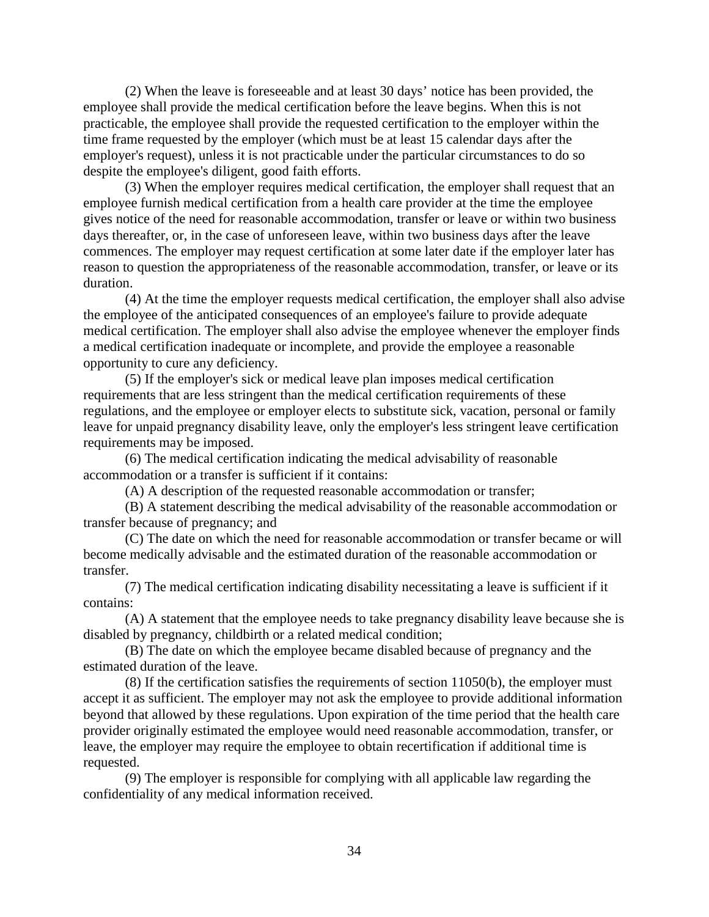(2) When the leave is foreseeable and at least 30 days' notice has been provided, the employee shall provide the medical certification before the leave begins. When this is not practicable, the employee shall provide the requested certification to the employer within the time frame requested by the employer (which must be at least 15 calendar days after the employer's request), unless it is not practicable under the particular circumstances to do so despite the employee's diligent, good faith efforts.

(3) When the employer requires medical certification, the employer shall request that an employee furnish medical certification from a health care provider at the time the employee gives notice of the need for reasonable accommodation, transfer or leave or within two business days thereafter, or, in the case of unforeseen leave, within two business days after the leave commences. The employer may request certification at some later date if the employer later has reason to question the appropriateness of the reasonable accommodation, transfer, or leave or its duration.

(4) At the time the employer requests medical certification, the employer shall also advise the employee of the anticipated consequences of an employee's failure to provide adequate medical certification. The employer shall also advise the employee whenever the employer finds a medical certification inadequate or incomplete, and provide the employee a reasonable opportunity to cure any deficiency.

(5) If the employer's sick or medical leave plan imposes medical certification requirements that are less stringent than the medical certification requirements of these regulations, and the employee or employer elects to substitute sick, vacation, personal or family leave for unpaid pregnancy disability leave, only the employer's less stringent leave certification requirements may be imposed.

(6) The medical certification indicating the medical advisability of reasonable accommodation or a transfer is sufficient if it contains:

(A) A description of the requested reasonable accommodation or transfer;

(B) A statement describing the medical advisability of the reasonable accommodation or transfer because of pregnancy; and

(C) The date on which the need for reasonable accommodation or transfer became or will become medically advisable and the estimated duration of the reasonable accommodation or transfer.

(7) The medical certification indicating disability necessitating a leave is sufficient if it contains:

(A) A statement that the employee needs to take pregnancy disability leave because she is disabled by pregnancy, childbirth or a related medical condition;

(B) The date on which the employee became disabled because of pregnancy and the estimated duration of the leave.

(8) If the certification satisfies the requirements of section 11050(b), the employer must accept it as sufficient. The employer may not ask the employee to provide additional information beyond that allowed by these regulations. Upon expiration of the time period that the health care provider originally estimated the employee would need reasonable accommodation, transfer, or leave, the employer may require the employee to obtain recertification if additional time is requested.

(9) The employer is responsible for complying with all applicable law regarding the confidentiality of any medical information received.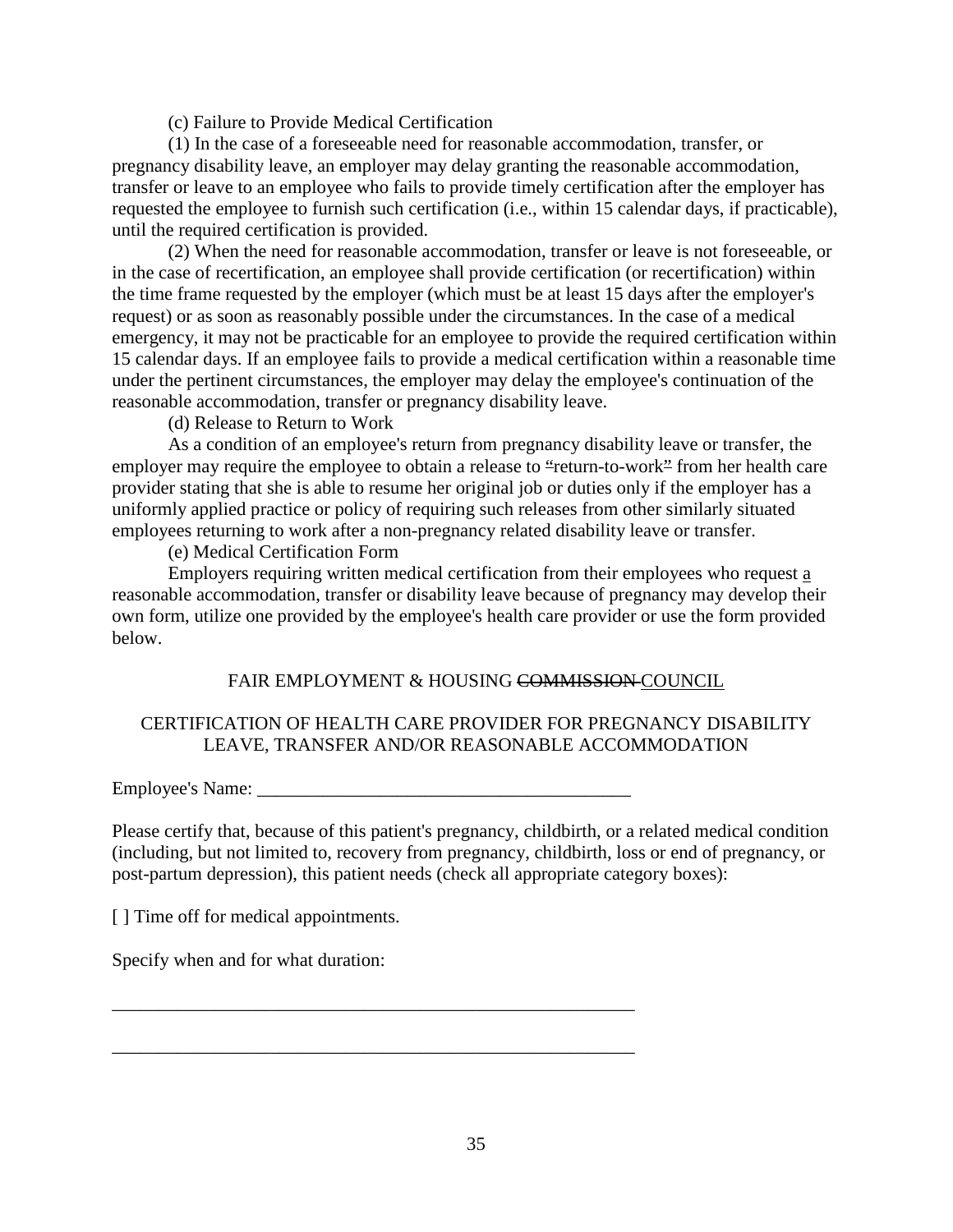(c) Failure to Provide Medical Certification

(1) In the case of a foreseeable need for reasonable accommodation, transfer, or pregnancy disability leave, an employer may delay granting the reasonable accommodation, transfer or leave to an employee who fails to provide timely certification after the employer has requested the employee to furnish such certification (i.e., within 15 calendar days, if practicable), until the required certification is provided.

(2) When the need for reasonable accommodation, transfer or leave is not foreseeable, or in the case of recertification, an employee shall provide certification (or recertification) within the time frame requested by the employer (which must be at least 15 days after the employer's request) or as soon as reasonably possible under the circumstances. In the case of a medical emergency, it may not be practicable for an employee to provide the required certification within 15 calendar days. If an employee fails to provide a medical certification within a reasonable time under the pertinent circumstances, the employer may delay the employee's continuation of the reasonable accommodation, transfer or pregnancy disability leave.

(d) Release to Return to Work

As a condition of an employee's return from pregnancy disability leave or transfer, the employer may require the employee to obtain a release to ~~"~~return-to-work~~"~~ from her health care provider stating that she is able to resume her original job or duties only if the employer has a uniformly applied practice or policy of requiring such releases from other similarly situated employees returning to work after a non-pregnancy related disability leave or transfer.

(e) Medical Certification Form

Employers requiring written medical certification from their employees who request <u>a</u> reasonable accommodation, transfer or disability leave because of pregnancy may develop their own form, utilize one provided by the employee's health care provider or use the form provided below.

FAIR EMPLOYMENT & HOUSING ~~COMMISSION~~ <u>COUNCIL</u>

CERTIFICATION OF HEALTH CARE PROVIDER FOR PREGNANCY DISABILITY LEAVE, TRANSFER AND/OR REASONABLE ACCOMMODATION

Employee's Name: _________________________________________

Please certify that, because of this patient's pregnancy, childbirth, or a related medical condition (including, but not limited to, recovery from pregnancy, childbirth, loss or end of pregnancy, or post-partum depression), this patient needs (check all appropriate category boxes):

[ ] Time off for medical appointments.

Specify when and for what duration:

__________________________________________________________

__________________________________________________________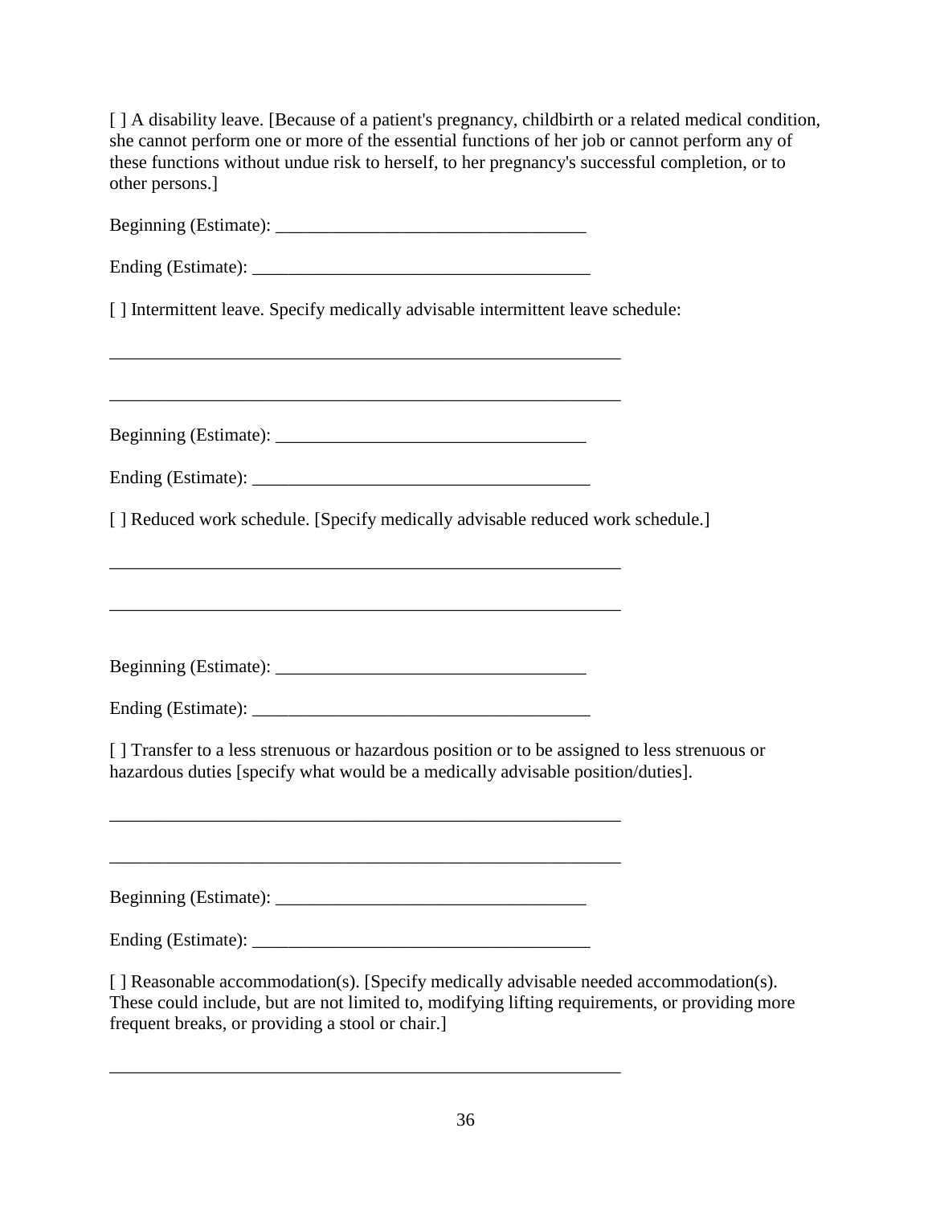[ ] A disability leave. [Because of a patient's pregnancy, childbirth or a related medical condition, she cannot perform one or more of the essential functions of her job or cannot perform any of these functions without undue risk to herself, to her pregnancy's successful completion, or to other persons.]

Beginning (Estimate): ___________________________________

Ending (Estimate): ______________________________________

[ ] Intermittent leave. Specify medically advisable intermittent leave schedule:

__________________________________________________________

__________________________________________________________

Beginning (Estimate): ___________________________________

Ending (Estimate): ______________________________________

[ ] Reduced work schedule. [Specify medically advisable reduced work schedule.]

__________________________________________________________

__________________________________________________________

Beginning (Estimate): ___________________________________

Ending (Estimate): ______________________________________

[ ] Transfer to a less strenuous or hazardous position or to be assigned to less strenuous or hazardous duties [specify what would be a medically advisable position/duties].

__________________________________________________________

__________________________________________________________

Beginning (Estimate): ___________________________________

Ending (Estimate): ______________________________________

[ ] Reasonable accommodation(s). [Specify medically advisable needed accommodation(s). These could include, but are not limited to, modifying lifting requirements, or providing more frequent breaks, or providing a stool or chair.]

__________________________________________________________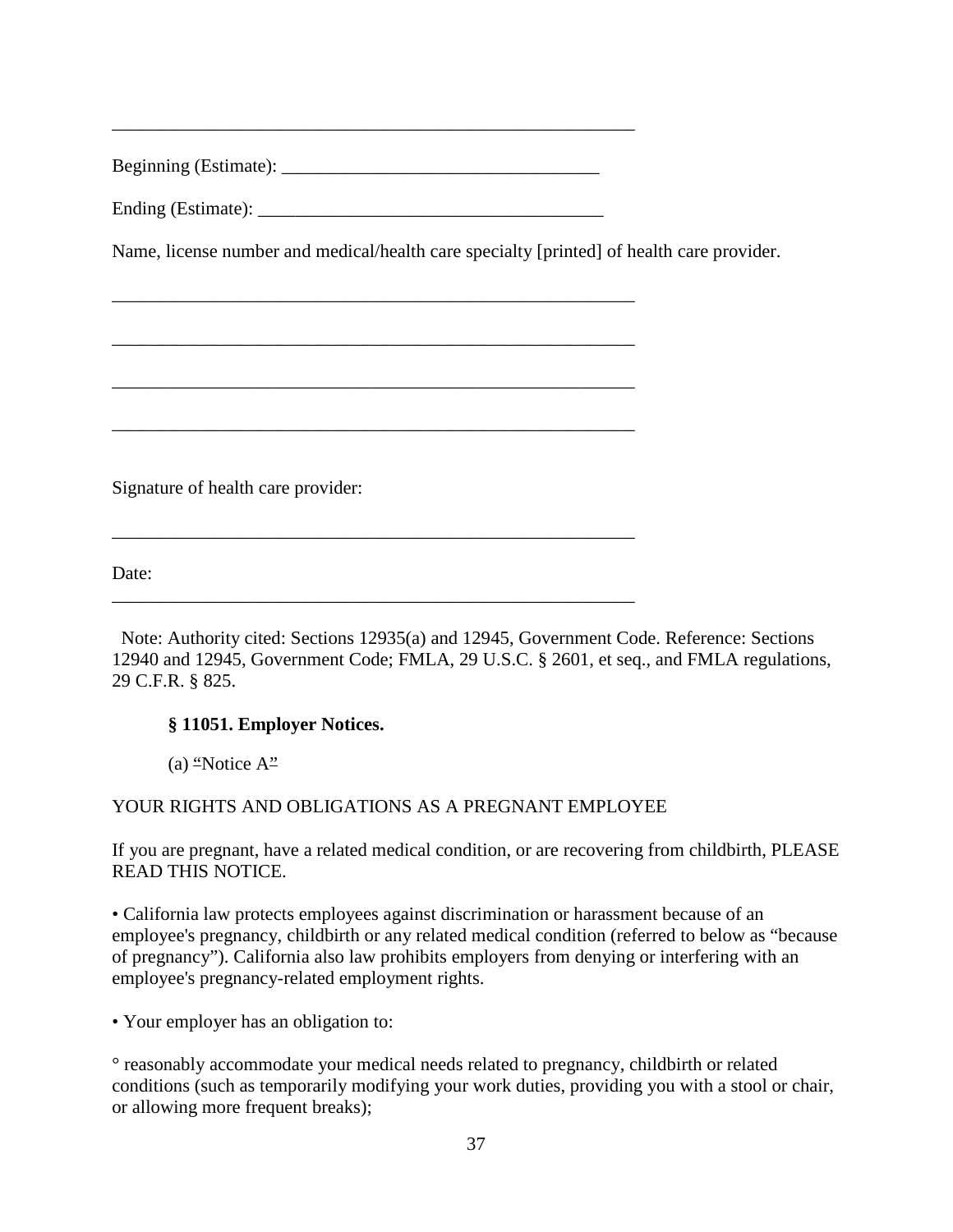\_\_\_\_\_\_\_\_\_\_\_\_\_\_\_\_\_\_\_\_\_\_\_\_\_\_\_\_\_\_\_\_\_\_\_\_\_\_\_\_\_\_\_\_\_\_\_\_\_\_\_\_\_\_\_\_

Beginning (Estimate): \_\_\_\_\_\_\_\_\_\_\_\_\_\_\_\_\_\_\_\_\_\_\_\_\_\_\_\_\_\_\_\_\_\_

Ending (Estimate): \_\_\_\_\_\_\_\_\_\_\_\_\_\_\_\_\_\_\_\_\_\_\_\_\_\_\_\_\_\_\_\_\_\_\_\_

Name, license number and medical/health care specialty [printed] of health care provider.

\_\_\_\_\_\_\_\_\_\_\_\_\_\_\_\_\_\_\_\_\_\_\_\_\_\_\_\_\_\_\_\_\_\_\_\_\_\_\_\_\_\_\_\_\_\_\_\_\_\_\_\_\_\_\_\_

\_\_\_\_\_\_\_\_\_\_\_\_\_\_\_\_\_\_\_\_\_\_\_\_\_\_\_\_\_\_\_\_\_\_\_\_\_\_\_\_\_\_\_\_\_\_\_\_\_\_\_\_\_\_\_\_

\_\_\_\_\_\_\_\_\_\_\_\_\_\_\_\_\_\_\_\_\_\_\_\_\_\_\_\_\_\_\_\_\_\_\_\_\_\_\_\_\_\_\_\_\_\_\_\_\_\_\_\_\_\_\_\_

\_\_\_\_\_\_\_\_\_\_\_\_\_\_\_\_\_\_\_\_\_\_\_\_\_\_\_\_\_\_\_\_\_\_\_\_\_\_\_\_\_\_\_\_\_\_\_\_\_\_\_\_\_\_\_\_

Signature of health care provider:

\_\_\_\_\_\_\_\_\_\_\_\_\_\_\_\_\_\_\_\_\_\_\_\_\_\_\_\_\_\_\_\_\_\_\_\_\_\_\_\_\_\_\_\_\_\_\_\_\_\_\_\_\_\_\_\_

Date:

\_\_\_\_\_\_\_\_\_\_\_\_\_\_\_\_\_\_\_\_\_\_\_\_\_\_\_\_\_\_\_\_\_\_\_\_\_\_\_\_\_\_\_\_\_\_\_\_\_\_\_\_\_\_\_\_

Note: Authority cited: Sections 12935(a) and 12945, Government Code. Reference: Sections 12940 and 12945, Government Code; FMLA, 29 U.S.C. § 2601, et seq., and FMLA regulations, 29 C.F.R. § 825.

**§ 11051. Employer Notices.**

(a) "Notice A"

YOUR RIGHTS AND OBLIGATIONS AS A PREGNANT EMPLOYEE

If you are pregnant, have a related medical condition, or are recovering from childbirth, PLEASE READ THIS NOTICE.

• California law protects employees against discrimination or harassment because of an employee's pregnancy, childbirth or any related medical condition (referred to below as "because of pregnancy"). California also law prohibits employers from denying or interfering with an employee's pregnancy-related employment rights.

• Your employer has an obligation to:

° reasonably accommodate your medical needs related to pregnancy, childbirth or related conditions (such as temporarily modifying your work duties, providing you with a stool or chair, or allowing more frequent breaks);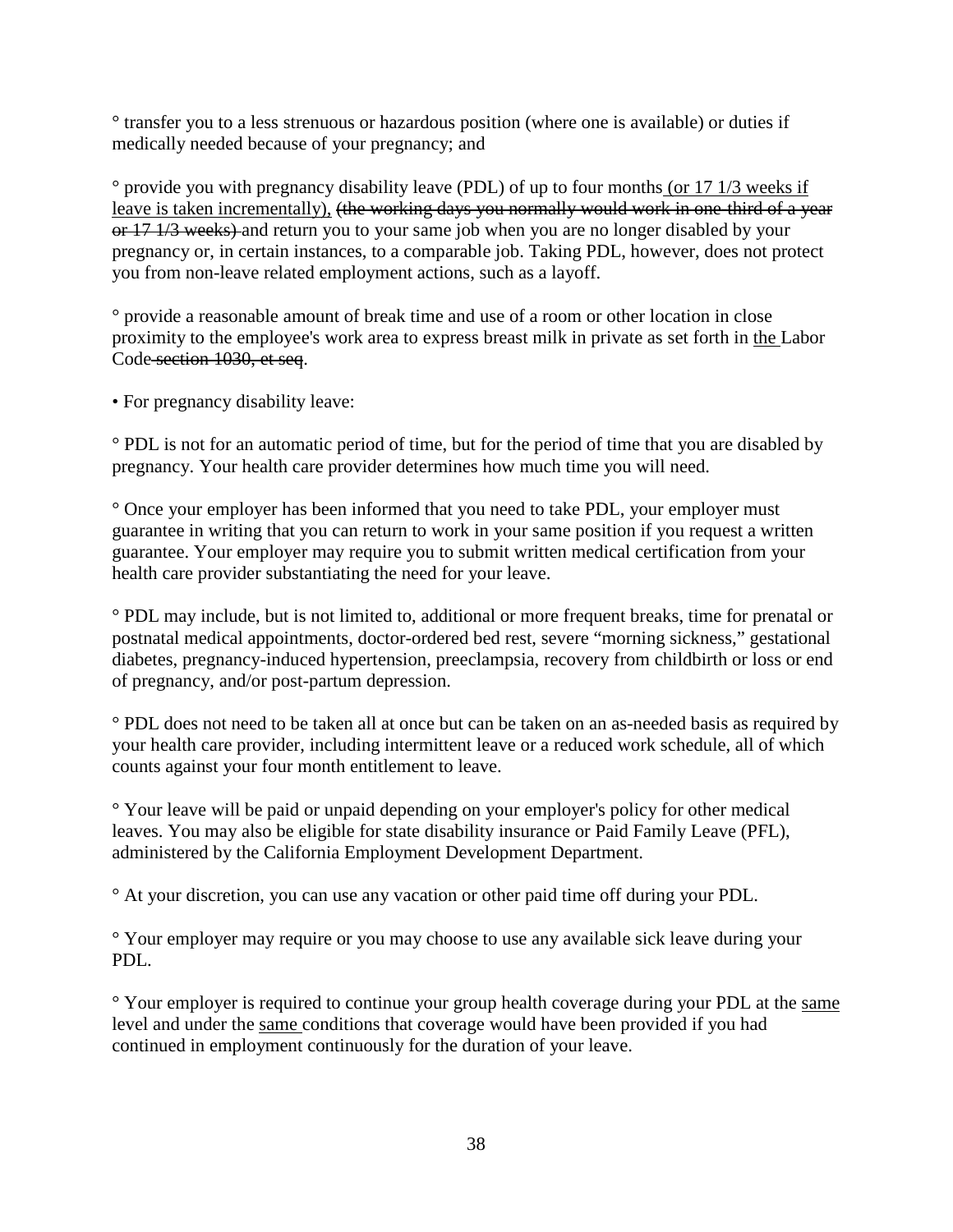° transfer you to a less strenuous or hazardous position (where one is available) or duties if medically needed because of your pregnancy; and

° provide you with pregnancy disability leave (PDL) of up to four months <u>(or 17 1/3 weeks if leave is taken incrementally),</u> ~~(the working days you normally would work in one-third of a year or 17 1/3 weeks)~~ and return you to your same job when you are no longer disabled by your pregnancy or, in certain instances, to a comparable job. Taking PDL, however, does not protect you from non-leave related employment actions, such as a layoff.

° provide a reasonable amount of break time and use of a room or other location in close proximity to the employee's work area to express breast milk in private as set forth in <u>the</u> Labor Code ~~section 1030, et seq~~.

• For pregnancy disability leave:

° PDL is not for an automatic period of time, but for the period of time that you are disabled by pregnancy. Your health care provider determines how much time you will need.

° Once your employer has been informed that you need to take PDL, your employer must guarantee in writing that you can return to work in your same position if you request a written guarantee. Your employer may require you to submit written medical certification from your health care provider substantiating the need for your leave.

° PDL may include, but is not limited to, additional or more frequent breaks, time for prenatal or postnatal medical appointments, doctor-ordered bed rest, severe "morning sickness," gestational diabetes, pregnancy-induced hypertension, preeclampsia, recovery from childbirth or loss or end of pregnancy, and/or post-partum depression.

° PDL does not need to be taken all at once but can be taken on an as-needed basis as required by your health care provider, including intermittent leave or a reduced work schedule, all of which counts against your four month entitlement to leave.

° Your leave will be paid or unpaid depending on your employer's policy for other medical leaves. You may also be eligible for state disability insurance or Paid Family Leave (PFL), administered by the California Employment Development Department.

° At your discretion, you can use any vacation or other paid time off during your PDL.

° Your employer may require or you may choose to use any available sick leave during your PDL.

° Your employer is required to continue your group health coverage during your PDL at the <u>same</u> level and under the <u>same</u> conditions that coverage would have been provided if you had continued in employment continuously for the duration of your leave.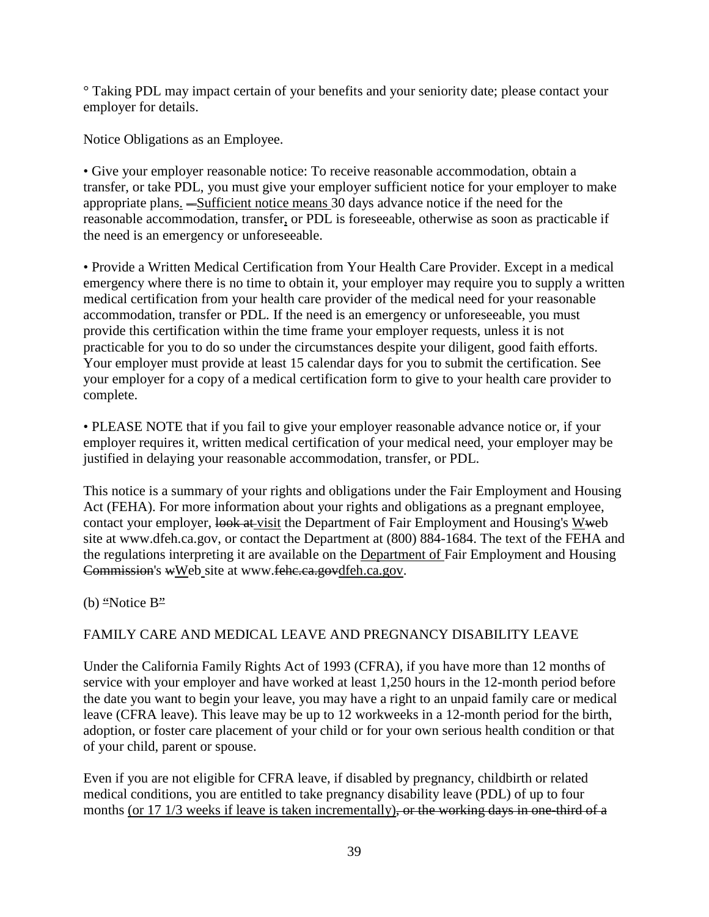° Taking PDL may impact certain of your benefits and your seniority date; please contact your employer for details.

Notice Obligations as an Employee.

• Give your employer reasonable notice: To receive reasonable accommodation, obtain a transfer, or take PDL, you must give your employer sufficient notice for your employer to make appropriate plans. —Sufficient notice means 30 days advance notice if the need for the reasonable accommodation, transfer, or PDL is foreseeable, otherwise as soon as practicable if the need is an emergency or unforeseeable.

• Provide a Written Medical Certification from Your Health Care Provider. Except in a medical emergency where there is no time to obtain it, your employer may require you to supply a written medical certification from your health care provider of the medical need for your reasonable accommodation, transfer or PDL. If the need is an emergency or unforeseeable, you must provide this certification within the time frame your employer requests, unless it is not practicable for you to do so under the circumstances despite your diligent, good faith efforts. Your employer must provide at least 15 calendar days for you to submit the certification. See your employer for a copy of a medical certification form to give to your health care provider to complete.

• PLEASE NOTE that if you fail to give your employer reasonable advance notice or, if your employer requires it, written medical certification of your medical need, your employer may be justified in delaying your reasonable accommodation, transfer, or PDL.

This notice is a summary of your rights and obligations under the Fair Employment and Housing Act (FEHA). For more information about your rights and obligations as a pregnant employee, contact your employer, ~~look at~~ visit the Department of Fair Employment and Housing's Wweb site at www.dfeh.ca.gov, or contact the Department at (800) 884-1684. The text of the FEHA and the regulations interpreting it are available on the Department of Fair Employment and Housing ~~Commission~~'s wWeb site at www.~~fehc.ca.gov~~dfeh.ca.gov.

(b) "Notice B"

FAMILY CARE AND MEDICAL LEAVE AND PREGNANCY DISABILITY LEAVE

Under the California Family Rights Act of 1993 (CFRA), if you have more than 12 months of service with your employer and have worked at least 1,250 hours in the 12-month period before the date you want to begin your leave, you may have a right to an unpaid family care or medical leave (CFRA leave). This leave may be up to 12 workweeks in a 12-month period for the birth, adoption, or foster care placement of your child or for your own serious health condition or that of your child, parent or spouse.

Even if you are not eligible for CFRA leave, if disabled by pregnancy, childbirth or related medical conditions, you are entitled to take pregnancy disability leave (PDL) of up to four months (or 17 1/3 weeks if leave is taken incrementally)~~, or the working days in one-third of a~~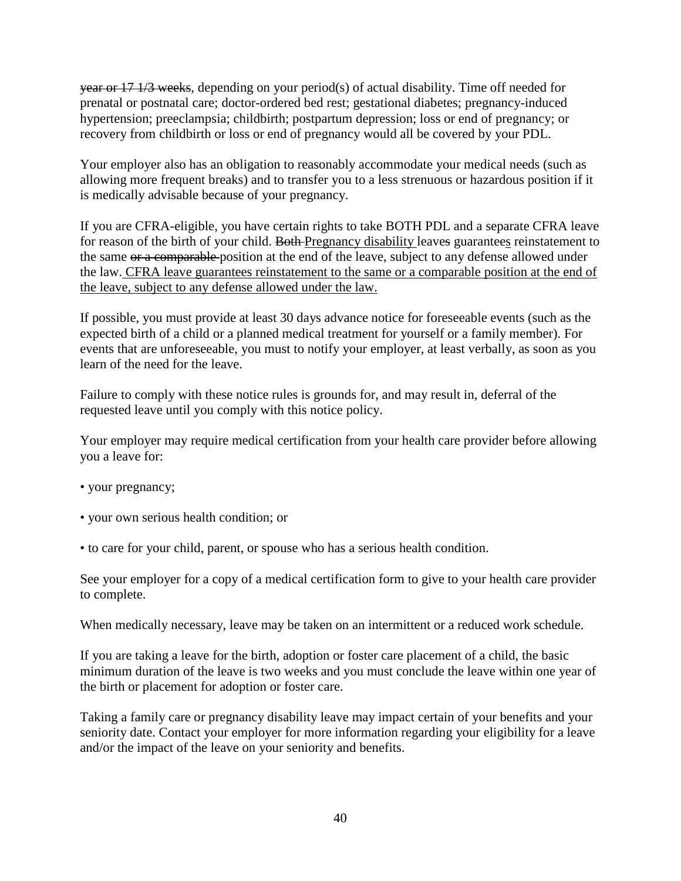~~year or 17 1/3 weeks~~, depending on your period(s) of actual disability. Time off needed for prenatal or postnatal care; doctor-ordered bed rest; gestational diabetes; pregnancy-induced hypertension; preeclampsia; childbirth; postpartum depression; loss or end of pregnancy; or recovery from childbirth or loss or end of pregnancy would all be covered by your PDL.

Your employer also has an obligation to reasonably accommodate your medical needs (such as allowing more frequent breaks) and to transfer you to a less strenuous or hazardous position if it is medically advisable because of your pregnancy.

If you are CFRA-eligible, you have certain rights to take BOTH PDL and a separate CFRA leave for reason of the birth of your child. ~~Both~~ <u>Pregnancy disability</u> leave~~s~~ guarantee<u>s</u> reinstatement to the same ~~or a comparable~~ position at the end of the leave, subject to any defense allowed under the law. <u>CFRA leave guarantees reinstatement to the same or a comparable position at the end of the leave, subject to any defense allowed under the law.</u>

If possible, you must provide at least 30 days advance notice for foreseeable events (such as the expected birth of a child or a planned medical treatment for yourself or a family member). For events that are unforeseeable, you must to notify your employer, at least verbally, as soon as you learn of the need for the leave.

Failure to comply with these notice rules is grounds for, and may result in, deferral of the requested leave until you comply with this notice policy.

Your employer may require medical certification from your health care provider before allowing you a leave for:

- your pregnancy;
- your own serious health condition; or
- to care for your child, parent, or spouse who has a serious health condition.

See your employer for a copy of a medical certification form to give to your health care provider to complete.

When medically necessary, leave may be taken on an intermittent or a reduced work schedule.

If you are taking a leave for the birth, adoption or foster care placement of a child, the basic minimum duration of the leave is two weeks and you must conclude the leave within one year of the birth or placement for adoption or foster care.

Taking a family care or pregnancy disability leave may impact certain of your benefits and your seniority date. Contact your employer for more information regarding your eligibility for a leave and/or the impact of the leave on your seniority and benefits.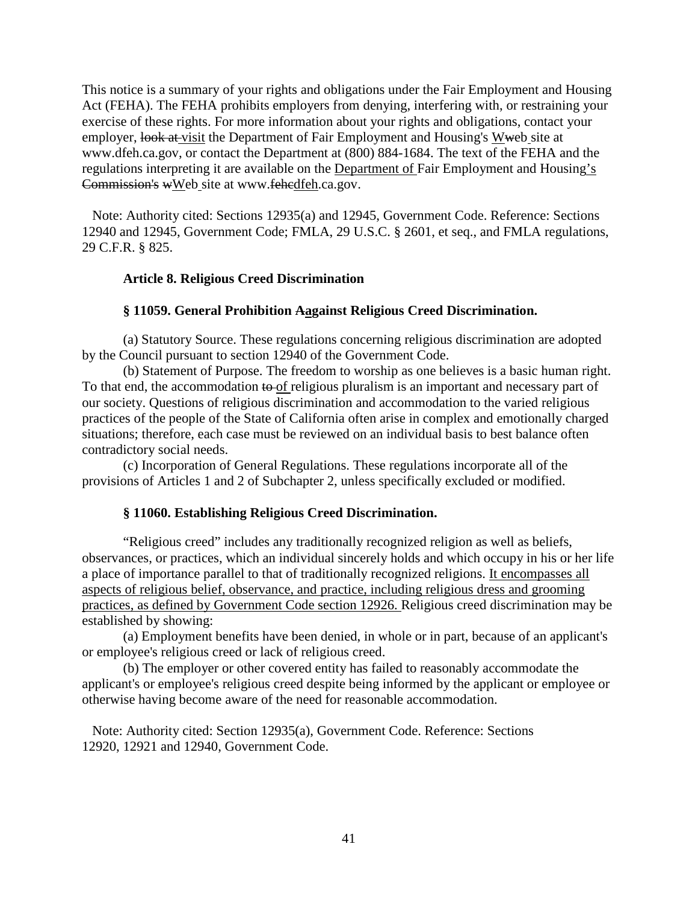This notice is a summary of your rights and obligations under the Fair Employment and Housing Act (FEHA). The FEHA prohibits employers from denying, interfering with, or restraining your exercise of these rights. For more information about your rights and obligations, contact your employer, ~~look at~~ <u>visit</u> the Department of Fair Employment and Housing's <u>W</u>~~w~~eb site at www.dfeh.ca.gov, or contact the Department at (800) 884-1684. The text of the FEHA and the regulations interpreting it are available on the <u>Department of</u> Fair Employment and Housing<u>'s</u> ~~Commission's~~ ~~w~~<u>W</u>eb site at www.~~fehc~~<u>dfeh</u>.ca.gov.

Note: Authority cited: Sections 12935(a) and 12945, Government Code. Reference: Sections 12940 and 12945, Government Code; FMLA, 29 U.S.C. § 2601, et seq., and FMLA regulations, 29 C.F.R. § 825.

### Article 8. Religious Creed Discrimination

#### § 11059. General Prohibition ~~A~~<u>a</u>gainst Religious Creed Discrimination.

(a) Statutory Source. These regulations concerning religious discrimination are adopted by the Council pursuant to section 12940 of the Government Code.

(b) Statement of Purpose. The freedom to worship as one believes is a basic human right. To that end, the accommodation ~~to~~ <u>of</u> religious pluralism is an important and necessary part of our society. Questions of religious discrimination and accommodation to the varied religious practices of the people of the State of California often arise in complex and emotionally charged situations; therefore, each case must be reviewed on an individual basis to best balance often contradictory social needs.

(c) Incorporation of General Regulations. These regulations incorporate all of the provisions of Articles 1 and 2 of Subchapter 2, unless specifically excluded or modified.

#### § 11060. Establishing Religious Creed Discrimination.

"Religious creed" includes any traditionally recognized religion as well as beliefs, observances, or practices, which an individual sincerely holds and which occupy in his or her life a place of importance parallel to that of traditionally recognized religions. <u>It encompasses all aspects of religious belief, observance, and practice, including religious dress and grooming practices, as defined by Government Code section 12926.</u> Religious creed discrimination may be established by showing:

(a) Employment benefits have been denied, in whole or in part, because of an applicant's or employee's religious creed or lack of religious creed.

(b) The employer or other covered entity has failed to reasonably accommodate the applicant's or employee's religious creed despite being informed by the applicant or employee or otherwise having become aware of the need for reasonable accommodation.

Note: Authority cited: Section 12935(a), Government Code. Reference: Sections 12920, 12921 and 12940, Government Code.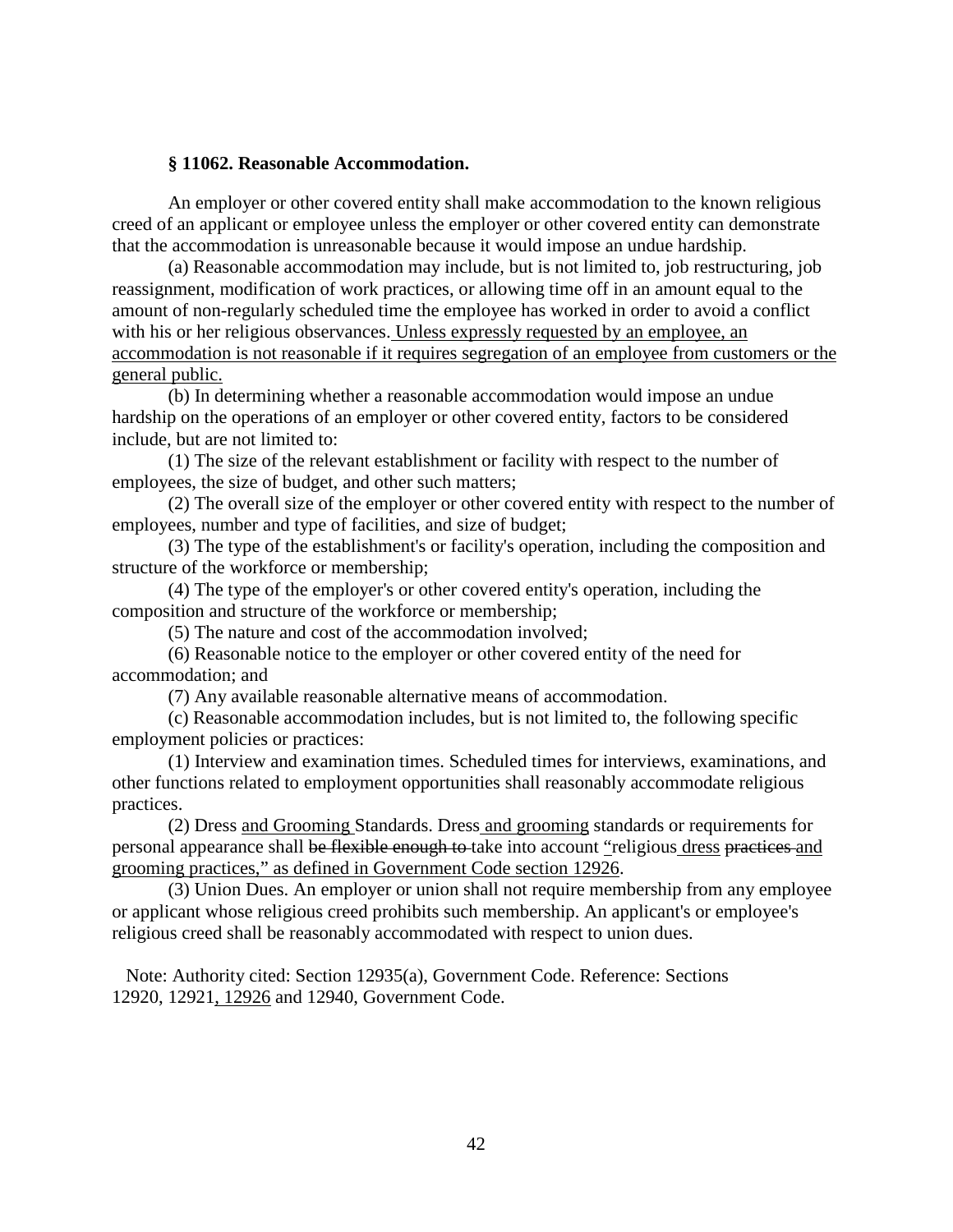**§ 11062. Reasonable Accommodation.**

An employer or other covered entity shall make accommodation to the known religious creed of an applicant or employee unless the employer or other covered entity can demonstrate that the accommodation is unreasonable because it would impose an undue hardship.

(a) Reasonable accommodation may include, but is not limited to, job restructuring, job reassignment, modification of work practices, or allowing time off in an amount equal to the amount of non-regularly scheduled time the employee has worked in order to avoid a conflict with his or her religious observances.<u> Unless expressly requested by an employee, an accommodation is not reasonable if it requires segregation of an employee from customers or the general public.</u>

(b) In determining whether a reasonable accommodation would impose an undue hardship on the operations of an employer or other covered entity, factors to be considered include, but are not limited to:

(1) The size of the relevant establishment or facility with respect to the number of employees, the size of budget, and other such matters;

(2) The overall size of the employer or other covered entity with respect to the number of employees, number and type of facilities, and size of budget;

(3) The type of the establishment's or facility's operation, including the composition and structure of the workforce or membership;

(4) The type of the employer's or other covered entity's operation, including the composition and structure of the workforce or membership;

(5) The nature and cost of the accommodation involved;

(6) Reasonable notice to the employer or other covered entity of the need for accommodation; and

(7) Any available reasonable alternative means of accommodation.

(c) Reasonable accommodation includes, but is not limited to, the following specific employment policies or practices:

(1) Interview and examination times. Scheduled times for interviews, examinations, and other functions related to employment opportunities shall reasonably accommodate religious practices.

(2) Dress <u>and Grooming </u>Standards. Dress<u> and grooming</u> standards or requirements for personal appearance shall ~~be flexible enough to~~ take into account <u>"</u>religious<u> dress</u> ~~practices~~ <u>and grooming practices," as defined in Government Code section 12926</u>.

(3) Union Dues. An employer or union shall not require membership from any employee or applicant whose religious creed prohibits such membership. An applicant's or employee's religious creed shall be reasonably accommodated with respect to union dues.

Note: Authority cited: Section 12935(a), Government Code. Reference: Sections 12920, 12921<u>, 12926</u> and 12940, Government Code.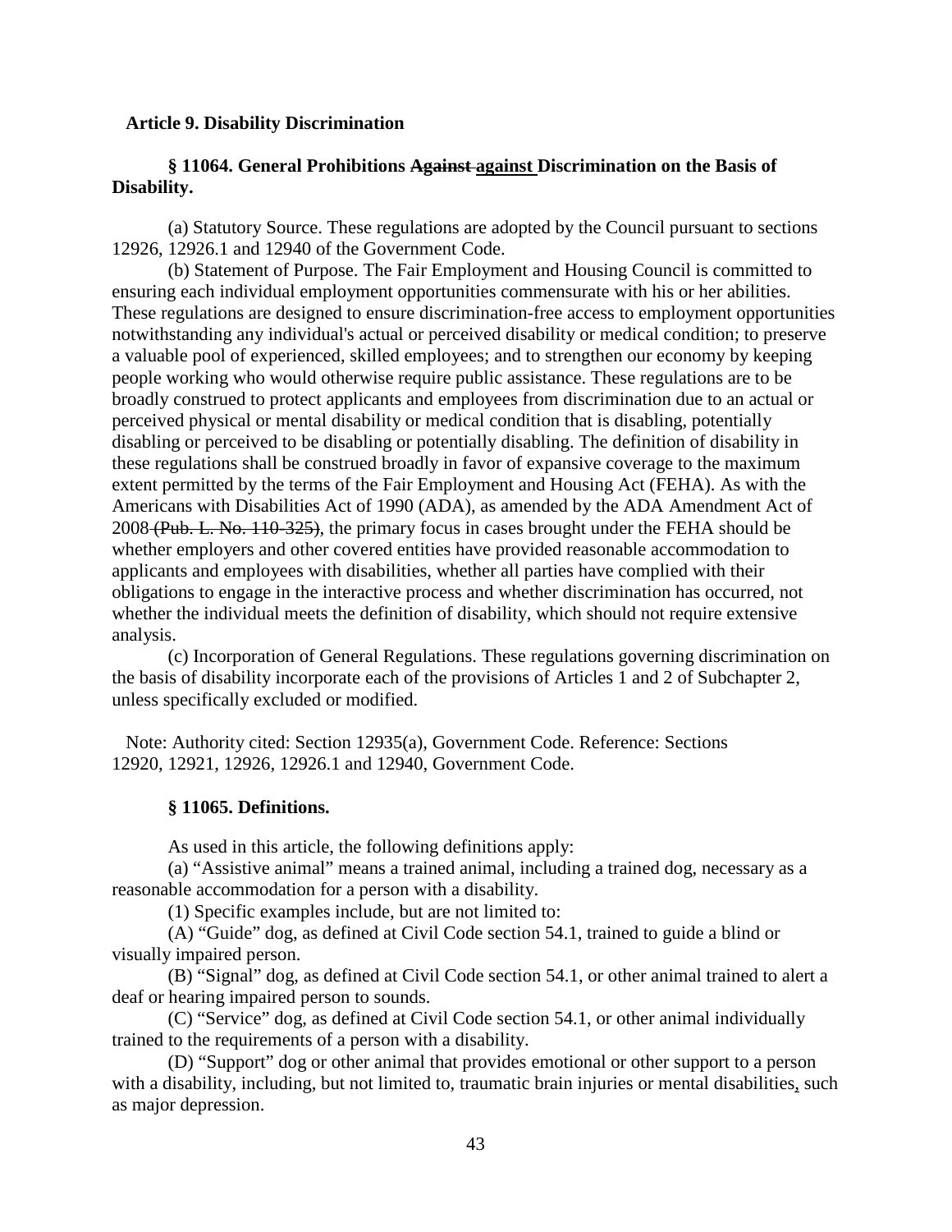**Article 9. Disability Discrimination**

**§ 11064. General Prohibitions ~~Against~~ <u>against</u> Discrimination on the Basis of Disability.**

(a) Statutory Source. These regulations are adopted by the Council pursuant to sections 12926, 12926.1 and 12940 of the Government Code.

(b) Statement of Purpose. The Fair Employment and Housing Council is committed to ensuring each individual employment opportunities commensurate with his or her abilities. These regulations are designed to ensure discrimination-free access to employment opportunities notwithstanding any individual's actual or perceived disability or medical condition; to preserve a valuable pool of experienced, skilled employees; and to strengthen our economy by keeping people working who would otherwise require public assistance. These regulations are to be broadly construed to protect applicants and employees from discrimination due to an actual or perceived physical or mental disability or medical condition that is disabling, potentially disabling or perceived to be disabling or potentially disabling. The definition of disability in these regulations shall be construed broadly in favor of expansive coverage to the maximum extent permitted by the terms of the Fair Employment and Housing Act (FEHA). As with the Americans with Disabilities Act of 1990 (ADA), as amended by the ADA Amendment Act of 2008 ~~(Pub. L. No. 110-325)~~, the primary focus in cases brought under the FEHA should be whether employers and other covered entities have provided reasonable accommodation to applicants and employees with disabilities, whether all parties have complied with their obligations to engage in the interactive process and whether discrimination has occurred, not whether the individual meets the definition of disability, which should not require extensive analysis.

(c) Incorporation of General Regulations. These regulations governing discrimination on the basis of disability incorporate each of the provisions of Articles 1 and 2 of Subchapter 2, unless specifically excluded or modified.

Note: Authority cited: Section 12935(a), Government Code. Reference: Sections 12920, 12921, 12926, 12926.1 and 12940, Government Code.

**§ 11065. Definitions.**

As used in this article, the following definitions apply:

(a) "Assistive animal" means a trained animal, including a trained dog, necessary as a reasonable accommodation for a person with a disability.

(1) Specific examples include, but are not limited to:

(A) "Guide" dog, as defined at Civil Code section 54.1, trained to guide a blind or visually impaired person.

(B) "Signal" dog, as defined at Civil Code section 54.1, or other animal trained to alert a deaf or hearing impaired person to sounds.

(C) "Service" dog, as defined at Civil Code section 54.1, or other animal individually trained to the requirements of a person with a disability.

(D) "Support" dog or other animal that provides emotional or other support to a person with a disability, including, but not limited to, traumatic brain injuries or mental disabilities<u>,</u> such as major depression.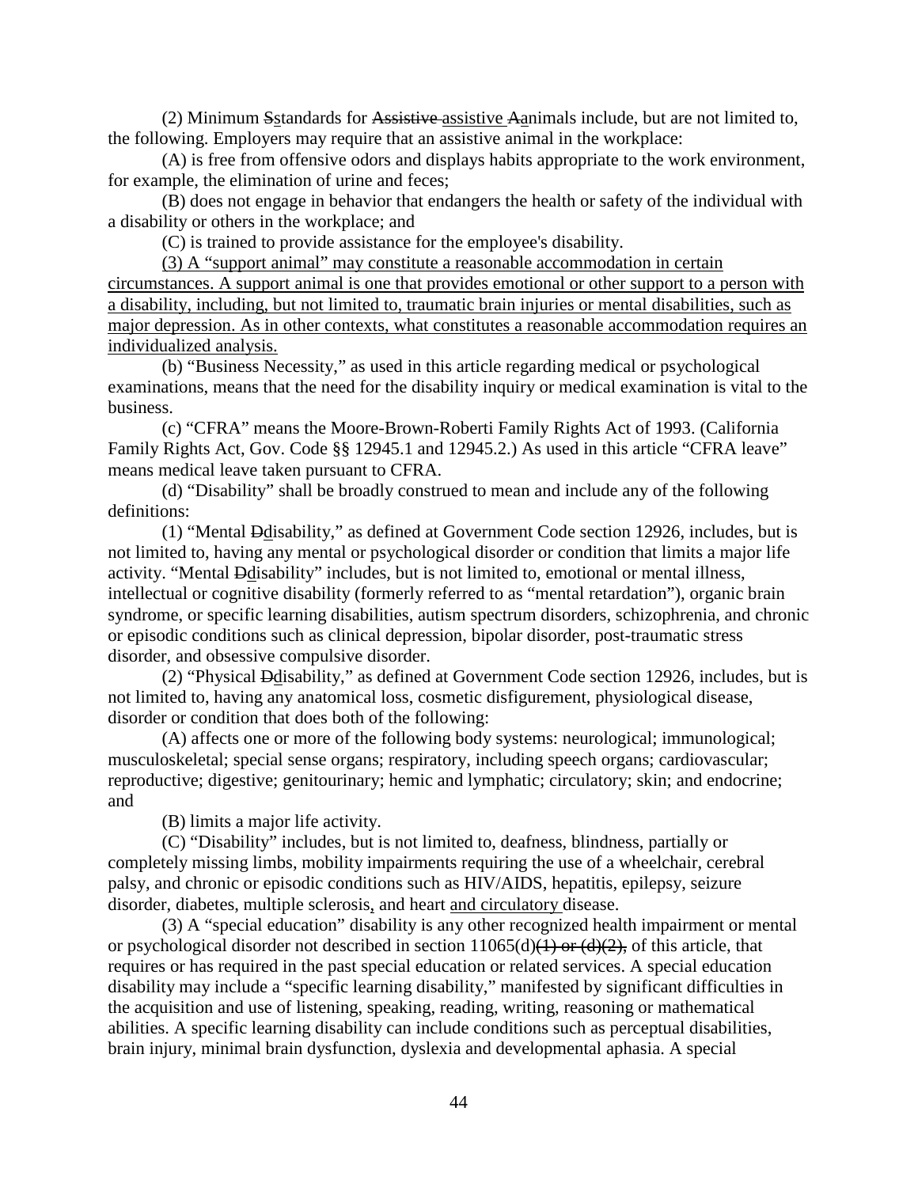(2) Minimum Sstandards for Assistive assistive Aanimals include, but are not limited to, the following. Employers may require that an assistive animal in the workplace:

(A) is free from offensive odors and displays habits appropriate to the work environment, for example, the elimination of urine and feces;

(B) does not engage in behavior that endangers the health or safety of the individual with a disability or others in the workplace; and

(C) is trained to provide assistance for the employee's disability.

(3) A "support animal" may constitute a reasonable accommodation in certain circumstances. A support animal is one that provides emotional or other support to a person with a disability, including, but not limited to, traumatic brain injuries or mental disabilities, such as major depression. As in other contexts, what constitutes a reasonable accommodation requires an individualized analysis.

(b) "Business Necessity," as used in this article regarding medical or psychological examinations, means that the need for the disability inquiry or medical examination is vital to the business.

(c) "CFRA" means the Moore-Brown-Roberti Family Rights Act of 1993. (California Family Rights Act, Gov. Code §§ 12945.1 and 12945.2.) As used in this article "CFRA leave" means medical leave taken pursuant to CFRA.

(d) "Disability" shall be broadly construed to mean and include any of the following definitions:

(1) "Mental Ddisability," as defined at Government Code section 12926, includes, but is not limited to, having any mental or psychological disorder or condition that limits a major life activity. "Mental Ddisability" includes, but is not limited to, emotional or mental illness, intellectual or cognitive disability (formerly referred to as "mental retardation"), organic brain syndrome, or specific learning disabilities, autism spectrum disorders, schizophrenia, and chronic or episodic conditions such as clinical depression, bipolar disorder, post-traumatic stress disorder, and obsessive compulsive disorder.

(2) "Physical Ddisability," as defined at Government Code section 12926, includes, but is not limited to, having any anatomical loss, cosmetic disfigurement, physiological disease, disorder or condition that does both of the following:

(A) affects one or more of the following body systems: neurological; immunological; musculoskeletal; special sense organs; respiratory, including speech organs; cardiovascular; reproductive; digestive; genitourinary; hemic and lymphatic; circulatory; skin; and endocrine; and

(B) limits a major life activity.

(C) "Disability" includes, but is not limited to, deafness, blindness, partially or completely missing limbs, mobility impairments requiring the use of a wheelchair, cerebral palsy, and chronic or episodic conditions such as HIV/AIDS, hepatitis, epilepsy, seizure disorder, diabetes, multiple sclerosis, and heart and circulatory disease.

(3) A "special education" disability is any other recognized health impairment or mental or psychological disorder not described in section 11065(d)(1) or (d)(2), of this article, that requires or has required in the past special education or related services. A special education disability may include a "specific learning disability," manifested by significant difficulties in the acquisition and use of listening, speaking, reading, writing, reasoning or mathematical abilities. A specific learning disability can include conditions such as perceptual disabilities, brain injury, minimal brain dysfunction, dyslexia and developmental aphasia. A special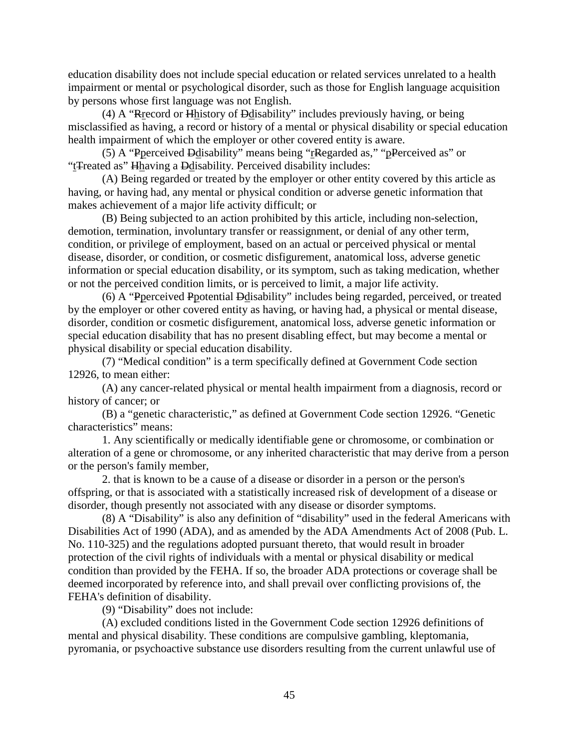education disability does not include special education or related services unrelated to a health impairment or mental or psychological disorder, such as those for English language acquisition by persons whose first language was not English.

(4) A "~~R~~record or ~~H~~history of ~~D~~disability" includes previously having, or being misclassified as having, a record or history of a mental or physical disability or special education health impairment of which the employer or other covered entity is aware.

(5) A "~~P~~perceived ~~D~~disability" means being "r~~R~~egarded as," "p~~P~~erceived as" or "t~~T~~reated as" ~~H~~having a ~~D~~disability. Perceived disability includes:

(A) Being regarded or treated by the employer or other entity covered by this article as having, or having had, any mental or physical condition or adverse genetic information that makes achievement of a major life activity difficult; or

(B) Being subjected to an action prohibited by this article, including non-selection, demotion, termination, involuntary transfer or reassignment, or denial of any other term, condition, or privilege of employment, based on an actual or perceived physical or mental disease, disorder, or condition, or cosmetic disfigurement, anatomical loss, adverse genetic information or special education disability, or its symptom, such as taking medication, whether or not the perceived condition limits, or is perceived to limit, a major life activity.

(6) A "~~P~~perceived ~~P~~potential ~~D~~disability" includes being regarded, perceived, or treated by the employer or other covered entity as having, or having had, a physical or mental disease, disorder, condition or cosmetic disfigurement, anatomical loss, adverse genetic information or special education disability that has no present disabling effect, but may become a mental or physical disability or special education disability.

(7) "Medical condition" is a term specifically defined at Government Code section 12926, to mean either:

(A) any cancer-related physical or mental health impairment from a diagnosis, record or history of cancer; or

(B) a "genetic characteristic," as defined at Government Code section 12926. "Genetic characteristics" means:

1. Any scientifically or medically identifiable gene or chromosome, or combination or alteration of a gene or chromosome, or any inherited characteristic that may derive from a person or the person's family member,

2. that is known to be a cause of a disease or disorder in a person or the person's offspring, or that is associated with a statistically increased risk of development of a disease or disorder, though presently not associated with any disease or disorder symptoms.

(8) A "Disability" is also any definition of "disability" used in the federal Americans with Disabilities Act of 1990 (ADA), and as amended by the ADA Amendments Act of 2008 (Pub. L. No. 110-325) and the regulations adopted pursuant thereto, that would result in broader protection of the civil rights of individuals with a mental or physical disability or medical condition than provided by the FEHA. If so, the broader ADA protections or coverage shall be deemed incorporated by reference into, and shall prevail over conflicting provisions of, the FEHA's definition of disability.

(9) "Disability" does not include:

(A) excluded conditions listed in the Government Code section 12926 definitions of mental and physical disability. These conditions are compulsive gambling, kleptomania, pyromania, or psychoactive substance use disorders resulting from the current unlawful use of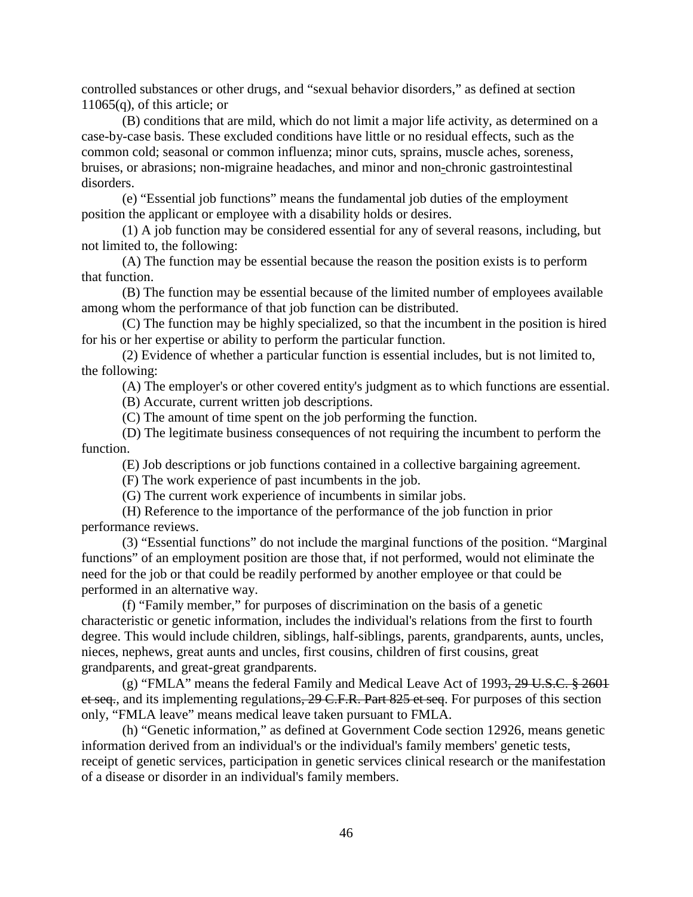controlled substances or other drugs, and "sexual behavior disorders," as defined at section 11065(q), of this article; or

(B) conditions that are mild, which do not limit a major life activity, as determined on a case-by-case basis. These excluded conditions have little or no residual effects, such as the common cold; seasonal or common influenza; minor cuts, sprains, muscle aches, soreness, bruises, or abrasions; non-migraine headaches, and minor and non-chronic gastrointestinal disorders.

(e) "Essential job functions" means the fundamental job duties of the employment position the applicant or employee with a disability holds or desires.

(1) A job function may be considered essential for any of several reasons, including, but not limited to, the following:

(A) The function may be essential because the reason the position exists is to perform that function.

(B) The function may be essential because of the limited number of employees available among whom the performance of that job function can be distributed.

(C) The function may be highly specialized, so that the incumbent in the position is hired for his or her expertise or ability to perform the particular function.

(2) Evidence of whether a particular function is essential includes, but is not limited to, the following:

(A) The employer's or other covered entity's judgment as to which functions are essential.

(B) Accurate, current written job descriptions.

(C) The amount of time spent on the job performing the function.

(D) The legitimate business consequences of not requiring the incumbent to perform the function.

(E) Job descriptions or job functions contained in a collective bargaining agreement.

(F) The work experience of past incumbents in the job.

(G) The current work experience of incumbents in similar jobs.

(H) Reference to the importance of the performance of the job function in prior performance reviews.

(3) "Essential functions" do not include the marginal functions of the position. "Marginal functions" of an employment position are those that, if not performed, would not eliminate the need for the job or that could be readily performed by another employee or that could be performed in an alternative way.

(f) "Family member," for purposes of discrimination on the basis of a genetic characteristic or genetic information, includes the individual's relations from the first to fourth degree. This would include children, siblings, half-siblings, parents, grandparents, aunts, uncles, nieces, nephews, great aunts and uncles, first cousins, children of first cousins, great grandparents, and great-great grandparents.

(g) "FMLA" means the federal Family and Medical Leave Act of 1993~~, 29 U.S.C. § 2601 et seq.~~, and its implementing regulations~~, 29 C.F.R. Part 825 et seq~~. For purposes of this section only, "FMLA leave" means medical leave taken pursuant to FMLA.

(h) "Genetic information," as defined at Government Code section 12926, means genetic information derived from an individual's or the individual's family members' genetic tests, receipt of genetic services, participation in genetic services clinical research or the manifestation of a disease or disorder in an individual's family members.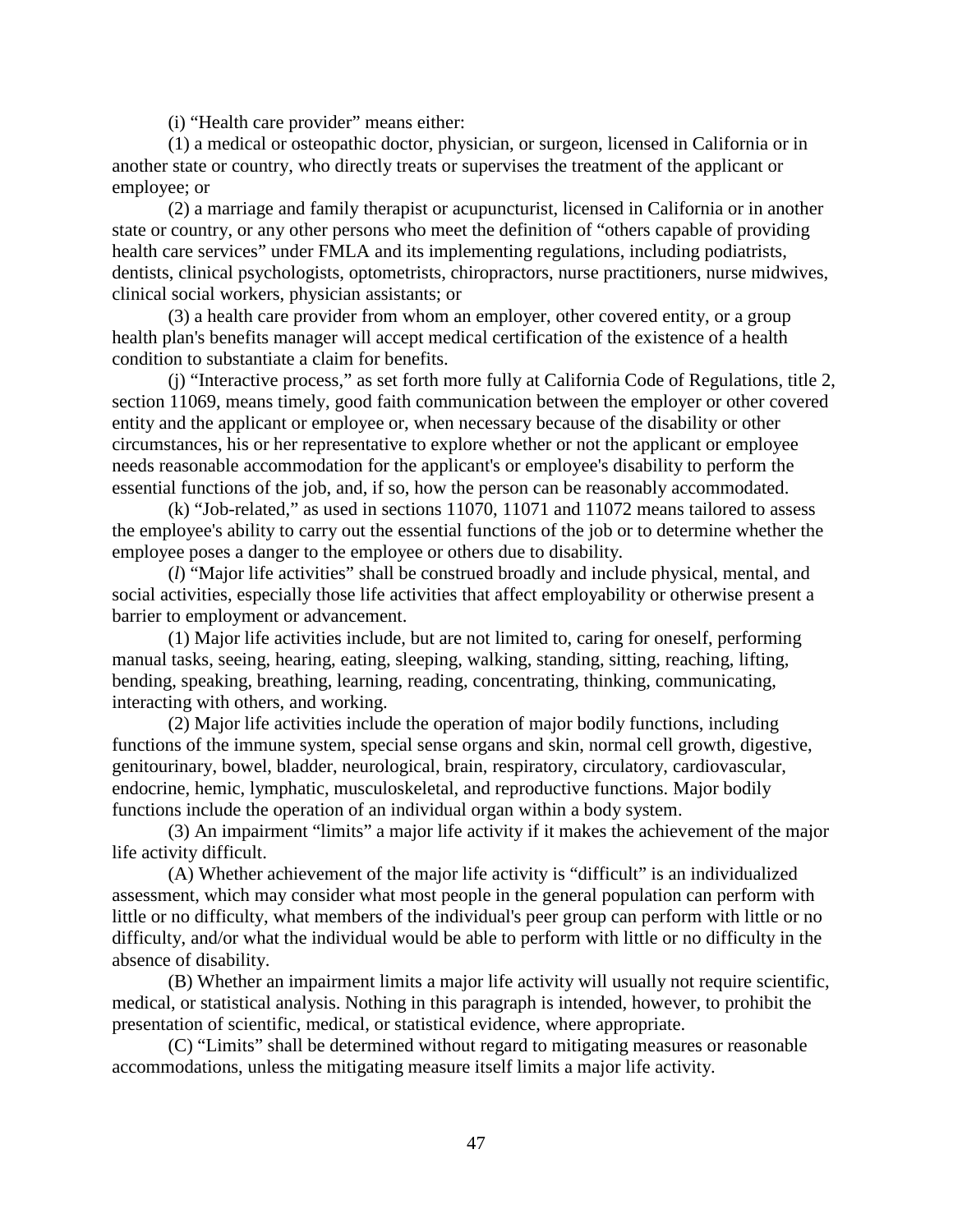(i) "Health care provider" means either:

(1) a medical or osteopathic doctor, physician, or surgeon, licensed in California or in another state or country, who directly treats or supervises the treatment of the applicant or employee; or

(2) a marriage and family therapist or acupuncturist, licensed in California or in another state or country, or any other persons who meet the definition of "others capable of providing health care services" under FMLA and its implementing regulations, including podiatrists, dentists, clinical psychologists, optometrists, chiropractors, nurse practitioners, nurse midwives, clinical social workers, physician assistants; or

(3) a health care provider from whom an employer, other covered entity, or a group health plan's benefits manager will accept medical certification of the existence of a health condition to substantiate a claim for benefits.

(j) "Interactive process," as set forth more fully at California Code of Regulations, title 2, section 11069, means timely, good faith communication between the employer or other covered entity and the applicant or employee or, when necessary because of the disability or other circumstances, his or her representative to explore whether or not the applicant or employee needs reasonable accommodation for the applicant's or employee's disability to perform the essential functions of the job, and, if so, how the person can be reasonably accommodated.

(k) "Job-related," as used in sections 11070, 11071 and 11072 means tailored to assess the employee's ability to carry out the essential functions of the job or to determine whether the employee poses a danger to the employee or others due to disability.

(*l*) "Major life activities" shall be construed broadly and include physical, mental, and social activities, especially those life activities that affect employability or otherwise present a barrier to employment or advancement.

(1) Major life activities include, but are not limited to, caring for oneself, performing manual tasks, seeing, hearing, eating, sleeping, walking, standing, sitting, reaching, lifting, bending, speaking, breathing, learning, reading, concentrating, thinking, communicating, interacting with others, and working.

(2) Major life activities include the operation of major bodily functions, including functions of the immune system, special sense organs and skin, normal cell growth, digestive, genitourinary, bowel, bladder, neurological, brain, respiratory, circulatory, cardiovascular, endocrine, hemic, lymphatic, musculoskeletal, and reproductive functions. Major bodily functions include the operation of an individual organ within a body system.

(3) An impairment "limits" a major life activity if it makes the achievement of the major life activity difficult.

(A) Whether achievement of the major life activity is "difficult" is an individualized assessment, which may consider what most people in the general population can perform with little or no difficulty, what members of the individual's peer group can perform with little or no difficulty, and/or what the individual would be able to perform with little or no difficulty in the absence of disability.

(B) Whether an impairment limits a major life activity will usually not require scientific, medical, or statistical analysis. Nothing in this paragraph is intended, however, to prohibit the presentation of scientific, medical, or statistical evidence, where appropriate.

(C) "Limits" shall be determined without regard to mitigating measures or reasonable accommodations, unless the mitigating measure itself limits a major life activity.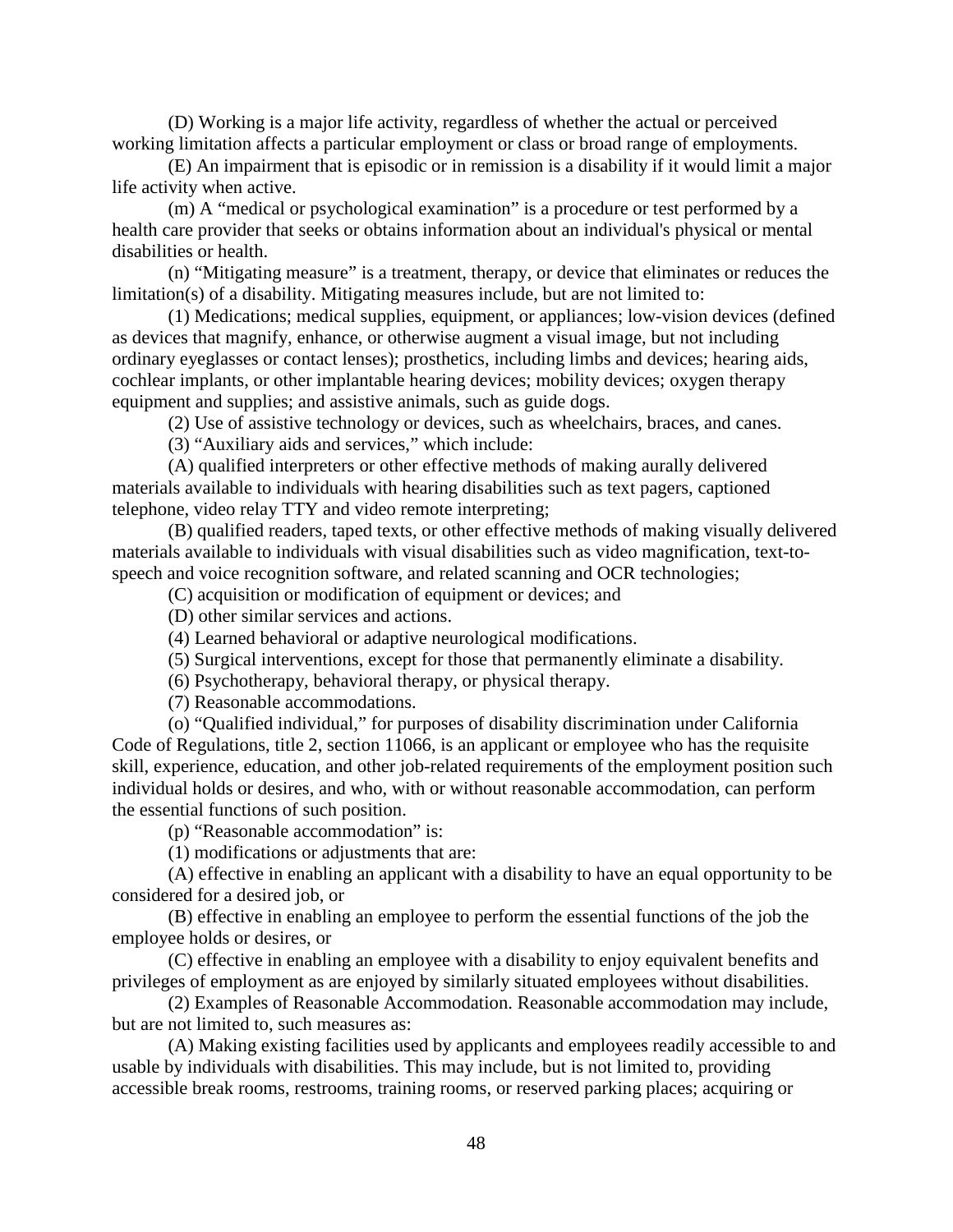(D) Working is a major life activity, regardless of whether the actual or perceived working limitation affects a particular employment or class or broad range of employments.

(E) An impairment that is episodic or in remission is a disability if it would limit a major life activity when active.

(m) A "medical or psychological examination" is a procedure or test performed by a health care provider that seeks or obtains information about an individual's physical or mental disabilities or health.

(n) "Mitigating measure" is a treatment, therapy, or device that eliminates or reduces the limitation(s) of a disability. Mitigating measures include, but are not limited to:

(1) Medications; medical supplies, equipment, or appliances; low-vision devices (defined as devices that magnify, enhance, or otherwise augment a visual image, but not including ordinary eyeglasses or contact lenses); prosthetics, including limbs and devices; hearing aids, cochlear implants, or other implantable hearing devices; mobility devices; oxygen therapy equipment and supplies; and assistive animals, such as guide dogs.

(2) Use of assistive technology or devices, such as wheelchairs, braces, and canes.

(3) "Auxiliary aids and services," which include:

(A) qualified interpreters or other effective methods of making aurally delivered materials available to individuals with hearing disabilities such as text pagers, captioned telephone, video relay TTY and video remote interpreting;

(B) qualified readers, taped texts, or other effective methods of making visually delivered materials available to individuals with visual disabilities such as video magnification, text-to-speech and voice recognition software, and related scanning and OCR technologies;

(C) acquisition or modification of equipment or devices; and

(D) other similar services and actions.

(4) Learned behavioral or adaptive neurological modifications.

(5) Surgical interventions, except for those that permanently eliminate a disability.

(6) Psychotherapy, behavioral therapy, or physical therapy.

(7) Reasonable accommodations.

(o) "Qualified individual," for purposes of disability discrimination under California Code of Regulations, title 2, section 11066, is an applicant or employee who has the requisite skill, experience, education, and other job-related requirements of the employment position such individual holds or desires, and who, with or without reasonable accommodation, can perform the essential functions of such position.

(p) "Reasonable accommodation" is:

(1) modifications or adjustments that are:

(A) effective in enabling an applicant with a disability to have an equal opportunity to be considered for a desired job, or

(B) effective in enabling an employee to perform the essential functions of the job the employee holds or desires, or

(C) effective in enabling an employee with a disability to enjoy equivalent benefits and privileges of employment as are enjoyed by similarly situated employees without disabilities.

(2) Examples of Reasonable Accommodation. Reasonable accommodation may include, but are not limited to, such measures as:

(A) Making existing facilities used by applicants and employees readily accessible to and usable by individuals with disabilities. This may include, but is not limited to, providing accessible break rooms, restrooms, training rooms, or reserved parking places; acquiring or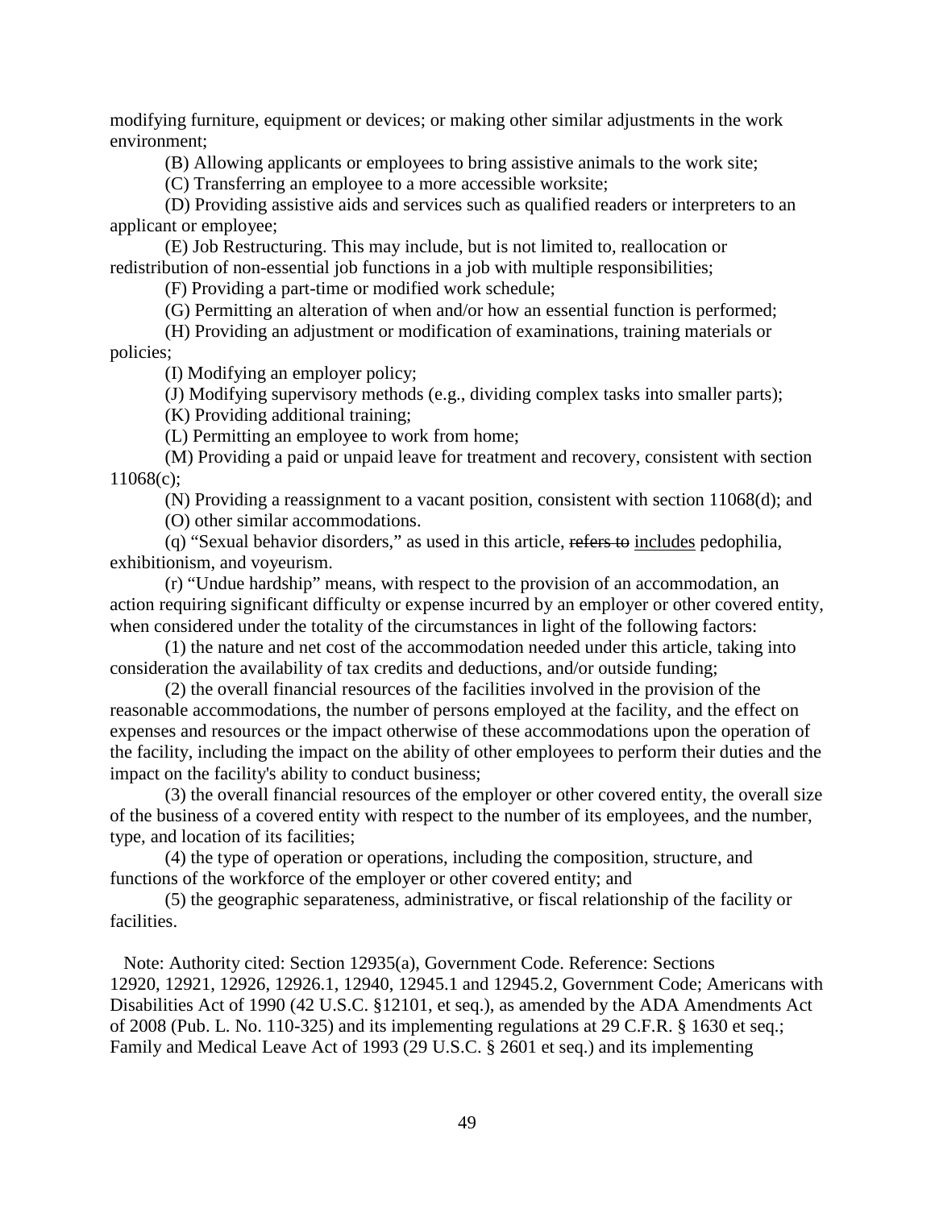modifying furniture, equipment or devices; or making other similar adjustments in the work environment;

(B) Allowing applicants or employees to bring assistive animals to the work site;

(C) Transferring an employee to a more accessible worksite;

(D) Providing assistive aids and services such as qualified readers or interpreters to an applicant or employee;

(E) Job Restructuring. This may include, but is not limited to, reallocation or redistribution of non-essential job functions in a job with multiple responsibilities;

(F) Providing a part-time or modified work schedule;

(G) Permitting an alteration of when and/or how an essential function is performed;

(H) Providing an adjustment or modification of examinations, training materials or policies;

(I) Modifying an employer policy;

(J) Modifying supervisory methods (e.g., dividing complex tasks into smaller parts);

(K) Providing additional training;

(L) Permitting an employee to work from home;

(M) Providing a paid or unpaid leave for treatment and recovery, consistent with section 11068(c);

(N) Providing a reassignment to a vacant position, consistent with section 11068(d); and

(O) other similar accommodations.

(q) "Sexual behavior disorders," as used in this article, ~~refers to~~ <u>includes</u> pedophilia, exhibitionism, and voyeurism.

(r) "Undue hardship" means, with respect to the provision of an accommodation, an action requiring significant difficulty or expense incurred by an employer or other covered entity, when considered under the totality of the circumstances in light of the following factors:

(1) the nature and net cost of the accommodation needed under this article, taking into consideration the availability of tax credits and deductions, and/or outside funding;

(2) the overall financial resources of the facilities involved in the provision of the reasonable accommodations, the number of persons employed at the facility, and the effect on expenses and resources or the impact otherwise of these accommodations upon the operation of the facility, including the impact on the ability of other employees to perform their duties and the impact on the facility's ability to conduct business;

(3) the overall financial resources of the employer or other covered entity, the overall size of the business of a covered entity with respect to the number of its employees, and the number, type, and location of its facilities;

(4) the type of operation or operations, including the composition, structure, and functions of the workforce of the employer or other covered entity; and

(5) the geographic separateness, administrative, or fiscal relationship of the facility or facilities.

Note: Authority cited: Section 12935(a), Government Code. Reference: Sections 12920, 12921, 12926, 12926.1, 12940, 12945.1 and 12945.2, Government Code; Americans with Disabilities Act of 1990 (42 U.S.C. §12101, et seq.), as amended by the ADA Amendments Act of 2008 (Pub. L. No. 110-325) and its implementing regulations at 29 C.F.R. § 1630 et seq.; Family and Medical Leave Act of 1993 (29 U.S.C. § 2601 et seq.) and its implementing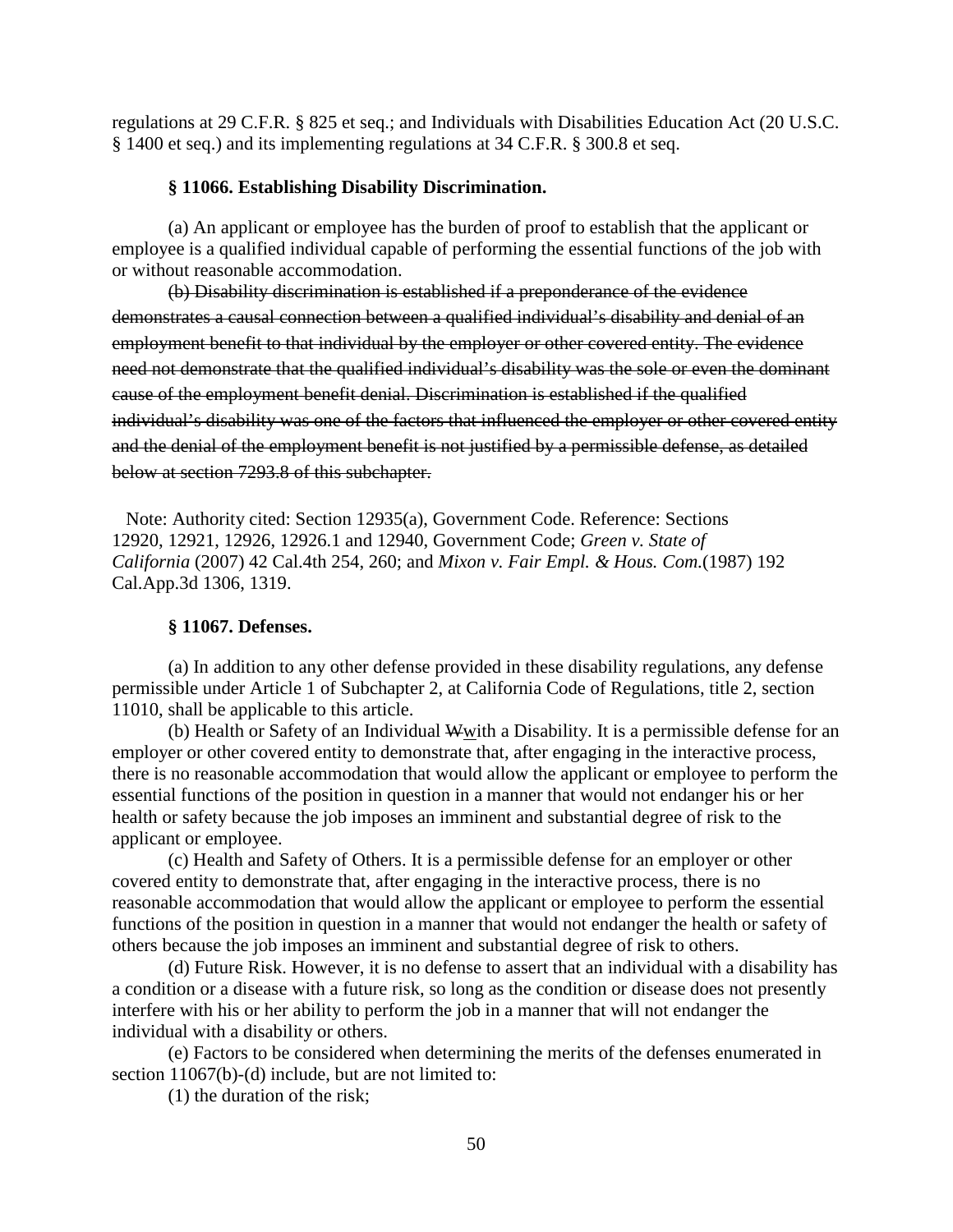regulations at 29 C.F.R. § 825 et seq.; and Individuals with Disabilities Education Act (20 U.S.C. § 1400 et seq.) and its implementing regulations at 34 C.F.R. § 300.8 et seq.

**§ 11066. Establishing Disability Discrimination.**

(a) An applicant or employee has the burden of proof to establish that the applicant or employee is a qualified individual capable of performing the essential functions of the job with or without reasonable accommodation.

~~(b) Disability discrimination is established if a preponderance of the evidence demonstrates a causal connection between a qualified individual's disability and denial of an employment benefit to that individual by the employer or other covered entity. The evidence need not demonstrate that the qualified individual's disability was the sole or even the dominant cause of the employment benefit denial. Discrimination is established if the qualified individual's disability was one of the factors that influenced the employer or other covered entity and the denial of the employment benefit is not justified by a permissible defense, as detailed below at section 7293.8 of this subchapter.~~

Note: Authority cited: Section 12935(a), Government Code. Reference: Sections 12920, 12921, 12926, 12926.1 and 12940, Government Code; *Green v. State of California* (2007) 42 Cal.4th 254, 260; and *Mixon v. Fair Empl. & Hous. Com.*(1987) 192 Cal.App.3d 1306, 1319.

**§ 11067. Defenses.**

(a) In addition to any other defense provided in these disability regulations, any defense permissible under Article 1 of Subchapter 2, at California Code of Regulations, title 2, section 11010, shall be applicable to this article.

(b) Health or Safety of an Individual ~~W~~with a Disability. It is a permissible defense for an employer or other covered entity to demonstrate that, after engaging in the interactive process, there is no reasonable accommodation that would allow the applicant or employee to perform the essential functions of the position in question in a manner that would not endanger his or her health or safety because the job imposes an imminent and substantial degree of risk to the applicant or employee.

(c) Health and Safety of Others. It is a permissible defense for an employer or other covered entity to demonstrate that, after engaging in the interactive process, there is no reasonable accommodation that would allow the applicant or employee to perform the essential functions of the position in question in a manner that would not endanger the health or safety of others because the job imposes an imminent and substantial degree of risk to others.

(d) Future Risk. However, it is no defense to assert that an individual with a disability has a condition or a disease with a future risk, so long as the condition or disease does not presently interfere with his or her ability to perform the job in a manner that will not endanger the individual with a disability or others.

(e) Factors to be considered when determining the merits of the defenses enumerated in section 11067(b)-(d) include, but are not limited to:

(1) the duration of the risk;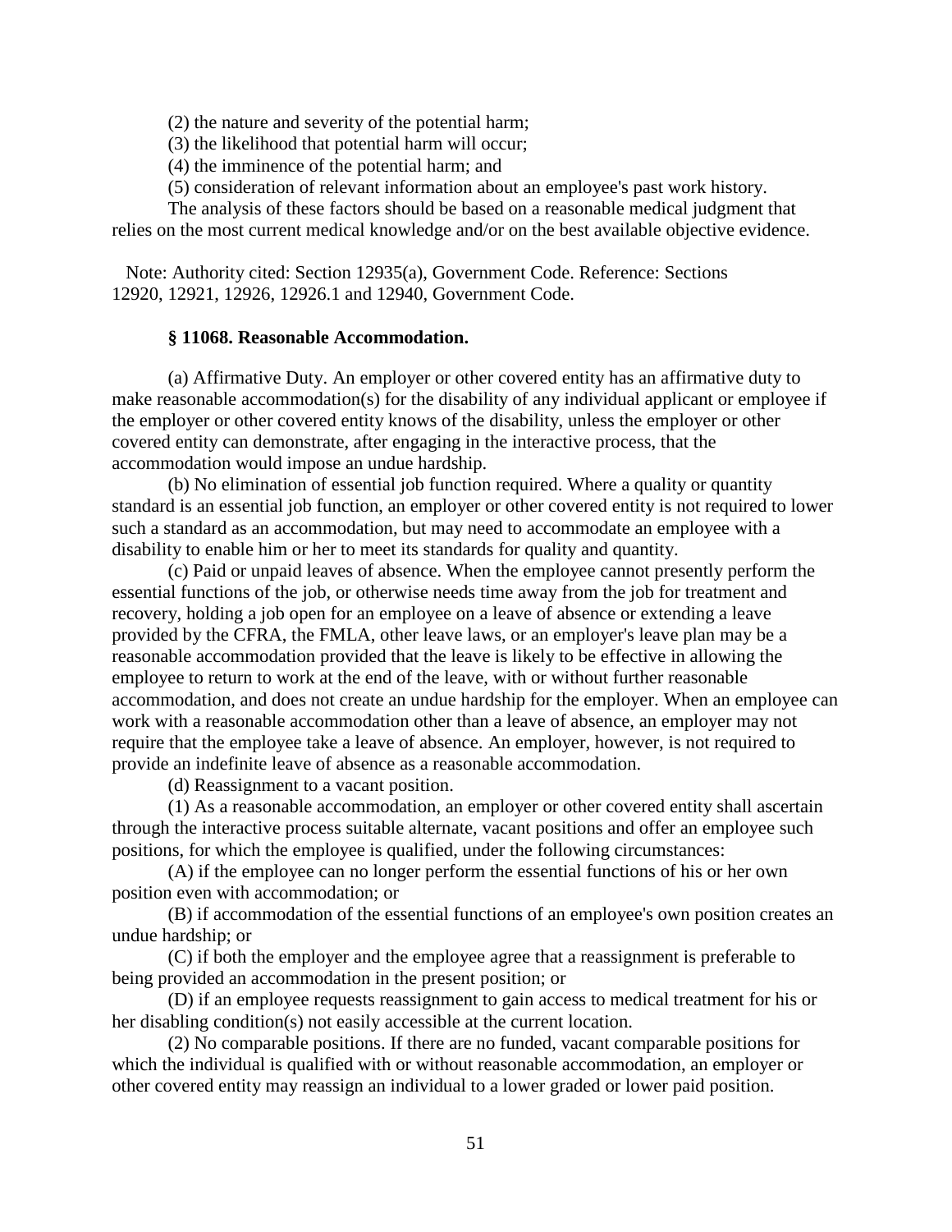(2) the nature and severity of the potential harm;

(3) the likelihood that potential harm will occur;

(4) the imminence of the potential harm; and

(5) consideration of relevant information about an employee's past work history.

The analysis of these factors should be based on a reasonable medical judgment that relies on the most current medical knowledge and/or on the best available objective evidence.

Note: Authority cited: Section 12935(a), Government Code. Reference: Sections 12920, 12921, 12926, 12926.1 and 12940, Government Code.

### § 11068. Reasonable Accommodation.

(a) Affirmative Duty. An employer or other covered entity has an affirmative duty to make reasonable accommodation(s) for the disability of any individual applicant or employee if the employer or other covered entity knows of the disability, unless the employer or other covered entity can demonstrate, after engaging in the interactive process, that the accommodation would impose an undue hardship.

(b) No elimination of essential job function required. Where a quality or quantity standard is an essential job function, an employer or other covered entity is not required to lower such a standard as an accommodation, but may need to accommodate an employee with a disability to enable him or her to meet its standards for quality and quantity.

(c) Paid or unpaid leaves of absence. When the employee cannot presently perform the essential functions of the job, or otherwise needs time away from the job for treatment and recovery, holding a job open for an employee on a leave of absence or extending a leave provided by the CFRA, the FMLA, other leave laws, or an employer's leave plan may be a reasonable accommodation provided that the leave is likely to be effective in allowing the employee to return to work at the end of the leave, with or without further reasonable accommodation, and does not create an undue hardship for the employer. When an employee can work with a reasonable accommodation other than a leave of absence, an employer may not require that the employee take a leave of absence. An employer, however, is not required to provide an indefinite leave of absence as a reasonable accommodation.

(d) Reassignment to a vacant position.

(1) As a reasonable accommodation, an employer or other covered entity shall ascertain through the interactive process suitable alternate, vacant positions and offer an employee such positions, for which the employee is qualified, under the following circumstances:

(A) if the employee can no longer perform the essential functions of his or her own position even with accommodation; or

(B) if accommodation of the essential functions of an employee's own position creates an undue hardship; or

(C) if both the employer and the employee agree that a reassignment is preferable to being provided an accommodation in the present position; or

(D) if an employee requests reassignment to gain access to medical treatment for his or her disabling condition(s) not easily accessible at the current location.

(2) No comparable positions. If there are no funded, vacant comparable positions for which the individual is qualified with or without reasonable accommodation, an employer or other covered entity may reassign an individual to a lower graded or lower paid position.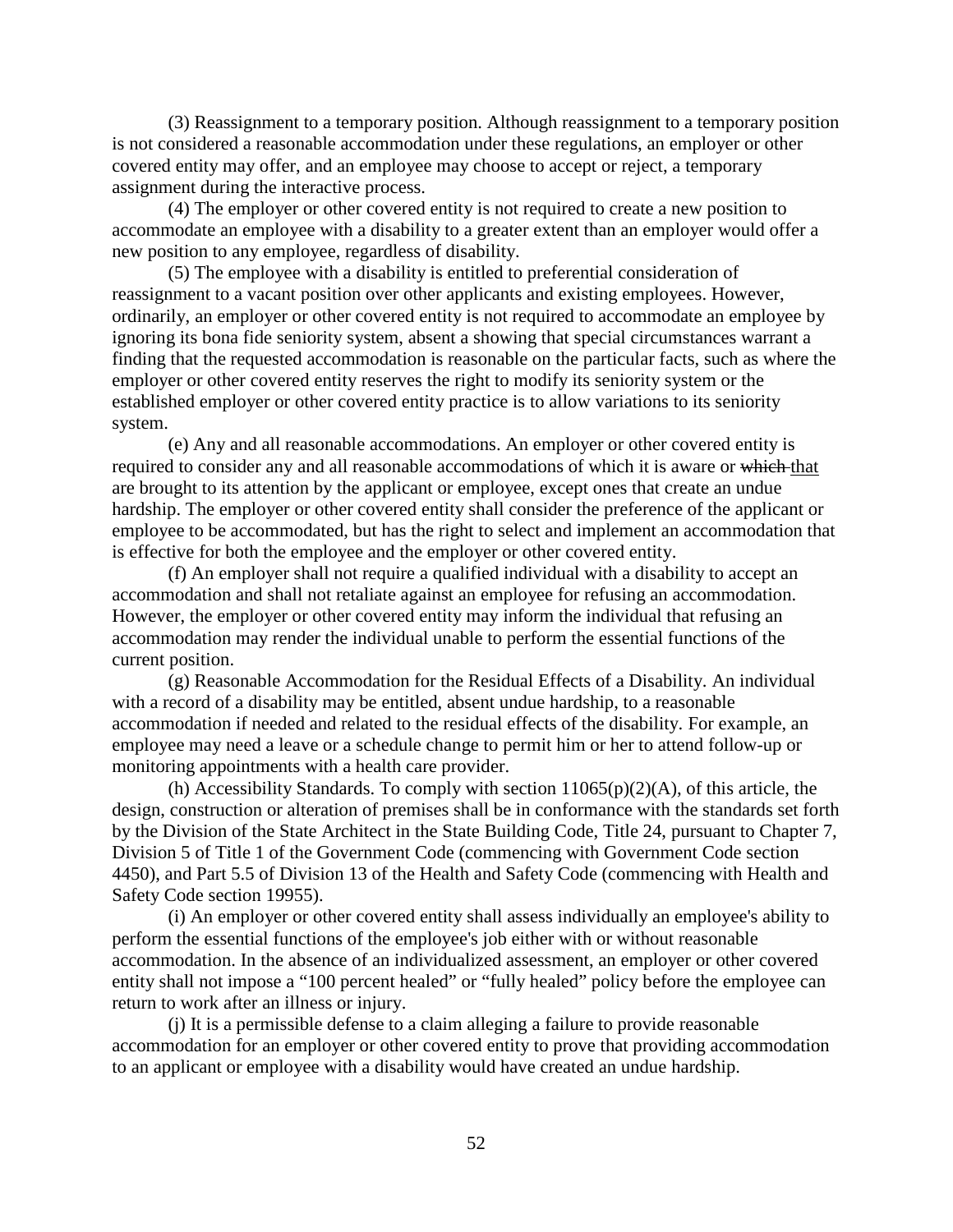(3) Reassignment to a temporary position. Although reassignment to a temporary position is not considered a reasonable accommodation under these regulations, an employer or other covered entity may offer, and an employee may choose to accept or reject, a temporary assignment during the interactive process.

(4) The employer or other covered entity is not required to create a new position to accommodate an employee with a disability to a greater extent than an employer would offer a new position to any employee, regardless of disability.

(5) The employee with a disability is entitled to preferential consideration of reassignment to a vacant position over other applicants and existing employees. However, ordinarily, an employer or other covered entity is not required to accommodate an employee by ignoring its bona fide seniority system, absent a showing that special circumstances warrant a finding that the requested accommodation is reasonable on the particular facts, such as where the employer or other covered entity reserves the right to modify its seniority system or the established employer or other covered entity practice is to allow variations to its seniority system.

(e) Any and all reasonable accommodations. An employer or other covered entity is required to consider any and all reasonable accommodations of which it is aware or ~~which~~ <u>that</u> are brought to its attention by the applicant or employee, except ones that create an undue hardship. The employer or other covered entity shall consider the preference of the applicant or employee to be accommodated, but has the right to select and implement an accommodation that is effective for both the employee and the employer or other covered entity.

(f) An employer shall not require a qualified individual with a disability to accept an accommodation and shall not retaliate against an employee for refusing an accommodation. However, the employer or other covered entity may inform the individual that refusing an accommodation may render the individual unable to perform the essential functions of the current position.

(g) Reasonable Accommodation for the Residual Effects of a Disability. An individual with a record of a disability may be entitled, absent undue hardship, to a reasonable accommodation if needed and related to the residual effects of the disability. For example, an employee may need a leave or a schedule change to permit him or her to attend follow-up or monitoring appointments with a health care provider.

(h) Accessibility Standards. To comply with section 11065(p)(2)(A), of this article, the design, construction or alteration of premises shall be in conformance with the standards set forth by the Division of the State Architect in the State Building Code, Title 24, pursuant to Chapter 7, Division 5 of Title 1 of the Government Code (commencing with Government Code section 4450), and Part 5.5 of Division 13 of the Health and Safety Code (commencing with Health and Safety Code section 19955).

(i) An employer or other covered entity shall assess individually an employee's ability to perform the essential functions of the employee's job either with or without reasonable accommodation. In the absence of an individualized assessment, an employer or other covered entity shall not impose a "100 percent healed" or "fully healed" policy before the employee can return to work after an illness or injury.

(j) It is a permissible defense to a claim alleging a failure to provide reasonable accommodation for an employer or other covered entity to prove that providing accommodation to an applicant or employee with a disability would have created an undue hardship.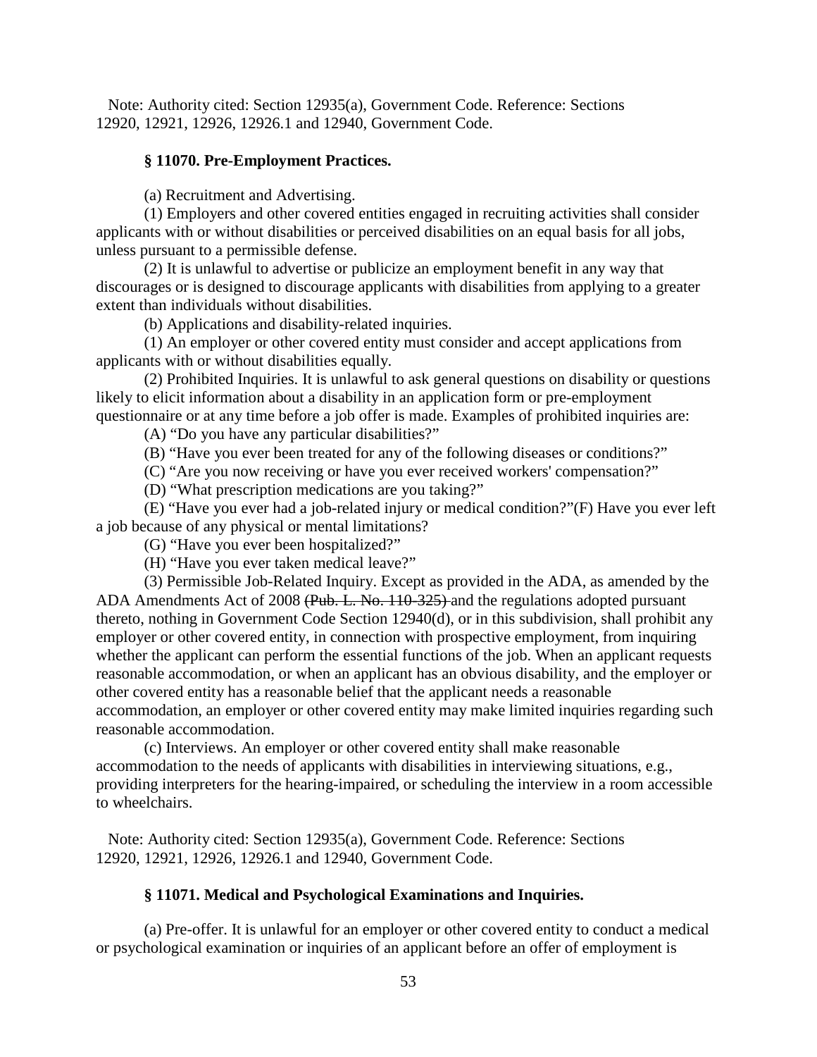Note: Authority cited: Section 12935(a), Government Code. Reference: Sections 12920, 12921, 12926, 12926.1 and 12940, Government Code.

### § 11070. Pre-Employment Practices.

(a) Recruitment and Advertising.

(1) Employers and other covered entities engaged in recruiting activities shall consider applicants with or without disabilities or perceived disabilities on an equal basis for all jobs, unless pursuant to a permissible defense.

(2) It is unlawful to advertise or publicize an employment benefit in any way that discourages or is designed to discourage applicants with disabilities from applying to a greater extent than individuals without disabilities.

(b) Applications and disability-related inquiries.

(1) An employer or other covered entity must consider and accept applications from applicants with or without disabilities equally.

(2) Prohibited Inquiries. It is unlawful to ask general questions on disability or questions likely to elicit information about a disability in an application form or pre-employment questionnaire or at any time before a job offer is made. Examples of prohibited inquiries are:

(A) "Do you have any particular disabilities?"

(B) "Have you ever been treated for any of the following diseases or conditions?"

(C) "Are you now receiving or have you ever received workers' compensation?"

(D) "What prescription medications are you taking?"

(E) "Have you ever had a job-related injury or medical condition?"(F) Have you ever left a job because of any physical or mental limitations?

(G) "Have you ever been hospitalized?"

(H) "Have you ever taken medical leave?"

(3) Permissible Job-Related Inquiry. Except as provided in the ADA, as amended by the ADA Amendments Act of 2008 ~~(Pub. L. No. 110-325)~~ and the regulations adopted pursuant thereto, nothing in Government Code Section 12940(d), or in this subdivision, shall prohibit any employer or other covered entity, in connection with prospective employment, from inquiring whether the applicant can perform the essential functions of the job. When an applicant requests reasonable accommodation, or when an applicant has an obvious disability, and the employer or other covered entity has a reasonable belief that the applicant needs a reasonable accommodation, an employer or other covered entity may make limited inquiries regarding such reasonable accommodation.

(c) Interviews. An employer or other covered entity shall make reasonable accommodation to the needs of applicants with disabilities in interviewing situations, e.g., providing interpreters for the hearing-impaired, or scheduling the interview in a room accessible to wheelchairs.

Note: Authority cited: Section 12935(a), Government Code. Reference: Sections 12920, 12921, 12926, 12926.1 and 12940, Government Code.

### § 11071. Medical and Psychological Examinations and Inquiries.

(a) Pre-offer. It is unlawful for an employer or other covered entity to conduct a medical or psychological examination or inquiries of an applicant before an offer of employment is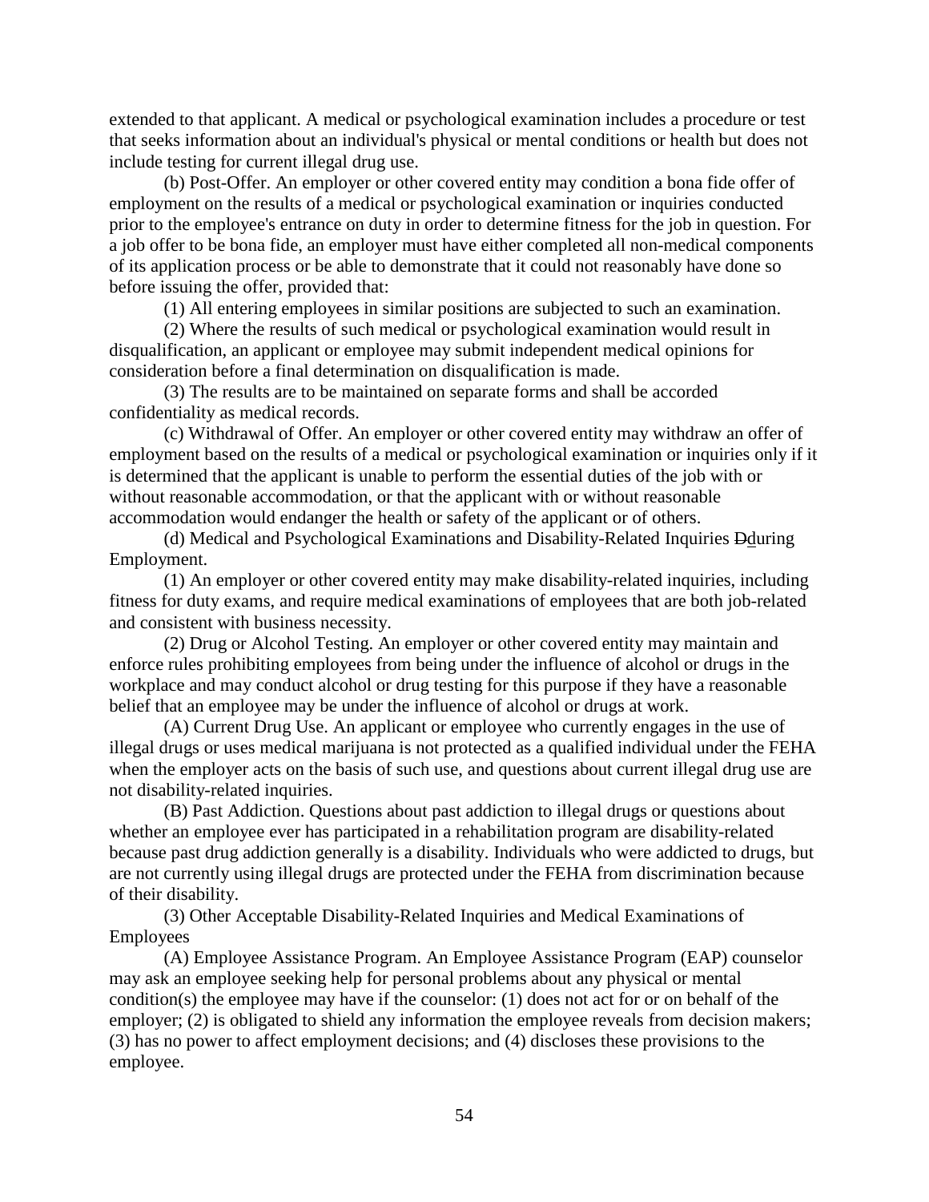extended to that applicant. A medical or psychological examination includes a procedure or test that seeks information about an individual's physical or mental conditions or health but does not include testing for current illegal drug use.

(b) Post-Offer. An employer or other covered entity may condition a bona fide offer of employment on the results of a medical or psychological examination or inquiries conducted prior to the employee's entrance on duty in order to determine fitness for the job in question. For a job offer to be bona fide, an employer must have either completed all non-medical components of its application process or be able to demonstrate that it could not reasonably have done so before issuing the offer, provided that:

(1) All entering employees in similar positions are subjected to such an examination.

(2) Where the results of such medical or psychological examination would result in disqualification, an applicant or employee may submit independent medical opinions for consideration before a final determination on disqualification is made.

(3) The results are to be maintained on separate forms and shall be accorded confidentiality as medical records.

(c) Withdrawal of Offer. An employer or other covered entity may withdraw an offer of employment based on the results of a medical or psychological examination or inquiries only if it is determined that the applicant is unable to perform the essential duties of the job with or without reasonable accommodation, or that the applicant with or without reasonable accommodation would endanger the health or safety of the applicant or of others.

(d) Medical and Psychological Examinations and Disability-Related Inquiries ~~D~~during Employment.

(1) An employer or other covered entity may make disability-related inquiries, including fitness for duty exams, and require medical examinations of employees that are both job-related and consistent with business necessity.

(2) Drug or Alcohol Testing. An employer or other covered entity may maintain and enforce rules prohibiting employees from being under the influence of alcohol or drugs in the workplace and may conduct alcohol or drug testing for this purpose if they have a reasonable belief that an employee may be under the influence of alcohol or drugs at work.

(A) Current Drug Use. An applicant or employee who currently engages in the use of illegal drugs or uses medical marijuana is not protected as a qualified individual under the FEHA when the employer acts on the basis of such use, and questions about current illegal drug use are not disability-related inquiries.

(B) Past Addiction. Questions about past addiction to illegal drugs or questions about whether an employee ever has participated in a rehabilitation program are disability-related because past drug addiction generally is a disability. Individuals who were addicted to drugs, but are not currently using illegal drugs are protected under the FEHA from discrimination because of their disability.

(3) Other Acceptable Disability-Related Inquiries and Medical Examinations of Employees

(A) Employee Assistance Program. An Employee Assistance Program (EAP) counselor may ask an employee seeking help for personal problems about any physical or mental condition(s) the employee may have if the counselor: (1) does not act for or on behalf of the employer; (2) is obligated to shield any information the employee reveals from decision makers; (3) has no power to affect employment decisions; and (4) discloses these provisions to the employee.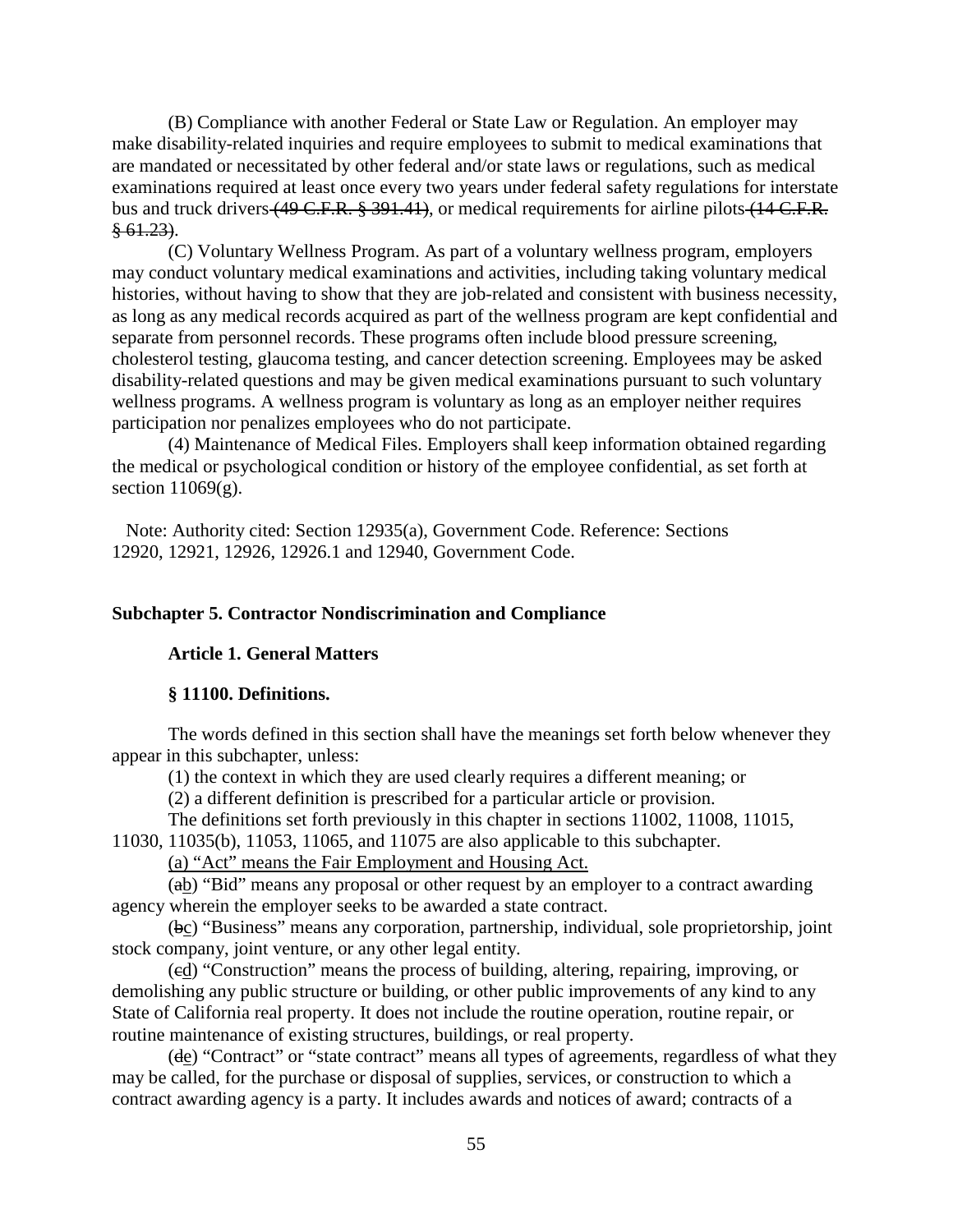(B) Compliance with another Federal or State Law or Regulation. An employer may make disability-related inquiries and require employees to submit to medical examinations that are mandated or necessitated by other federal and/or state laws or regulations, such as medical examinations required at least once every two years under federal safety regulations for interstate bus and truck drivers ~~(49 C.F.R. § 391.41)~~, or medical requirements for airline pilots ~~(14 C.F.R. § 61.23)~~.

(C) Voluntary Wellness Program. As part of a voluntary wellness program, employers may conduct voluntary medical examinations and activities, including taking voluntary medical histories, without having to show that they are job-related and consistent with business necessity, as long as any medical records acquired as part of the wellness program are kept confidential and separate from personnel records. These programs often include blood pressure screening, cholesterol testing, glaucoma testing, and cancer detection screening. Employees may be asked disability-related questions and may be given medical examinations pursuant to such voluntary wellness programs. A wellness program is voluntary as long as an employer neither requires participation nor penalizes employees who do not participate.

(4) Maintenance of Medical Files. Employers shall keep information obtained regarding the medical or psychological condition or history of the employee confidential, as set forth at section 11069(g).

Note: Authority cited: Section 12935(a), Government Code. Reference: Sections 12920, 12921, 12926, 12926.1 and 12940, Government Code.

**Subchapter 5. Contractor Nondiscrimination and Compliance**

**Article 1. General Matters**

**§ 11100. Definitions.**

The words defined in this section shall have the meanings set forth below whenever they appear in this subchapter, unless:

(1) the context in which they are used clearly requires a different meaning; or

(2) a different definition is prescribed for a particular article or provision.

The definitions set forth previously in this chapter in sections 11002, 11008, 11015, 11030, 11035(b), 11053, 11065, and 11075 are also applicable to this subchapter.

<u>(a) "Act" means the Fair Employment and Housing Act.</u>

(~~a~~<u>b</u>) "Bid" means any proposal or other request by an employer to a contract awarding agency wherein the employer seeks to be awarded a state contract.

(~~b~~<u>c</u>) "Business" means any corporation, partnership, individual, sole proprietorship, joint stock company, joint venture, or any other legal entity.

(~~c~~<u>d</u>) "Construction" means the process of building, altering, repairing, improving, or demolishing any public structure or building, or other public improvements of any kind to any State of California real property. It does not include the routine operation, routine repair, or routine maintenance of existing structures, buildings, or real property.

(~~d~~<u>e</u>) "Contract" or "state contract" means all types of agreements, regardless of what they may be called, for the purchase or disposal of supplies, services, or construction to which a contract awarding agency is a party. It includes awards and notices of award; contracts of a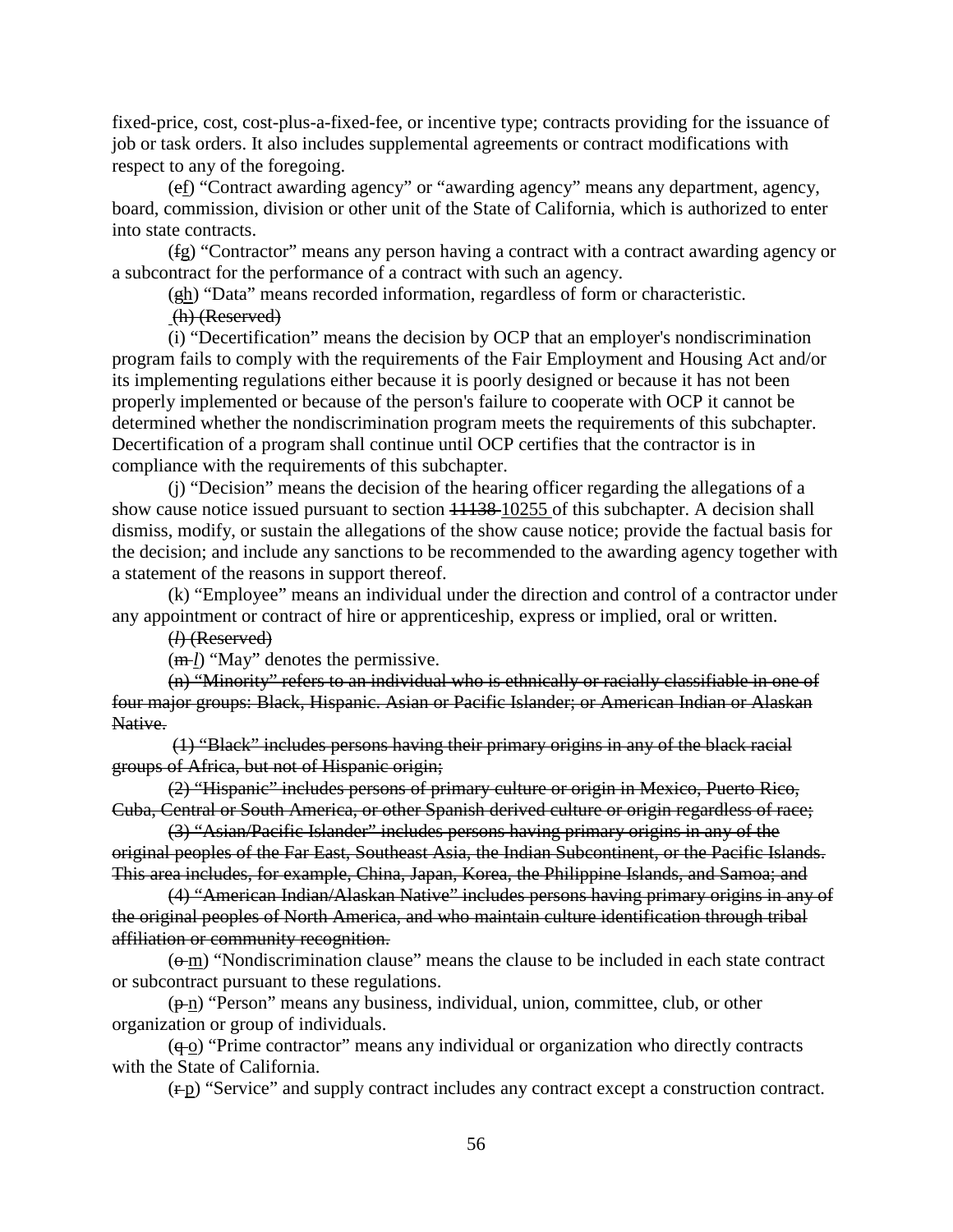fixed-price, cost, cost-plus-a-fixed-fee, or incentive type; contracts providing for the issuance of job or task orders. It also includes supplemental agreements or contract modifications with respect to any of the foregoing.

(~~e~~f) "Contract awarding agency" or "awarding agency" means any department, agency, board, commission, division or other unit of the State of California, which is authorized to enter into state contracts.

(~~f~~g) "Contractor" means any person having a contract with a contract awarding agency or a subcontract for the performance of a contract with such an agency.

(~~g~~h) "Data" means recorded information, regardless of form or characteristic.

~~(h) (Reserved)~~

(i) "Decertification" means the decision by OCP that an employer's nondiscrimination program fails to comply with the requirements of the Fair Employment and Housing Act and/or its implementing regulations either because it is poorly designed or because it has not been properly implemented or because of the person's failure to cooperate with OCP it cannot be determined whether the nondiscrimination program meets the requirements of this subchapter. Decertification of a program shall continue until OCP certifies that the contractor is in compliance with the requirements of this subchapter.

(j) "Decision" means the decision of the hearing officer regarding the allegations of a show cause notice issued pursuant to section ~~11138~~ 10255 of this subchapter. A decision shall dismiss, modify, or sustain the allegations of the show cause notice; provide the factual basis for the decision; and include any sanctions to be recommended to the awarding agency together with a statement of the reasons in support thereof.

(k) "Employee" means an individual under the direction and control of a contractor under any appointment or contract of hire or apprenticeship, express or implied, oral or written.

~~(*l*) (Reserved)~~

(~~m~~ *l*) "May" denotes the permissive.

~~(n) "Minority" refers to an individual who is ethnically or racially classifiable in one of four major groups: Black, Hispanic. Asian or Pacific Islander; or American Indian or Alaskan Native.~~

~~(1) "Black" includes persons having their primary origins in any of the black racial groups of Africa, but not of Hispanic origin;~~

~~(2) "Hispanic" includes persons of primary culture or origin in Mexico, Puerto Rico, Cuba, Central or South America, or other Spanish derived culture or origin regardless of race;~~

~~(3) "Asian/Pacific Islander" includes persons having primary origins in any of the original peoples of the Far East, Southeast Asia, the Indian Subcontinent, or the Pacific Islands. This area includes, for example, China, Japan, Korea, the Philippine Islands, and Samoa; and~~

~~(4) "American Indian/Alaskan Native" includes persons having primary origins in any of the original peoples of North America, and who maintain culture identification through tribal affiliation or community recognition.~~

(~~o~~ m) "Nondiscrimination clause" means the clause to be included in each state contract or subcontract pursuant to these regulations.

(~~p~~ n) "Person" means any business, individual, union, committee, club, or other organization or group of individuals.

(~~q~~ o) "Prime contractor" means any individual or organization who directly contracts with the State of California.

(~~r~~ p) "Service" and supply contract includes any contract except a construction contract.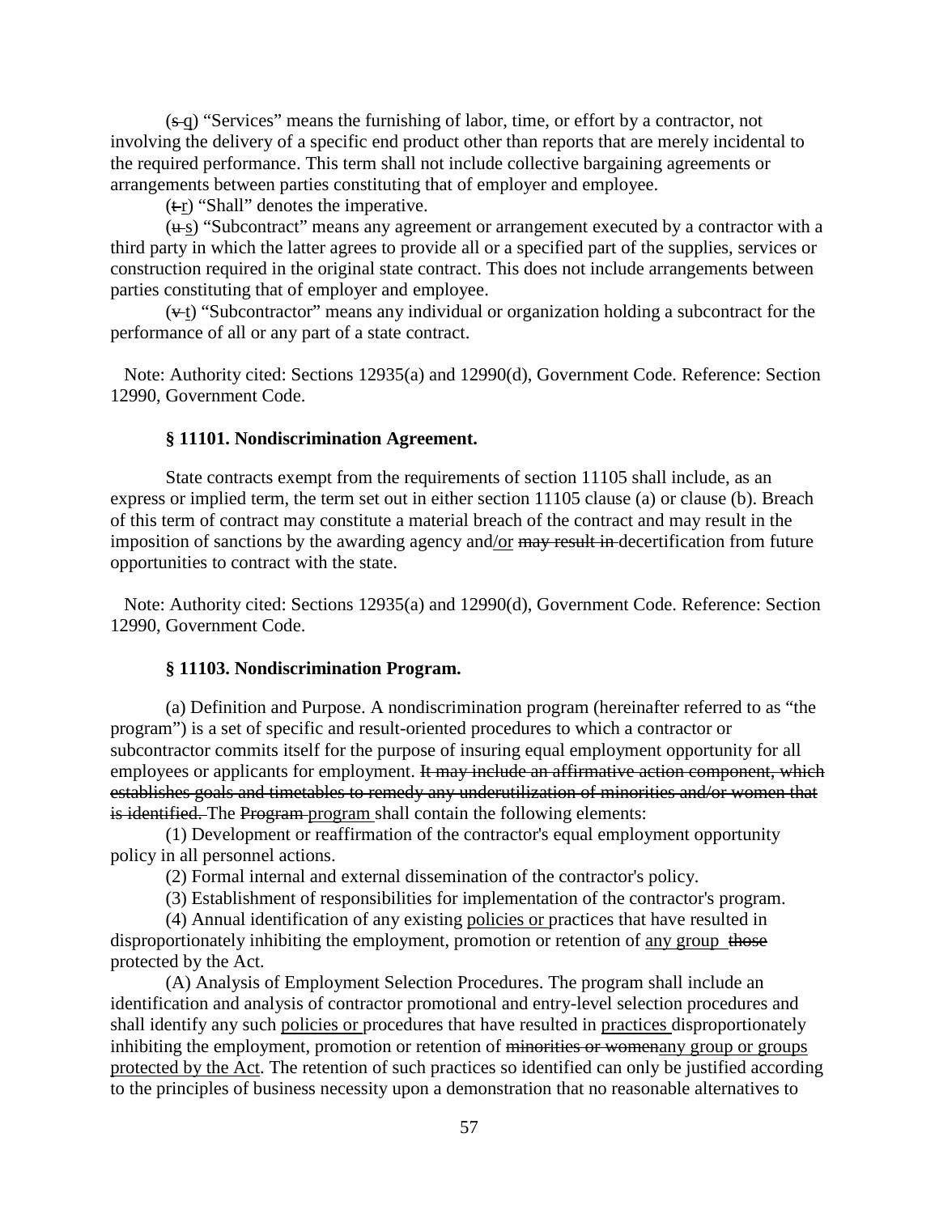(~~s~~ q) “Services” means the furnishing of labor, time, or effort by a contractor, not involving the delivery of a specific end product other than reports that are merely incidental to the required performance. This term shall not include collective bargaining agreements or arrangements between parties constituting that of employer and employee.

(~~t~~ r) “Shall” denotes the imperative.

(~~u~~ s) “Subcontract” means any agreement or arrangement executed by a contractor with a third party in which the latter agrees to provide all or a specified part of the supplies, services or construction required in the original state contract. This does not include arrangements between parties constituting that of employer and employee.

(~~v~~ t) “Subcontractor” means any individual or organization holding a subcontract for the performance of all or any part of a state contract.

Note: Authority cited: Sections 12935(a) and 12990(d), Government Code. Reference: Section 12990, Government Code.

### § 11101. Nondiscrimination Agreement.

State contracts exempt from the requirements of section 11105 shall include, as an express or implied term, the term set out in either section 11105 clause (a) or clause (b). Breach of this term of contract may constitute a material breach of the contract and may result in the imposition of sanctions by the awarding agency and/or ~~may result in~~ decertification from future opportunities to contract with the state.

Note: Authority cited: Sections 12935(a) and 12990(d), Government Code. Reference: Section 12990, Government Code.

### § 11103. Nondiscrimination Program.

(a) Definition and Purpose. A nondiscrimination program (hereinafter referred to as “the program”) is a set of specific and result-oriented procedures to which a contractor or subcontractor commits itself for the purpose of insuring equal employment opportunity for all employees or applicants for employment. ~~It may include an affirmative action component, which establishes goals and timetables to remedy any underutilization of minorities and/or women that is identified.~~ The ~~Program~~ program shall contain the following elements:

(1) Development or reaffirmation of the contractor's equal employment opportunity policy in all personnel actions.

(2) Formal internal and external dissemination of the contractor's policy.

(3) Establishment of responsibilities for implementation of the contractor's program.

(4) Annual identification of any existing policies or practices that have resulted in disproportionately inhibiting the employment, promotion or retention of any group ~~those~~ protected by the Act.

(A) Analysis of Employment Selection Procedures. The program shall include an identification and analysis of contractor promotional and entry-level selection procedures and shall identify any such policies or procedures that have resulted in practices disproportionately inhibiting the employment, promotion or retention of ~~minorities or women~~any group or groups protected by the Act. The retention of such practices so identified can only be justified according to the principles of business necessity upon a demonstration that no reasonable alternatives to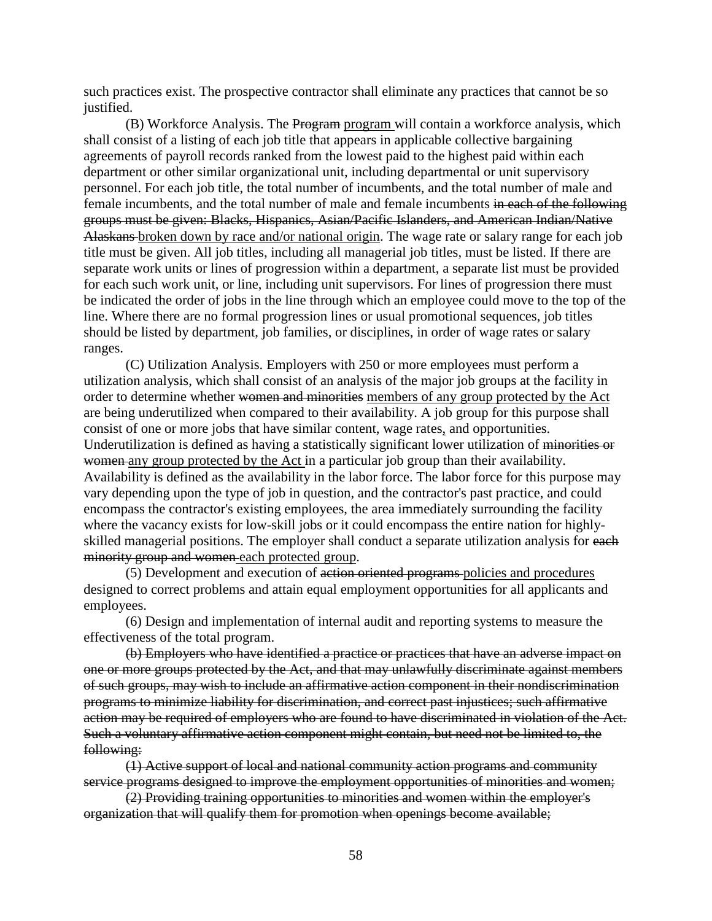such practices exist. The prospective contractor shall eliminate any practices that cannot be so justified.

(B) Workforce Analysis. The ~~Program~~ <u>program</u> will contain a workforce analysis, which shall consist of a listing of each job title that appears in applicable collective bargaining agreements of payroll records ranked from the lowest paid to the highest paid within each department or other similar organizational unit, including departmental or unit supervisory personnel. For each job title, the total number of incumbents, and the total number of male and female incumbents, and the total number of male and female incumbents ~~in each of the following groups must be given: Blacks, Hispanics, Asian/Pacific Islanders, and American Indian/Native Alaskans~~ <u>broken down by race and/or national origin</u>. The wage rate or salary range for each job title must be given. All job titles, including all managerial job titles, must be listed. If there are separate work units or lines of progression within a department, a separate list must be provided for each such work unit, or line, including unit supervisors. For lines of progression there must be indicated the order of jobs in the line through which an employee could move to the top of the line. Where there are no formal progression lines or usual promotional sequences, job titles should be listed by department, job families, or disciplines, in order of wage rates or salary ranges.

(C) Utilization Analysis. Employers with 250 or more employees must perform a utilization analysis, which shall consist of an analysis of the major job groups at the facility in order to determine whether ~~women and minorities~~ <u>members of any group protected by the Act</u> are being underutilized when compared to their availability. A job group for this purpose shall consist of one or more jobs that have similar content, wage rates<u>,</u> and opportunities. Underutilization is defined as having a statistically significant lower utilization of ~~minorities or women~~ <u>any group protected by the Act</u> in a particular job group than their availability. Availability is defined as the availability in the labor force. The labor force for this purpose may vary depending upon the type of job in question, and the contractor's past practice, and could encompass the contractor's existing employees, the area immediately surrounding the facility where the vacancy exists for low-skill jobs or it could encompass the entire nation for highly-skilled managerial positions. The employer shall conduct a separate utilization analysis for ~~each minority group and women~~ <u>each protected group</u>.

(5) Development and execution of ~~action oriented programs~~ <u>policies and procedures</u> designed to correct problems and attain equal employment opportunities for all applicants and employees.

(6) Design and implementation of internal audit and reporting systems to measure the effectiveness of the total program.

~~(b) Employers who have identified a practice or practices that have an adverse impact on one or more groups protected by the Act, and that may unlawfully discriminate against members of such groups, may wish to include an affirmative action component in their nondiscrimination programs to minimize liability for discrimination, and correct past injustices; such affirmative action may be required of employers who are found to have discriminated in violation of the Act. Such a voluntary affirmative action component might contain, but need not be limited to, the following:~~

~~(1) Active support of local and national community action programs and community service programs designed to improve the employment opportunities of minorities and women;~~

~~(2) Providing training opportunities to minorities and women within the employer's organization that will qualify them for promotion when openings become available;~~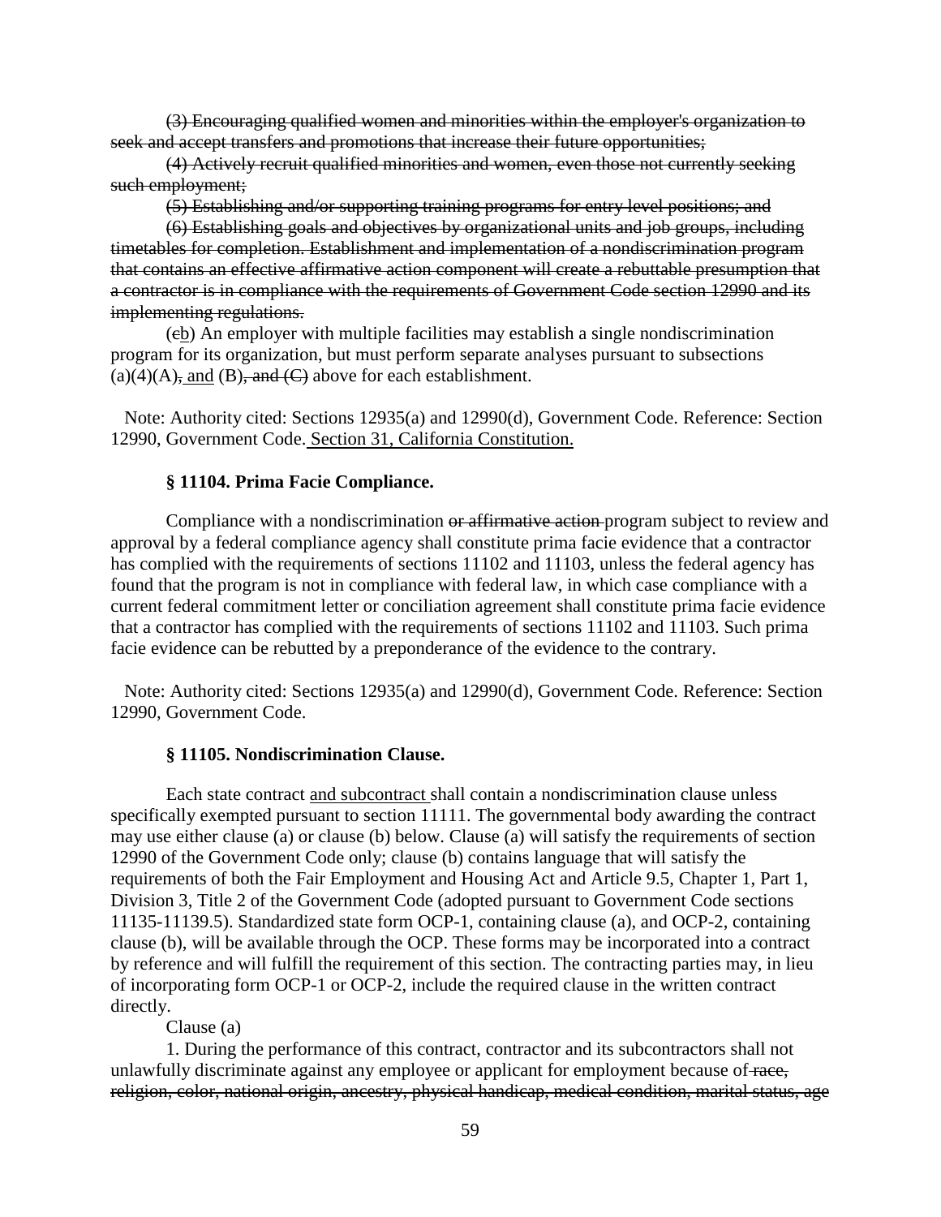~~(3) Encouraging qualified women and minorities within the employer's organization to seek and accept transfers and promotions that increase their future opportunities;~~

~~(4) Actively recruit qualified minorities and women, even those not currently seeking such employment;~~

~~(5) Establishing and/or supporting training programs for entry level positions; and~~

~~(6) Establishing goals and objectives by organizational units and job groups, including timetables for completion. Establishment and implementation of a nondiscrimination program that contains an effective affirmative action component will create a rebuttable presumption that a contractor is in compliance with the requirements of Government Code section 12990 and its implementing regulations.~~

(~~c~~<u>b</u>) An employer with multiple facilities may establish a single nondiscrimination program for its organization, but must perform separate analyses pursuant to subsections (a)(4)(A)~~,~~ <u>and</u> (B)~~, and (C)~~ above for each establishment.

Note: Authority cited: Sections 12935(a) and 12990(d), Government Code. Reference: Section 12990, Government Code. <u>Section 31, California Constitution.</u>

### § 11104. Prima Facie Compliance.

Compliance with a nondiscrimination ~~or affirmative action~~ program subject to review and approval by a federal compliance agency shall constitute prima facie evidence that a contractor has complied with the requirements of sections 11102 and 11103, unless the federal agency has found that the program is not in compliance with federal law, in which case compliance with a current federal commitment letter or conciliation agreement shall constitute prima facie evidence that a contractor has complied with the requirements of sections 11102 and 11103. Such prima facie evidence can be rebutted by a preponderance of the evidence to the contrary.

Note: Authority cited: Sections 12935(a) and 12990(d), Government Code. Reference: Section 12990, Government Code.

### § 11105. Nondiscrimination Clause.

Each state contract <u>and subcontract</u> shall contain a nondiscrimination clause unless specifically exempted pursuant to section 11111. The governmental body awarding the contract may use either clause (a) or clause (b) below. Clause (a) will satisfy the requirements of section 12990 of the Government Code only; clause (b) contains language that will satisfy the requirements of both the Fair Employment and Housing Act and Article 9.5, Chapter 1, Part 1, Division 3, Title 2 of the Government Code (adopted pursuant to Government Code sections 11135-11139.5). Standardized state form OCP-1, containing clause (a), and OCP-2, containing clause (b), will be available through the OCP. These forms may be incorporated into a contract by reference and will fulfill the requirement of this section. The contracting parties may, in lieu of incorporating form OCP-1 or OCP-2, include the required clause in the written contract directly.

Clause (a)

1. During the performance of this contract, contractor and its subcontractors shall not unlawfully discriminate against any employee or applicant for employment because of ~~race, religion, color, national origin, ancestry, physical handicap, medical condition, marital status, age~~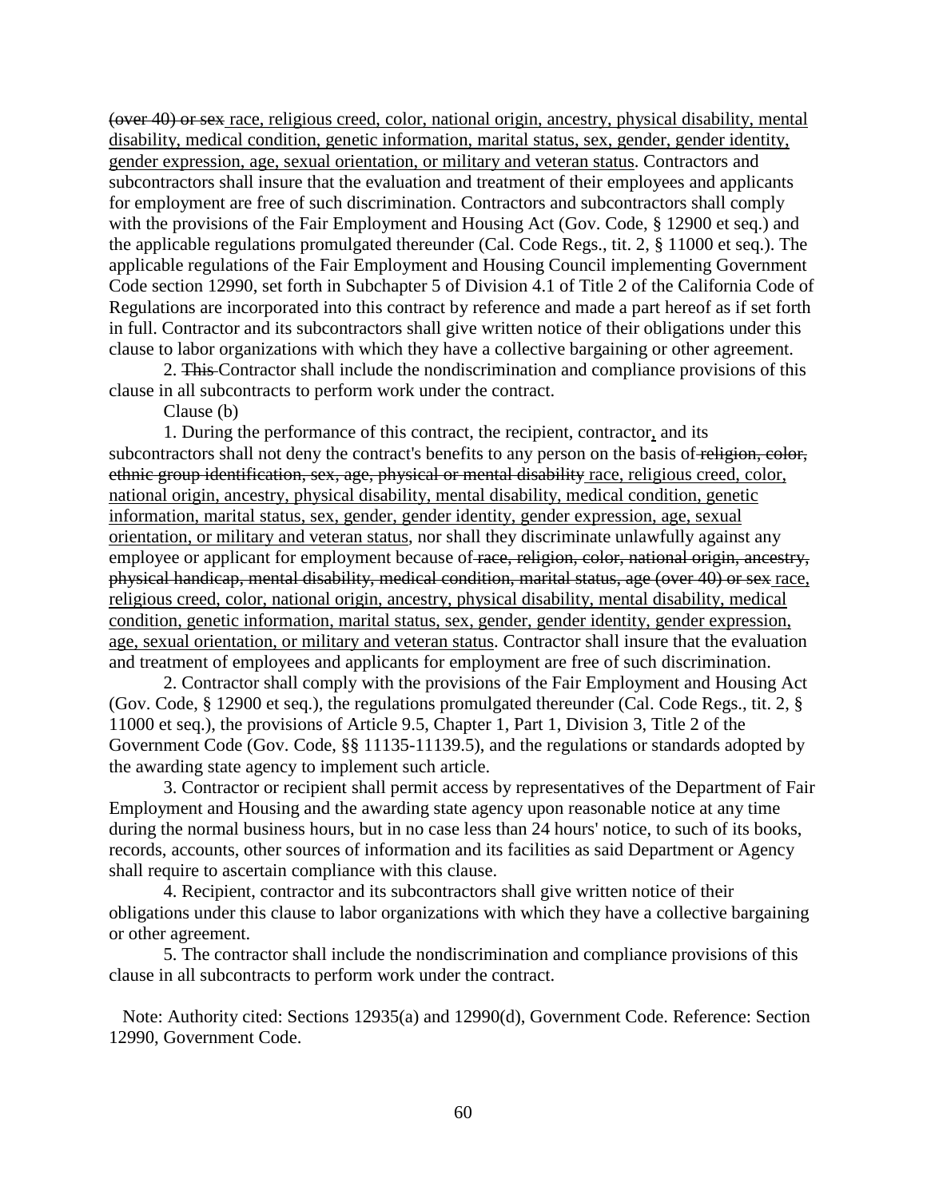~~(over 40) or sex~~ <u>race, religious creed, color, national origin, ancestry, physical disability, mental disability, medical condition, genetic information, marital status, sex, gender, gender identity, gender expression, age, sexual orientation, or military and veteran status</u>. Contractors and subcontractors shall insure that the evaluation and treatment of their employees and applicants for employment are free of such discrimination. Contractors and subcontractors shall comply with the provisions of the Fair Employment and Housing Act (Gov. Code, § 12900 et seq.) and the applicable regulations promulgated thereunder (Cal. Code Regs., tit. 2, § 11000 et seq.). The applicable regulations of the Fair Employment and Housing Council implementing Government Code section 12990, set forth in Subchapter 5 of Division 4.1 of Title 2 of the California Code of Regulations are incorporated into this contract by reference and made a part hereof as if set forth in full. Contractor and its subcontractors shall give written notice of their obligations under this clause to labor organizations with which they have a collective bargaining or other agreement.

2. ~~This~~ Contractor shall include the nondiscrimination and compliance provisions of this clause in all subcontracts to perform work under the contract.

Clause (b)

1. During the performance of this contract, the recipient, contractor<u>,</u> and its subcontractors shall not deny the contract's benefits to any person on the basis of ~~religion, color, ethnic group identification, sex, age, physical or mental disability~~ <u>race, religious creed, color, national origin, ancestry, physical disability, mental disability, medical condition, genetic information, marital status, sex, gender, gender identity, gender expression, age, sexual orientation, or military and veteran status</u>, nor shall they discriminate unlawfully against any employee or applicant for employment because of ~~race, religion, color, national origin, ancestry, physical handicap, mental disability, medical condition, marital status, age (over 40) or sex~~ <u>race, religious creed, color, national origin, ancestry, physical disability, mental disability, medical condition, genetic information, marital status, sex, gender, gender identity, gender expression, age, sexual orientation, or military and veteran status</u>. Contractor shall insure that the evaluation and treatment of employees and applicants for employment are free of such discrimination.

2. Contractor shall comply with the provisions of the Fair Employment and Housing Act (Gov. Code, § 12900 et seq.), the regulations promulgated thereunder (Cal. Code Regs., tit. 2, § 11000 et seq.), the provisions of Article 9.5, Chapter 1, Part 1, Division 3, Title 2 of the Government Code (Gov. Code, §§ 11135-11139.5), and the regulations or standards adopted by the awarding state agency to implement such article.

3. Contractor or recipient shall permit access by representatives of the Department of Fair Employment and Housing and the awarding state agency upon reasonable notice at any time during the normal business hours, but in no case less than 24 hours' notice, to such of its books, records, accounts, other sources of information and its facilities as said Department or Agency shall require to ascertain compliance with this clause.

4. Recipient, contractor and its subcontractors shall give written notice of their obligations under this clause to labor organizations with which they have a collective bargaining or other agreement.

5. The contractor shall include the nondiscrimination and compliance provisions of this clause in all subcontracts to perform work under the contract.

Note: Authority cited: Sections 12935(a) and 12990(d), Government Code. Reference: Section 12990, Government Code.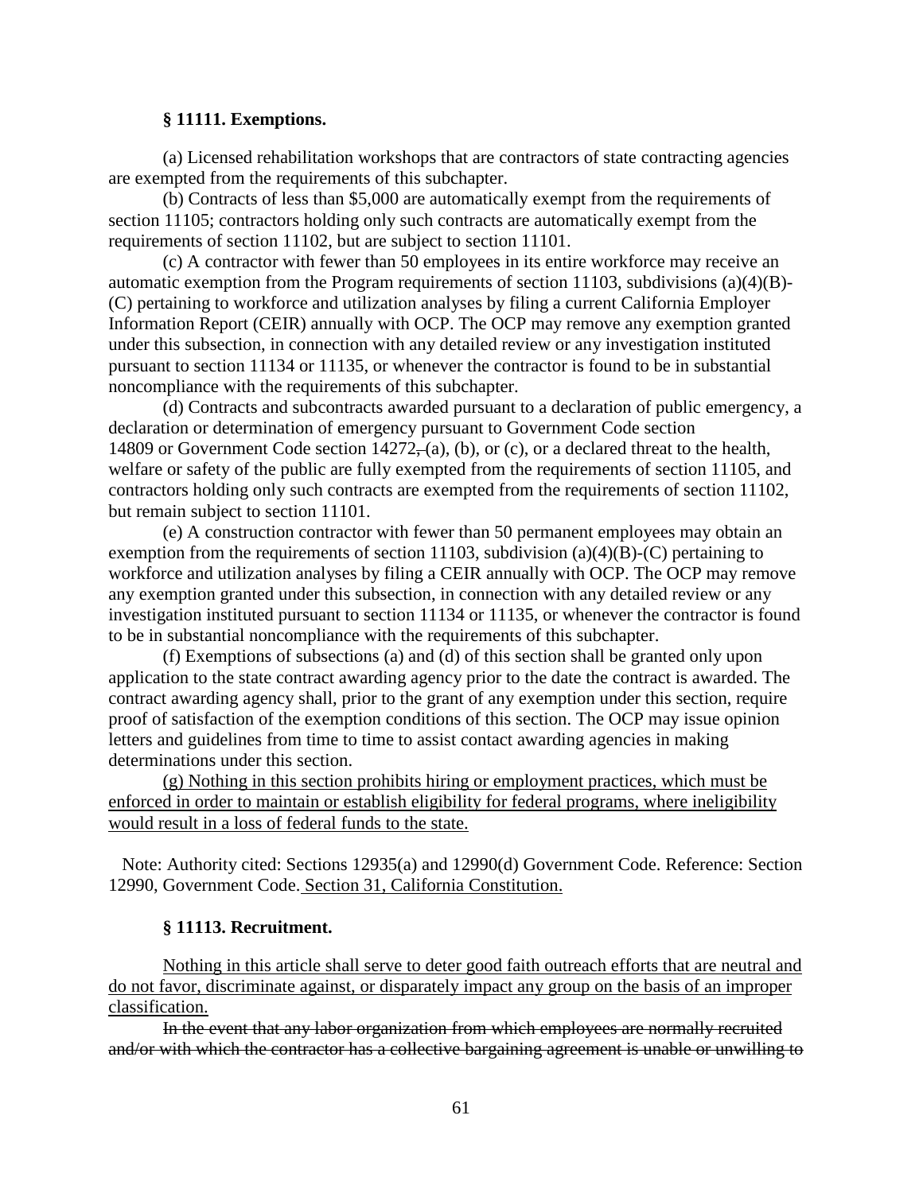**§ 11111. Exemptions.**

(a) Licensed rehabilitation workshops that are contractors of state contracting agencies are exempted from the requirements of this subchapter.

(b) Contracts of less than $5,000 are automatically exempt from the requirements of section 11105; contractors holding only such contracts are automatically exempt from the requirements of section 11102, but are subject to section 11101.

(c) A contractor with fewer than 50 employees in its entire workforce may receive an automatic exemption from the Program requirements of section 11103, subdivisions (a)(4)(B)-(C) pertaining to workforce and utilization analyses by filing a current California Employer Information Report (CEIR) annually with OCP. The OCP may remove any exemption granted under this subsection, in connection with any detailed review or any investigation instituted pursuant to section 11134 or 11135, or whenever the contractor is found to be in substantial noncompliance with the requirements of this subchapter.

(d) Contracts and subcontracts awarded pursuant to a declaration of public emergency, a declaration or determination of emergency pursuant to Government Code section 14809 or Government Code section 14272~~,~~ (a), (b), or (c), or a declared threat to the health, welfare or safety of the public are fully exempted from the requirements of section 11105, and contractors holding only such contracts are exempted from the requirements of section 11102, but remain subject to section 11101.

(e) A construction contractor with fewer than 50 permanent employees may obtain an exemption from the requirements of section 11103, subdivision (a)(4)(B)-(C) pertaining to workforce and utilization analyses by filing a CEIR annually with OCP. The OCP may remove any exemption granted under this subsection, in connection with any detailed review or any investigation instituted pursuant to section 11134 or 11135, or whenever the contractor is found to be in substantial noncompliance with the requirements of this subchapter.

(f) Exemptions of subsections (a) and (d) of this section shall be granted only upon application to the state contract awarding agency prior to the date the contract is awarded. The contract awarding agency shall, prior to the grant of any exemption under this section, require proof of satisfaction of the exemption conditions of this section. The OCP may issue opinion letters and guidelines from time to time to assist contact awarding agencies in making determinations under this section.

<u>(g) Nothing in this section prohibits hiring or employment practices, which must be enforced in order to maintain or establish eligibility for federal programs, where ineligibility would result in a loss of federal funds to the state.</u>

Note: Authority cited: Sections 12935(a) and 12990(d) Government Code. Reference: Section 12990, Government Code. <u>Section 31, California Constitution.</u>

**§ 11113. Recruitment.**

<u>Nothing in this article shall serve to deter good faith outreach efforts that are neutral and do not favor, discriminate against, or disparately impact any group on the basis of an improper classification.</u>

~~In the event that any labor organization from which employees are normally recruited and/or with which the contractor has a collective bargaining agreement is unable or unwilling to~~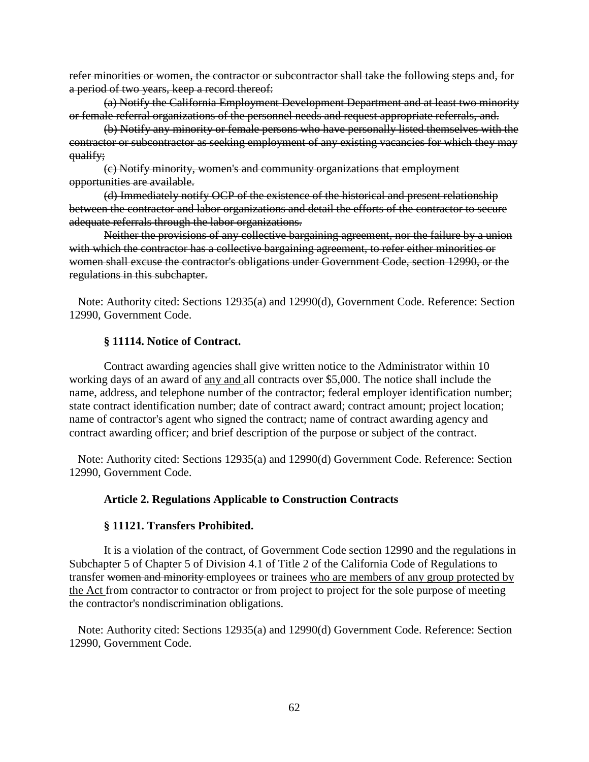~~refer minorities or women, the contractor or subcontractor shall take the following steps and, for a period of two years, keep a record thereof:~~

~~(a) Notify the California Employment Development Department and at least two minority or female referral organizations of the personnel needs and request appropriate referrals, and.~~

~~(b) Notify any minority or female persons who have personally listed themselves with the contractor or subcontractor as seeking employment of any existing vacancies for which they may qualify;~~

~~(c) Notify minority, women's and community organizations that employment opportunities are available.~~

~~(d) Immediately notify OCP of the existence of the historical and present relationship between the contractor and labor organizations and detail the efforts of the contractor to secure adequate referrals through the labor organizations.~~

~~Neither the provisions of any collective bargaining agreement, nor the failure by a union with which the contractor has a collective bargaining agreement, to refer either minorities or women shall excuse the contractor's obligations under Government Code, section 12990, or the regulations in this subchapter.~~

Note: Authority cited: Sections 12935(a) and 12990(d), Government Code. Reference: Section 12990, Government Code.

**§ 11114. Notice of Contract.**

Contract awarding agencies shall give written notice to the Administrator within 10 working days of an award of <u>any and </u>all contracts over $5,000. The notice shall include the name, address<u>,</u> and telephone number of the contractor; federal employer identification number; state contract identification number; date of contract award; contract amount; project location; name of contractor's agent who signed the contract; name of contract awarding agency and contract awarding officer; and brief description of the purpose or subject of the contract.

Note: Authority cited: Sections 12935(a) and 12990(d) Government Code. Reference: Section 12990, Government Code.

**Article 2. Regulations Applicable to Construction Contracts**

**§ 11121. Transfers Prohibited.**

It is a violation of the contract, of Government Code section 12990 and the regulations in Subchapter 5 of Chapter 5 of Division 4.1 of Title 2 of the California Code of Regulations to transfer ~~women and minority~~ employees or trainees <u>who are members of any group protected by the Act</u> from contractor to contractor or from project to project for the sole purpose of meeting the contractor's nondiscrimination obligations.

Note: Authority cited: Sections 12935(a) and 12990(d) Government Code. Reference: Section 12990, Government Code.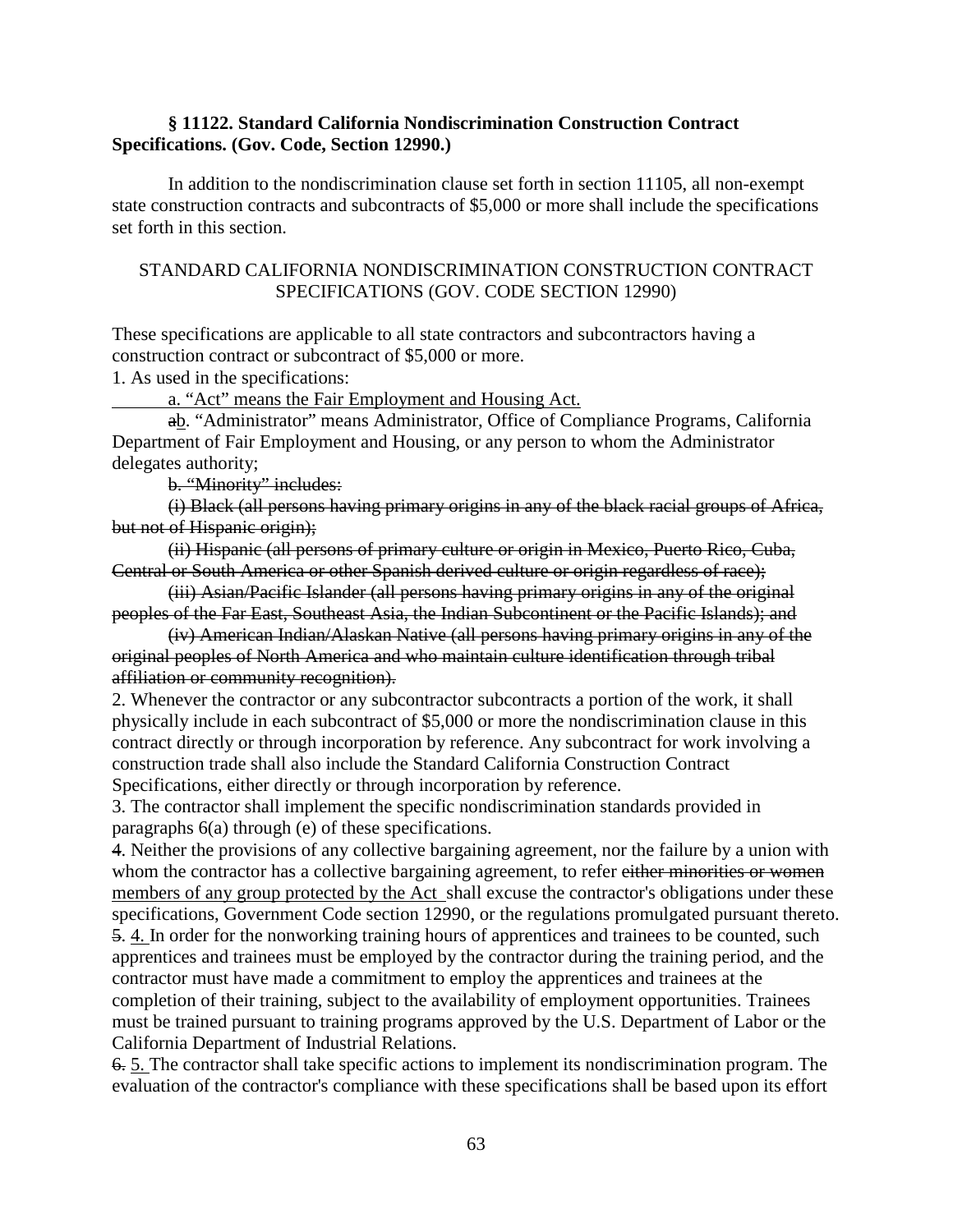**§ 11122. Standard California Nondiscrimination Construction Contract Specifications. (Gov. Code, Section 12990.)**

In addition to the nondiscrimination clause set forth in section 11105, all non-exempt state construction contracts and subcontracts of $5,000 or more shall include the specifications set forth in this section.

STANDARD CALIFORNIA NONDISCRIMINATION CONSTRUCTION CONTRACT SPECIFICATIONS (GOV. CODE SECTION 12990)

These specifications are applicable to all state contractors and subcontractors having a construction contract or subcontract of $5,000 or more.

1. As used in the specifications:

<u>a. "Act" means the Fair Employment and Housing Act.</u>

~~a~~<u>b</u>. "Administrator" means Administrator, Office of Compliance Programs, California Department of Fair Employment and Housing, or any person to whom the Administrator delegates authority;

~~b. "Minority" includes:~~

~~(i) Black (all persons having primary origins in any of the black racial groups of Africa, but not of Hispanic origin);~~

~~(ii) Hispanic (all persons of primary culture or origin in Mexico, Puerto Rico, Cuba, Central or South America or other Spanish derived culture or origin regardless of race);~~

~~(iii) Asian/Pacific Islander (all persons having primary origins in any of the original peoples of the Far East, Southeast Asia, the Indian Subcontinent or the Pacific Islands); and~~

~~(iv) American Indian/Alaskan Native (all persons having primary origins in any of the original peoples of North America and who maintain culture identification through tribal affiliation or community recognition).~~

2. Whenever the contractor or any subcontractor subcontracts a portion of the work, it shall physically include in each subcontract of $5,000 or more the nondiscrimination clause in this contract directly or through incorporation by reference. Any subcontract for work involving a construction trade shall also include the Standard California Construction Contract Specifications, either directly or through incorporation by reference.

3. The contractor shall implement the specific nondiscrimination standards provided in paragraphs 6(a) through (e) of these specifications.

~~4~~. Neither the provisions of any collective bargaining agreement, nor the failure by a union with whom the contractor has a collective bargaining agreement, to refer ~~either minorities or women~~ <u>members of any group protected by the Act</u> shall excuse the contractor's obligations under these specifications, Government Code section 12990, or the regulations promulgated pursuant thereto.

~~5.~~ <u>4.</u> In order for the nonworking training hours of apprentices and trainees to be counted, such apprentices and trainees must be employed by the contractor during the training period, and the contractor must have made a commitment to employ the apprentices and trainees at the completion of their training, subject to the availability of employment opportunities. Trainees must be trained pursuant to training programs approved by the U.S. Department of Labor or the California Department of Industrial Relations.

~~6.~~ <u>5.</u> The contractor shall take specific actions to implement its nondiscrimination program. The evaluation of the contractor's compliance with these specifications shall be based upon its effort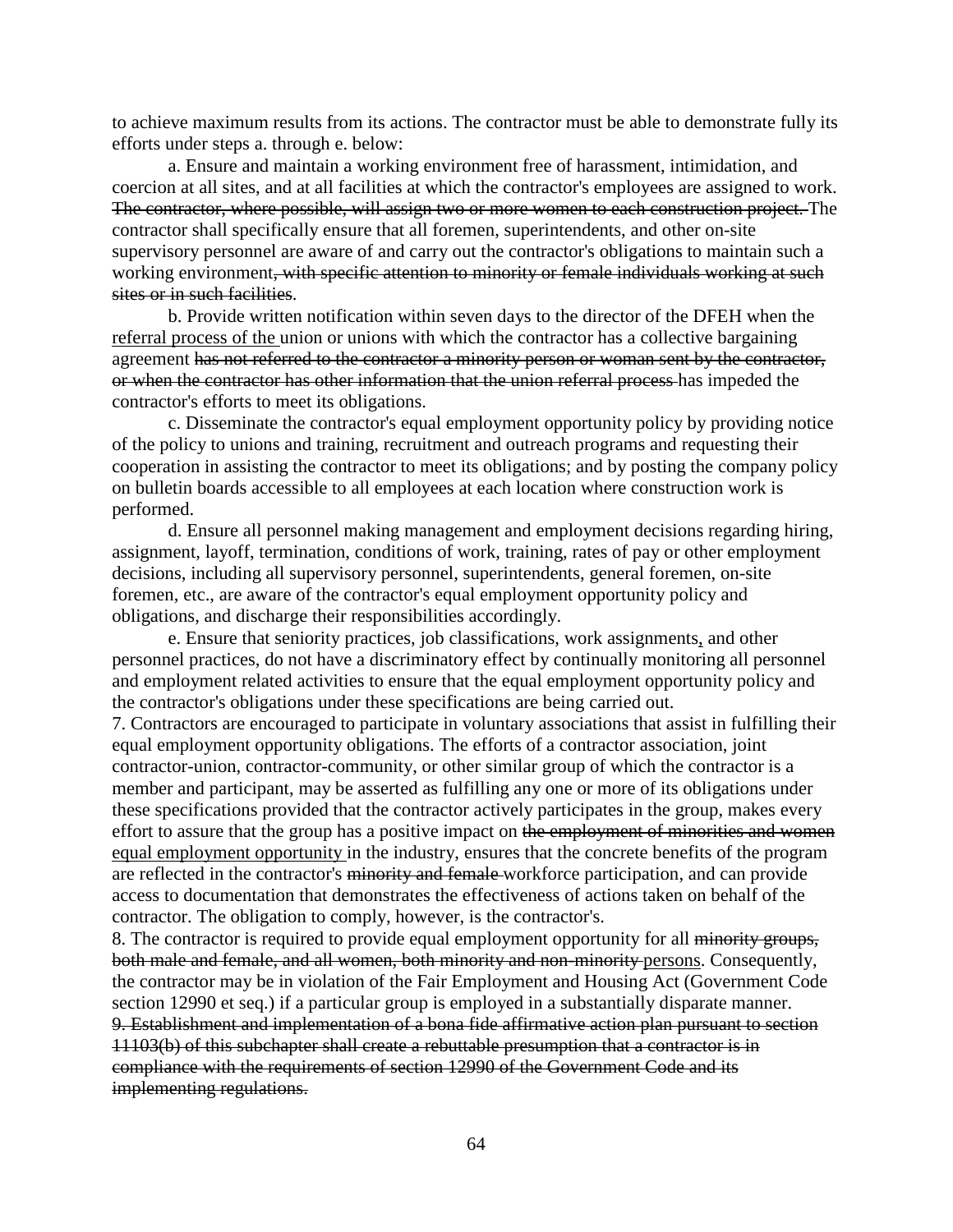to achieve maximum results from its actions. The contractor must be able to demonstrate fully its efforts under steps a. through e. below:

a. Ensure and maintain a working environment free of harassment, intimidation, and coercion at all sites, and at all facilities at which the contractor's employees are assigned to work. ~~The contractor, where possible, will assign two or more women to each construction project.~~ The contractor shall specifically ensure that all foremen, superintendents, and other on-site supervisory personnel are aware of and carry out the contractor's obligations to maintain such a working environment~~, with specific attention to minority or female individuals working at such sites or in such facilities~~.

b. Provide written notification within seven days to the director of the DFEH when the <u>referral process of the</u> union or unions with which the contractor has a collective bargaining agreement ~~has not referred to the contractor a minority person or woman sent by the contractor, or when the contractor has other information that the union referral process~~ has impeded the contractor's efforts to meet its obligations.

c. Disseminate the contractor's equal employment opportunity policy by providing notice of the policy to unions and training, recruitment and outreach programs and requesting their cooperation in assisting the contractor to meet its obligations; and by posting the company policy on bulletin boards accessible to all employees at each location where construction work is performed.

d. Ensure all personnel making management and employment decisions regarding hiring, assignment, layoff, termination, conditions of work, training, rates of pay or other employment decisions, including all supervisory personnel, superintendents, general foremen, on-site foremen, etc., are aware of the contractor's equal employment opportunity policy and obligations, and discharge their responsibilities accordingly.

e. Ensure that seniority practices, job classifications, work assignments<u>,</u> and other personnel practices, do not have a discriminatory effect by continually monitoring all personnel and employment related activities to ensure that the equal employment opportunity policy and the contractor's obligations under these specifications are being carried out.

7. Contractors are encouraged to participate in voluntary associations that assist in fulfilling their equal employment opportunity obligations. The efforts of a contractor association, joint contractor-union, contractor-community, or other similar group of which the contractor is a member and participant, may be asserted as fulfilling any one or more of its obligations under these specifications provided that the contractor actively participates in the group, makes every effort to assure that the group has a positive impact on ~~the employment of minorities and women~~ <u>equal employment opportunity</u> in the industry, ensures that the concrete benefits of the program are reflected in the contractor's ~~minority and female~~ workforce participation, and can provide access to documentation that demonstrates the effectiveness of actions taken on behalf of the contractor. The obligation to comply, however, is the contractor's.

8. The contractor is required to provide equal employment opportunity for all ~~minority groups, both male and female, and all women, both minority and non-minority~~ <u>persons</u>. Consequently, the contractor may be in violation of the Fair Employment and Housing Act (Government Code section 12990 et seq.) if a particular group is employed in a substantially disparate manner.

~~9. Establishment and implementation of a bona fide affirmative action plan pursuant to section 11103(b) of this subchapter shall create a rebuttable presumption that a contractor is in compliance with the requirements of section 12990 of the Government Code and its implementing regulations.~~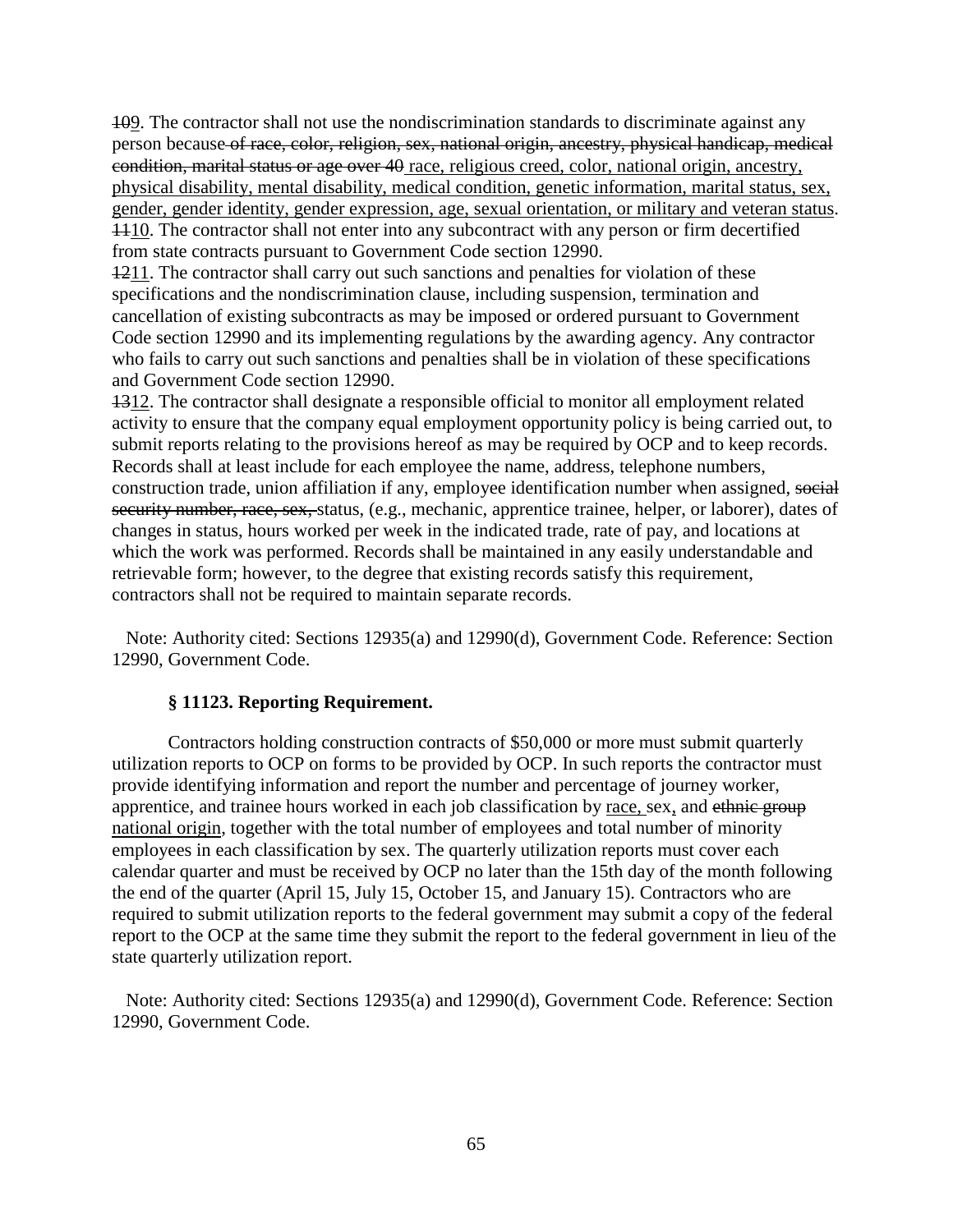~~10~~9. The contractor shall not use the nondiscrimination standards to discriminate against any person because ~~of race, color, religion, sex, national origin, ancestry, physical handicap, medical condition, marital status or age over 40~~ <u>race, religious creed, color, national origin, ancestry, physical disability, mental disability, medical condition, genetic information, marital status, sex, gender, gender identity, gender expression, age, sexual orientation, or military and veteran status</u>.
~~11~~<u>10</u>. The contractor shall not enter into any subcontract with any person or firm decertified from state contracts pursuant to Government Code section 12990.
~~12~~<u>11</u>. The contractor shall carry out such sanctions and penalties for violation of these specifications and the nondiscrimination clause, including suspension, termination and cancellation of existing subcontracts as may be imposed or ordered pursuant to Government Code section 12990 and its implementing regulations by the awarding agency. Any contractor who fails to carry out such sanctions and penalties shall be in violation of these specifications and Government Code section 12990.
~~13~~<u>12</u>. The contractor shall designate a responsible official to monitor all employment related activity to ensure that the company equal employment opportunity policy is being carried out, to submit reports relating to the provisions hereof as may be required by OCP and to keep records. Records shall at least include for each employee the name, address, telephone numbers, construction trade, union affiliation if any, employee identification number when assigned, ~~social security number, race, sex,~~ status, (e.g., mechanic, apprentice trainee, helper, or laborer), dates of changes in status, hours worked per week in the indicated trade, rate of pay, and locations at which the work was performed. Records shall be maintained in any easily understandable and retrievable form; however, to the degree that existing records satisfy this requirement, contractors shall not be required to maintain separate records.

Note: Authority cited: Sections 12935(a) and 12990(d), Government Code. Reference: Section 12990, Government Code.

### § 11123. Reporting Requirement.

Contractors holding construction contracts of $50,000 or more must submit quarterly utilization reports to OCP on forms to be provided by OCP. In such reports the contractor must provide identifying information and report the number and percentage of journey worker, apprentice, and trainee hours worked in each job classification by <u>race,</u> sex<u>,</u> and ~~ethnic group~~ <u>national origin</u>, together with the total number of employees and total number of minority employees in each classification by sex. The quarterly utilization reports must cover each calendar quarter and must be received by OCP no later than the 15th day of the month following the end of the quarter (April 15, July 15, October 15, and January 15). Contractors who are required to submit utilization reports to the federal government may submit a copy of the federal report to the OCP at the same time they submit the report to the federal government in lieu of the state quarterly utilization report.

Note: Authority cited: Sections 12935(a) and 12990(d), Government Code. Reference: Section 12990, Government Code.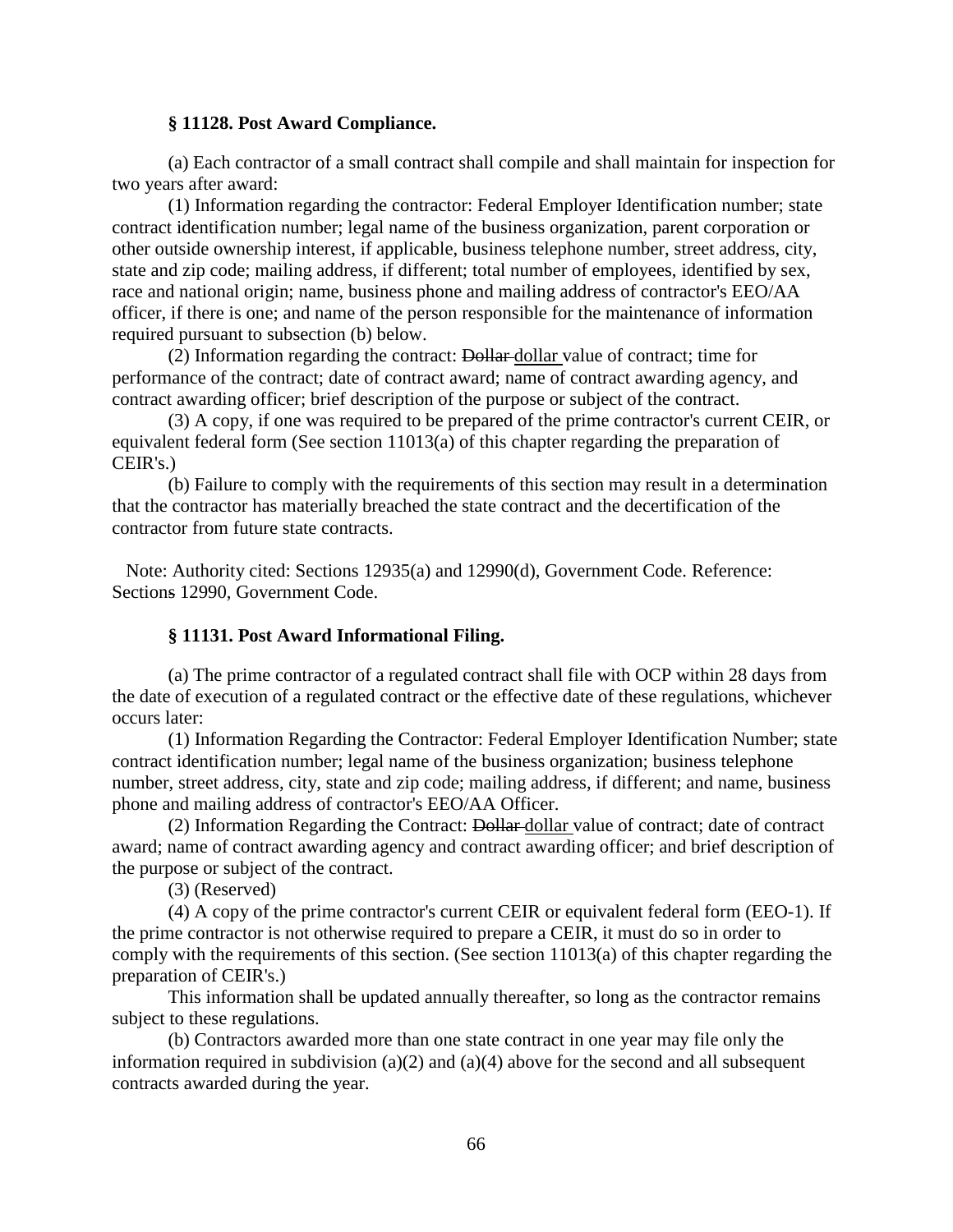### § 11128. Post Award Compliance.

(a) Each contractor of a small contract shall compile and shall maintain for inspection for two years after award:

(1) Information regarding the contractor: Federal Employer Identification number; state contract identification number; legal name of the business organization, parent corporation or other outside ownership interest, if applicable, business telephone number, street address, city, state and zip code; mailing address, if different; total number of employees, identified by sex, race and national origin; name, business phone and mailing address of contractor's EEO/AA officer, if there is one; and name of the person responsible for the maintenance of information required pursuant to subsection (b) below.

(2) Information regarding the contract: ~~Dollar~~ dollar value of contract; time for performance of the contract; date of contract award; name of contract awarding agency, and contract awarding officer; brief description of the purpose or subject of the contract.

(3) A copy, if one was required to be prepared of the prime contractor's current CEIR, or equivalent federal form (See section 11013(a) of this chapter regarding the preparation of CEIR's.)

(b) Failure to comply with the requirements of this section may result in a determination that the contractor has materially breached the state contract and the decertification of the contractor from future state contracts.

Note: Authority cited: Sections 12935(a) and 12990(d), Government Code. Reference: Section~~s~~ 12990, Government Code.

### § 11131. Post Award Informational Filing.

(a) The prime contractor of a regulated contract shall file with OCP within 28 days from the date of execution of a regulated contract or the effective date of these regulations, whichever occurs later:

(1) Information Regarding the Contractor: Federal Employer Identification Number; state contract identification number; legal name of the business organization; business telephone number, street address, city, state and zip code; mailing address, if different; and name, business phone and mailing address of contractor's EEO/AA Officer.

(2) Information Regarding the Contract: ~~Dollar~~ dollar value of contract; date of contract award; name of contract awarding agency and contract awarding officer; and brief description of the purpose or subject of the contract.

(3) (Reserved)

(4) A copy of the prime contractor's current CEIR or equivalent federal form (EEO-1). If the prime contractor is not otherwise required to prepare a CEIR, it must do so in order to comply with the requirements of this section. (See section 11013(a) of this chapter regarding the preparation of CEIR's.)

This information shall be updated annually thereafter, so long as the contractor remains subject to these regulations.

(b) Contractors awarded more than one state contract in one year may file only the information required in subdivision (a)(2) and (a)(4) above for the second and all subsequent contracts awarded during the year.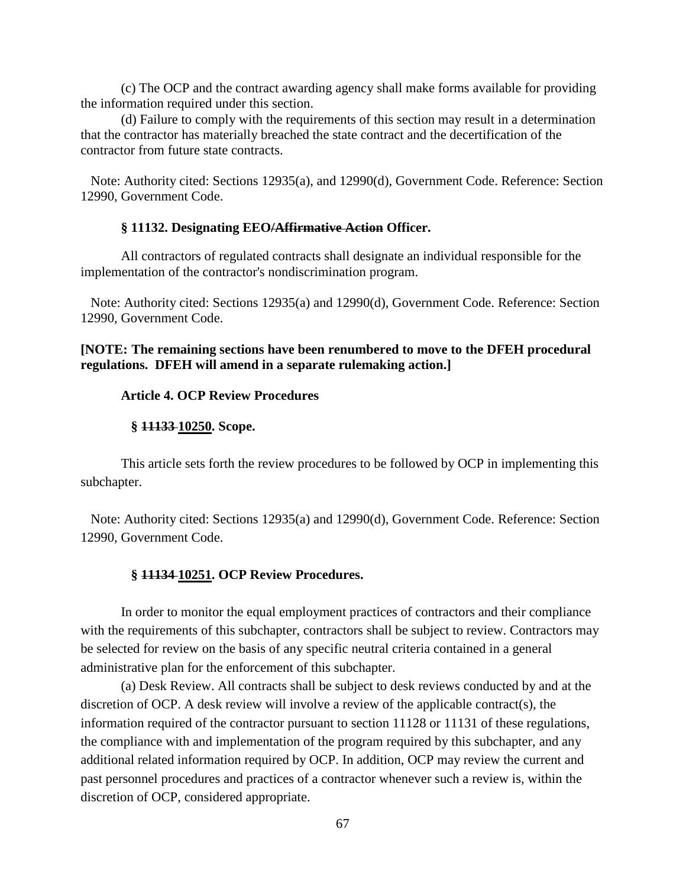(c) The OCP and the contract awarding agency shall make forms available for providing the information required under this section.

(d) Failure to comply with the requirements of this section may result in a determination that the contractor has materially breached the state contract and the decertification of the contractor from future state contracts.

Note: Authority cited: Sections 12935(a), and 12990(d), Government Code. Reference: Section 12990, Government Code.

**§ 11132. Designating EEO~~/Affirmative Action~~ Officer.**

All contractors of regulated contracts shall designate an individual responsible for the implementation of the contractor's nondiscrimination program.

Note: Authority cited: Sections 12935(a) and 12990(d), Government Code. Reference: Section 12990, Government Code.

**[NOTE: The remaining sections have been renumbered to move to the DFEH procedural regulations. DFEH will amend in a separate rulemaking action.]**

**Article 4. OCP Review Procedures**

**§ ~~11133~~ <u>10250</u>. Scope.**

This article sets forth the review procedures to be followed by OCP in implementing this subchapter.

Note: Authority cited: Sections 12935(a) and 12990(d), Government Code. Reference: Section 12990, Government Code.

**§ ~~11134~~ <u>10251</u>. OCP Review Procedures.**

In order to monitor the equal employment practices of contractors and their compliance with the requirements of this subchapter, contractors shall be subject to review. Contractors may be selected for review on the basis of any specific neutral criteria contained in a general administrative plan for the enforcement of this subchapter.

(a) Desk Review. All contracts shall be subject to desk reviews conducted by and at the discretion of OCP. A desk review will involve a review of the applicable contract(s), the information required of the contractor pursuant to section 11128 or 11131 of these regulations, the compliance with and implementation of the program required by this subchapter, and any additional related information required by OCP. In addition, OCP may review the current and past personnel procedures and practices of a contractor whenever such a review is, within the discretion of OCP, considered appropriate.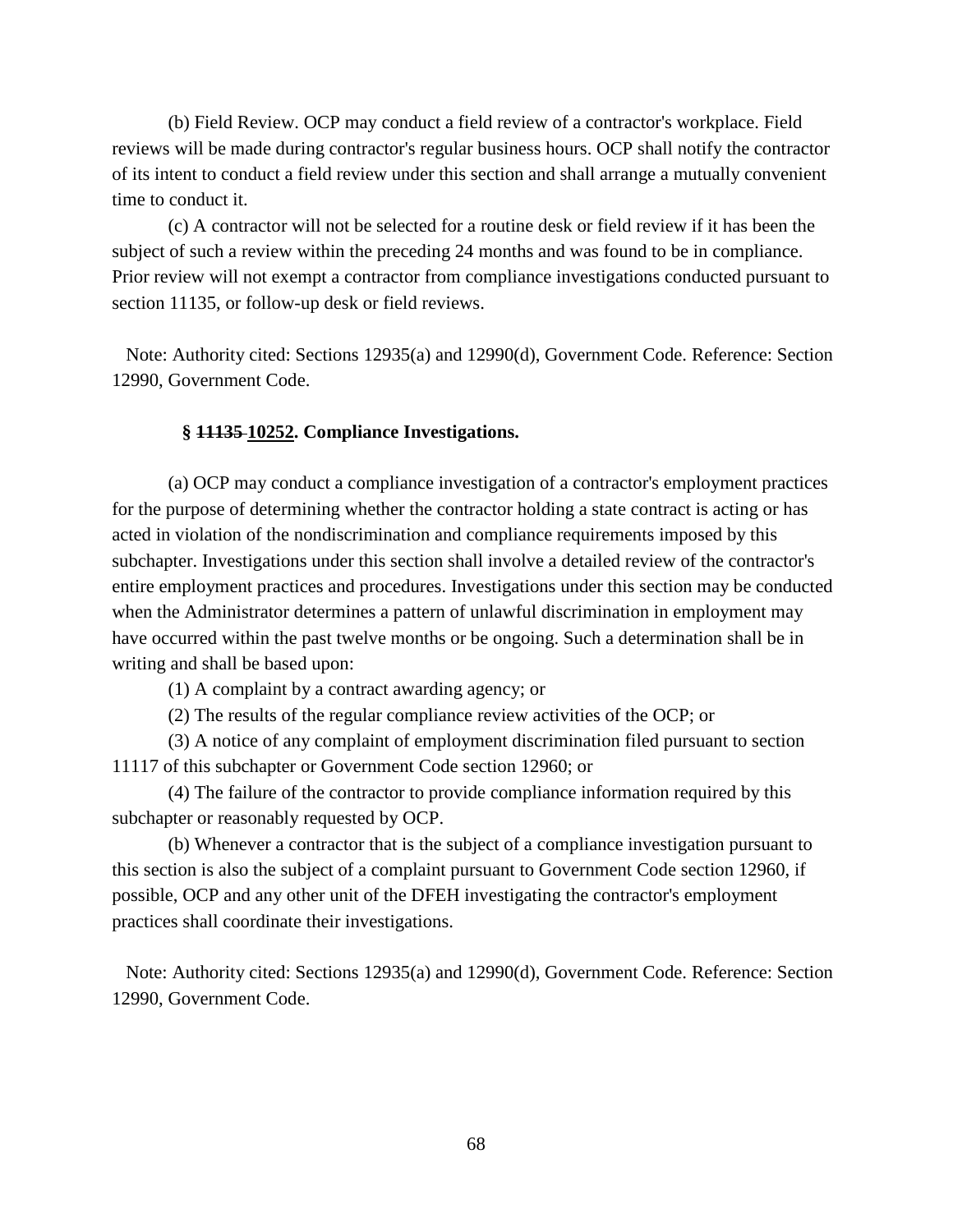(b) Field Review. OCP may conduct a field review of a contractor's workplace. Field reviews will be made during contractor's regular business hours. OCP shall notify the contractor of its intent to conduct a field review under this section and shall arrange a mutually convenient time to conduct it.

(c) A contractor will not be selected for a routine desk or field review if it has been the subject of such a review within the preceding 24 months and was found to be in compliance. Prior review will not exempt a contractor from compliance investigations conducted pursuant to section 11135, or follow-up desk or field reviews.

Note: Authority cited: Sections 12935(a) and 12990(d), Government Code. Reference: Section 12990, Government Code.

### § ~~11135~~ <u>10252</u>. Compliance Investigations.

(a) OCP may conduct a compliance investigation of a contractor's employment practices for the purpose of determining whether the contractor holding a state contract is acting or has acted in violation of the nondiscrimination and compliance requirements imposed by this subchapter. Investigations under this section shall involve a detailed review of the contractor's entire employment practices and procedures. Investigations under this section may be conducted when the Administrator determines a pattern of unlawful discrimination in employment may have occurred within the past twelve months or be ongoing. Such a determination shall be in writing and shall be based upon:

(1) A complaint by a contract awarding agency; or

(2) The results of the regular compliance review activities of the OCP; or

(3) A notice of any complaint of employment discrimination filed pursuant to section 11117 of this subchapter or Government Code section 12960; or

(4) The failure of the contractor to provide compliance information required by this subchapter or reasonably requested by OCP.

(b) Whenever a contractor that is the subject of a compliance investigation pursuant to this section is also the subject of a complaint pursuant to Government Code section 12960, if possible, OCP and any other unit of the DFEH investigating the contractor's employment practices shall coordinate their investigations.

Note: Authority cited: Sections 12935(a) and 12990(d), Government Code. Reference: Section 12990, Government Code.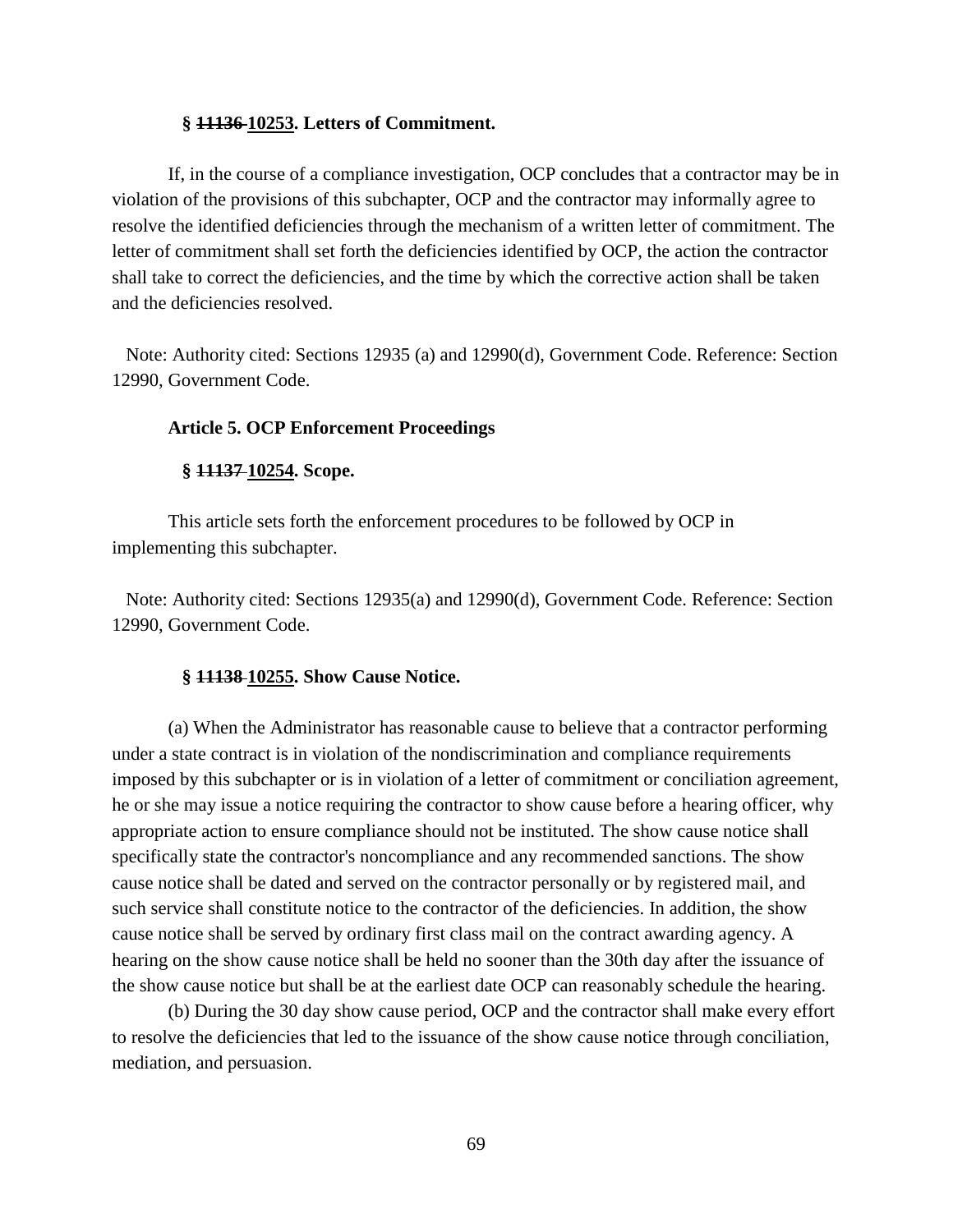**§ ~~11136~~ <u>10253</u>. Letters of Commitment.**

If, in the course of a compliance investigation, OCP concludes that a contractor may be in violation of the provisions of this subchapter, OCP and the contractor may informally agree to resolve the identified deficiencies through the mechanism of a written letter of commitment. The letter of commitment shall set forth the deficiencies identified by OCP, the action the contractor shall take to correct the deficiencies, and the time by which the corrective action shall be taken and the deficiencies resolved.

Note: Authority cited: Sections 12935 (a) and 12990(d), Government Code. Reference: Section 12990, Government Code.

**Article 5. OCP Enforcement Proceedings**

**§ ~~11137~~ <u>10254</u>. Scope.**

This article sets forth the enforcement procedures to be followed by OCP in implementing this subchapter.

Note: Authority cited: Sections 12935(a) and 12990(d), Government Code. Reference: Section 12990, Government Code.

**§ ~~11138~~ <u>10255</u>. Show Cause Notice.**

(a) When the Administrator has reasonable cause to believe that a contractor performing under a state contract is in violation of the nondiscrimination and compliance requirements imposed by this subchapter or is in violation of a letter of commitment or conciliation agreement, he or she may issue a notice requiring the contractor to show cause before a hearing officer, why appropriate action to ensure compliance should not be instituted. The show cause notice shall specifically state the contractor's noncompliance and any recommended sanctions. The show cause notice shall be dated and served on the contractor personally or by registered mail, and such service shall constitute notice to the contractor of the deficiencies. In addition, the show cause notice shall be served by ordinary first class mail on the contract awarding agency. A hearing on the show cause notice shall be held no sooner than the 30th day after the issuance of the show cause notice but shall be at the earliest date OCP can reasonably schedule the hearing.

(b) During the 30 day show cause period, OCP and the contractor shall make every effort to resolve the deficiencies that led to the issuance of the show cause notice through conciliation, mediation, and persuasion.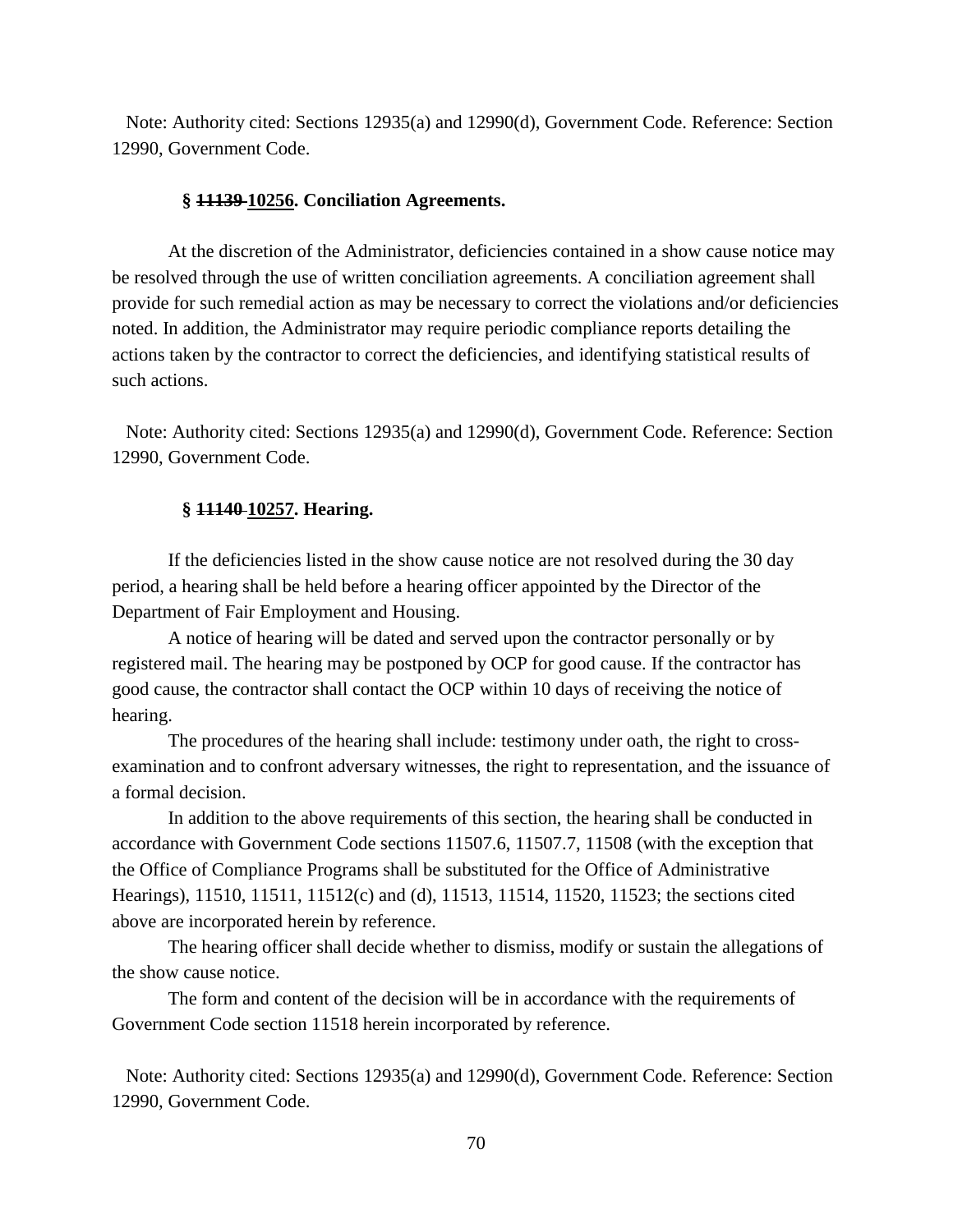Note: Authority cited: Sections 12935(a) and 12990(d), Government Code. Reference: Section 12990, Government Code.

### § ~~11139~~ <u>10256</u>. Conciliation Agreements.

At the discretion of the Administrator, deficiencies contained in a show cause notice may be resolved through the use of written conciliation agreements. A conciliation agreement shall provide for such remedial action as may be necessary to correct the violations and/or deficiencies noted. In addition, the Administrator may require periodic compliance reports detailing the actions taken by the contractor to correct the deficiencies, and identifying statistical results of such actions.

Note: Authority cited: Sections 12935(a) and 12990(d), Government Code. Reference: Section 12990, Government Code.

### § ~~11140~~ <u>10257</u>. Hearing.

If the deficiencies listed in the show cause notice are not resolved during the 30 day period, a hearing shall be held before a hearing officer appointed by the Director of the Department of Fair Employment and Housing.

A notice of hearing will be dated and served upon the contractor personally or by registered mail. The hearing may be postponed by OCP for good cause. If the contractor has good cause, the contractor shall contact the OCP within 10 days of receiving the notice of hearing.

The procedures of the hearing shall include: testimony under oath, the right to cross-examination and to confront adversary witnesses, the right to representation, and the issuance of a formal decision.

In addition to the above requirements of this section, the hearing shall be conducted in accordance with Government Code sections 11507.6, 11507.7, 11508 (with the exception that the Office of Compliance Programs shall be substituted for the Office of Administrative Hearings), 11510, 11511, 11512(c) and (d), 11513, 11514, 11520, 11523; the sections cited above are incorporated herein by reference.

The hearing officer shall decide whether to dismiss, modify or sustain the allegations of the show cause notice.

The form and content of the decision will be in accordance with the requirements of Government Code section 11518 herein incorporated by reference.

Note: Authority cited: Sections 12935(a) and 12990(d), Government Code. Reference: Section 12990, Government Code.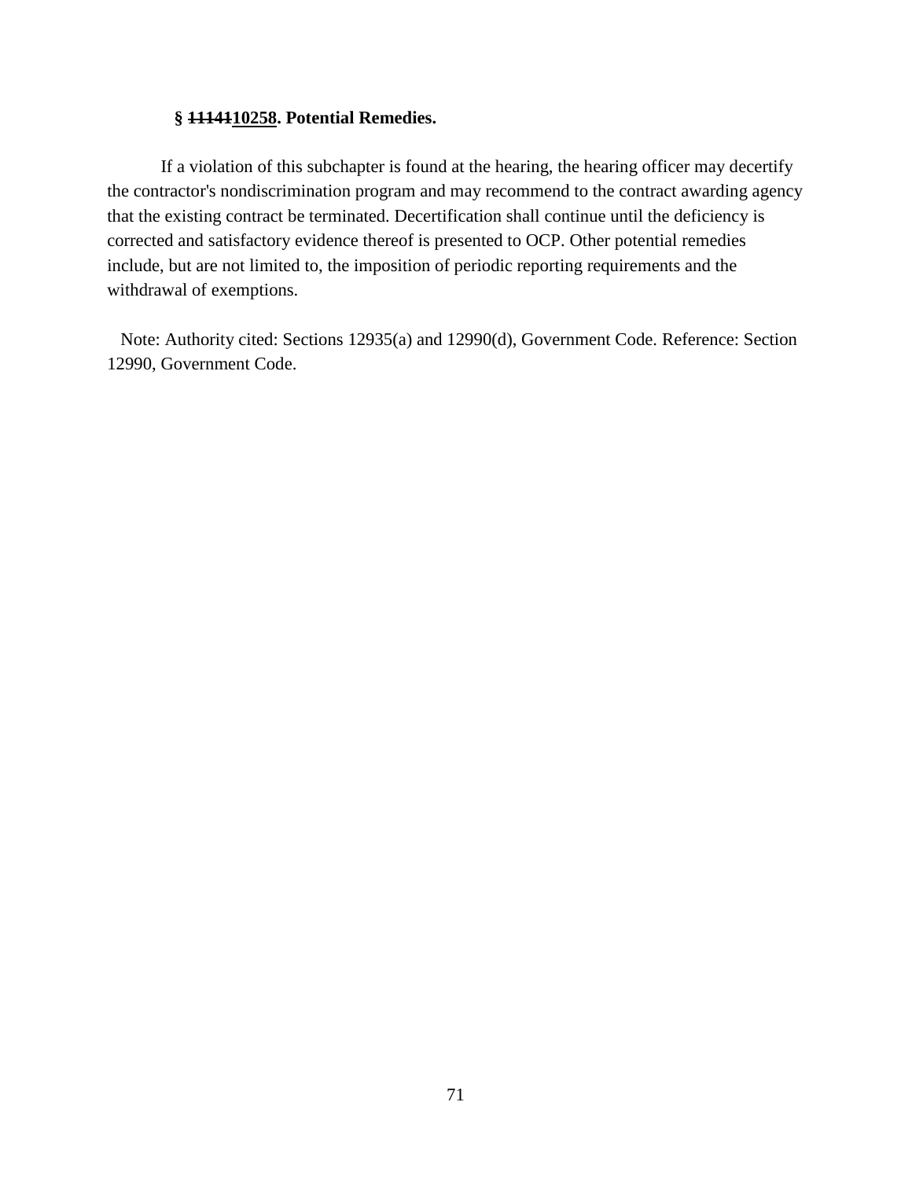### § ~~11141~~10258. Potential Remedies.

If a violation of this subchapter is found at the hearing, the hearing officer may decertify the contractor's nondiscrimination program and may recommend to the contract awarding agency that the existing contract be terminated. Decertification shall continue until the deficiency is corrected and satisfactory evidence thereof is presented to OCP. Other potential remedies include, but are not limited to, the imposition of periodic reporting requirements and the withdrawal of exemptions.

Note: Authority cited: Sections 12935(a) and 12990(d), Government Code. Reference: Section 12990, Government Code.